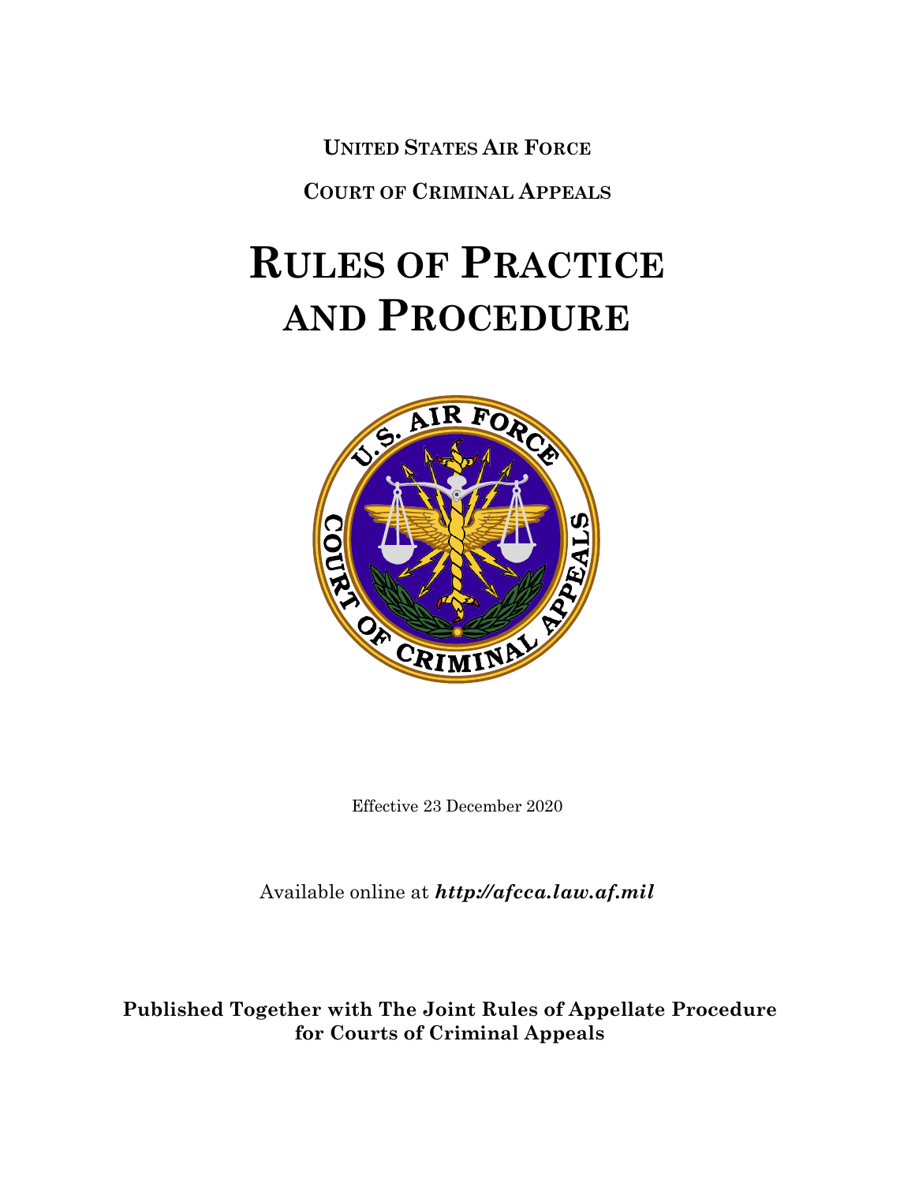**UNITED STATES AIR FORCE**

**COURT OF CRIMINAL APPEALS**

# RULES OF PRACTICE AND PROCEDURE

Effective 23 December 2020

Available online at ***http://afcca.law.af.mil***

**Published Together with The Joint Rules of Appellate Procedure for Courts of Criminal Appeals**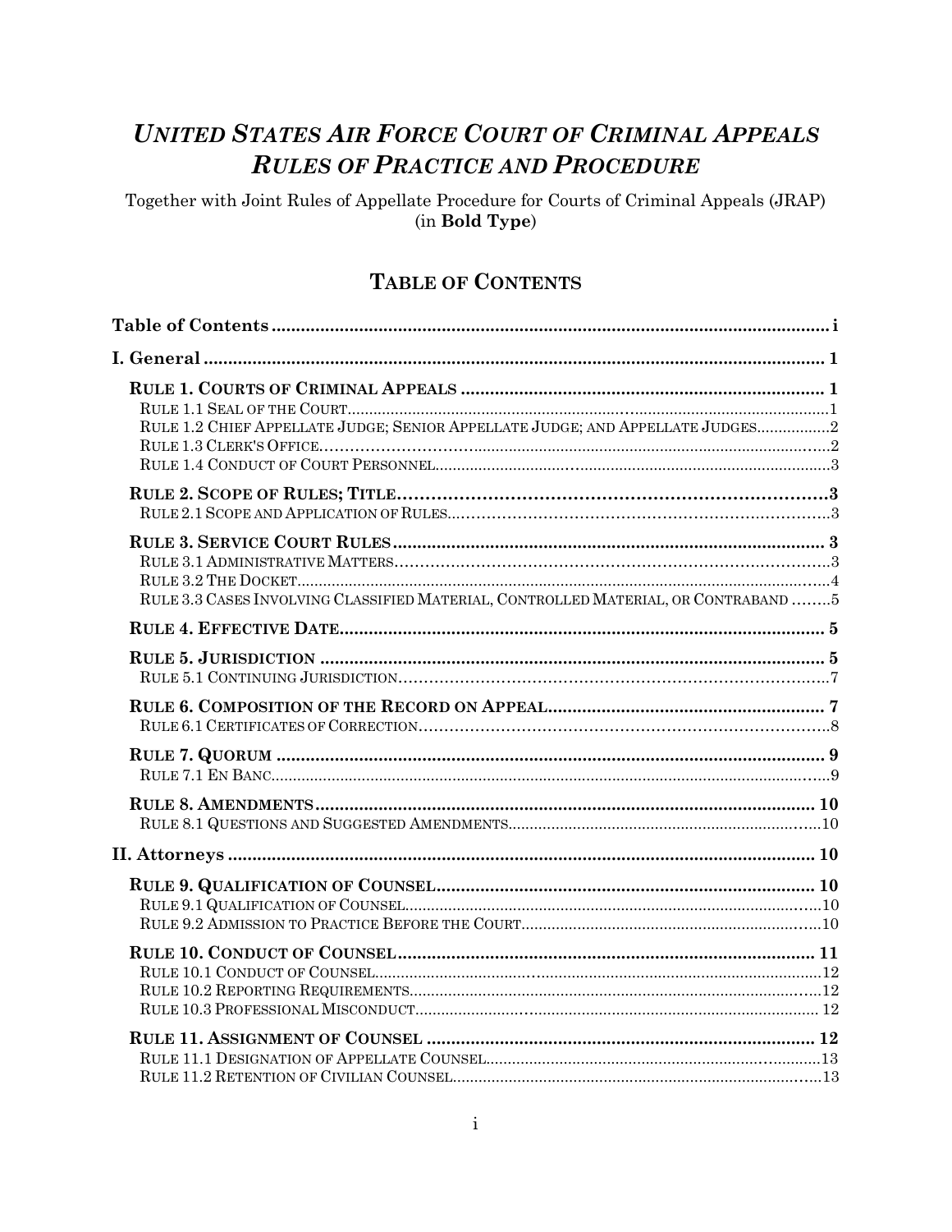# *United States Air Force Court of Criminal Appeals Rules of Practice and Procedure*

Together with Joint Rules of Appellate Procedure for Courts of Criminal Appeals (JRAP) (in **Bold Type**)

## Table of Contents

**Table of Contents** ..... i

**I. General** ..... 1

**Rule 1. Courts of Criminal Appeals** ..... 1
- Rule 1.1 Seal of the Court ..... 1
- Rule 1.2 Chief Appellate Judge; Senior Appellate Judge; and Appellate Judges ..... 2
- Rule 1.3 Clerk's Office ..... 2
- Rule 1.4 Conduct of Court Personnel ..... 3

**Rule 2. Scope of Rules; Title** ..... 3
- Rule 2.1 Scope and Application of Rules ..... 3

**Rule 3. Service Court Rules** ..... 3
- Rule 3.1 Administrative Matters ..... 3
- Rule 3.2 The Docket ..... 4
- Rule 3.3 Cases Involving Classified Material, Controlled Material, or Contraband ..... 5

**Rule 4. Effective Date** ..... 5

**Rule 5. Jurisdiction** ..... 5
- Rule 5.1 Continuing Jurisdiction ..... 7

**Rule 6. Composition of the Record on Appeal** ..... 7
- Rule 6.1 Certificates of Correction ..... 8

**Rule 7. Quorum** ..... 9
- Rule 7.1 En Banc ..... 9

**Rule 8. Amendments** ..... 10
- Rule 8.1 Questions and Suggested Amendments ..... 10

**II. Attorneys** ..... 10

**Rule 9. Qualification of Counsel** ..... 10
- Rule 9.1 Qualification of Counsel ..... 10
- Rule 9.2 Admission to Practice Before the Court ..... 10

**Rule 10. Conduct of Counsel** ..... 11
- Rule 10.1 Conduct of Counsel ..... 12
- Rule 10.2 Reporting Requirements ..... 12
- Rule 10.3 Professional Misconduct ..... 12

**Rule 11. Assignment of Counsel** ..... 12
- Rule 11.1 Designation of Appellate Counsel ..... 13
- Rule 11.2 Retention of Civilian Counsel ..... 13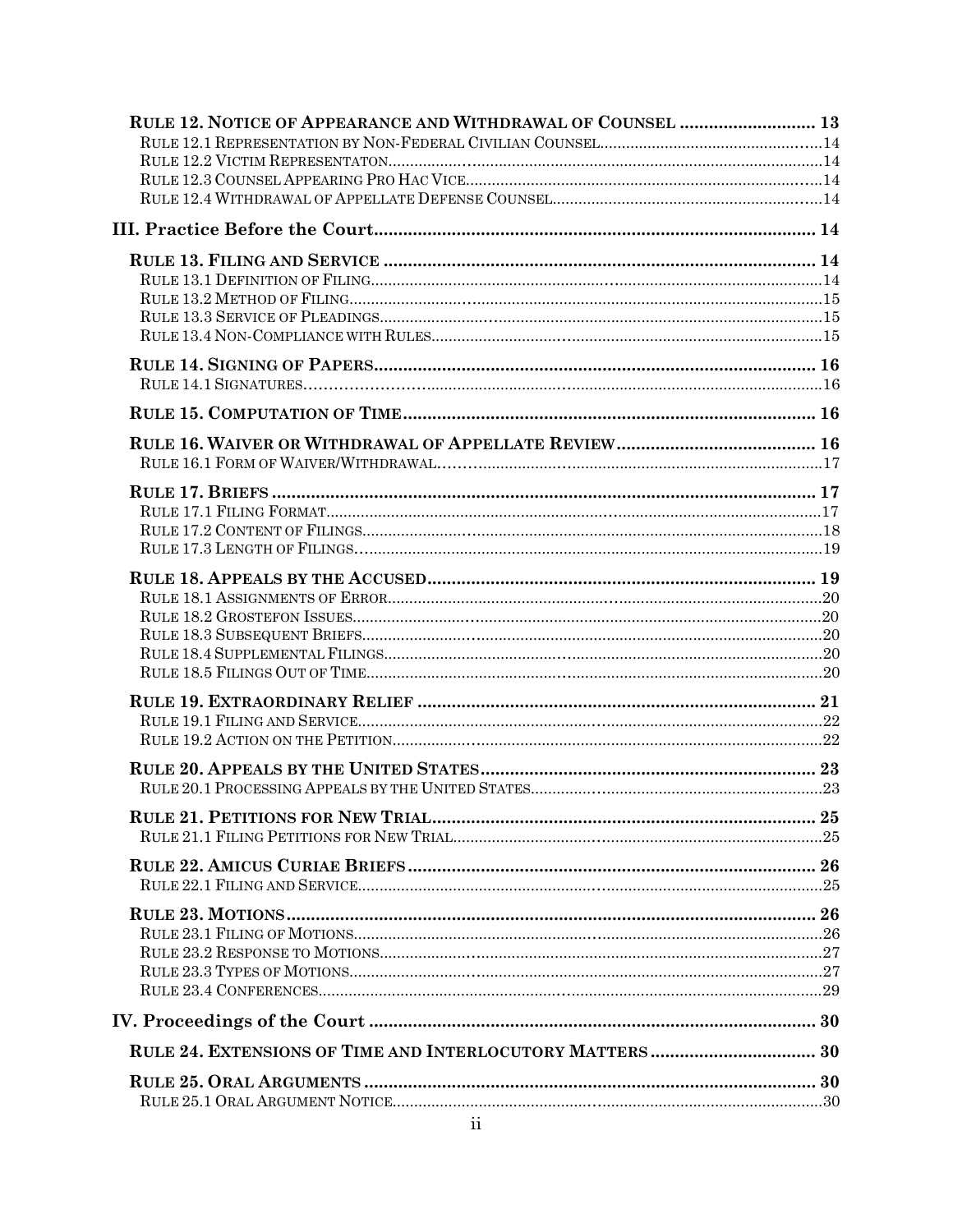**RULE 12. NOTICE OF APPEARANCE AND WITHDRAWAL OF COUNSEL ........................... 13**
RULE 12.1 REPRESENTATION BY NON-FEDERAL CIVILIAN COUNSEL..................................................14
RULE 12.2 VICTIM REPRESENTATON.........................................................................................14
RULE 12.3 COUNSEL APPEARING PRO HAC VICE..........................................................................14
RULE 12.4 WITHDRAWAL OF APPELLATE DEFENSE COUNSEL..........................................................14

**III. Practice Before the Court.............................................................................. 14**

**RULE 13. FILING AND SERVICE ........................................................................... 14**
RULE 13.1 DEFINITION OF FILING..........................................................................................14
RULE 13.2 METHOD OF FILING..............................................................................................15
RULE 13.3 SERVICE OF PLEADINGS.........................................................................................15
RULE 13.4 NON-COMPLIANCE WITH RULES..................................................................................15

**RULE 14. SIGNING OF PAPERS............................................................................. 16**
RULE 14.1 SIGNATURES.....................................................................................................16

**RULE 15. COMPUTATION OF TIME......................................................................... 16**

**RULE 16. WAIVER OR WITHDRAWAL OF APPELLATE REVIEW........................................ 16**
RULE 16.1 FORM OF WAIVER/WITHDRAWAL...................................................................................17

**RULE 17. BRIEFS ............................................................................................... 17**
RULE 17.1 FILING FORMAT..................................................................................................17
RULE 17.2 CONTENT OF FILINGS...........................................................................................18
RULE 17.3 LENGTH OF FILINGS............................................................................................19

**RULE 18. APPEALS BY THE ACCUSED.................................................................... 19**
RULE 18.1 ASSIGNMENTS OF ERROR.........................................................................................20
RULE 18.2 GROSTEFON ISSUES..............................................................................................20
RULE 18.3 SUBSEQUENT BRIEFS.............................................................................................20
RULE 18.4 SUPPLEMENTAL FILINGS........................................................................................20
RULE 18.5 FILINGS OUT OF TIME...........................................................................................20

**RULE 19. EXTRAORDINARY RELIEF ...................................................................... 21**
RULE 19.1 FILING AND SERVICE............................................................................................22
RULE 19.2 ACTION ON THE PETITION......................................................................................22

**RULE 20. APPEALS BY THE UNITED STATES........................................................... 23**
RULE 20.1 PROCESSING APPEALS BY THE UNITED STATES...............................................................23

**RULE 21. PETITIONS FOR NEW TRIAL................................................................... 25**
RULE 21.1 FILING PETITIONS FOR NEW TRIAL............................................................................25

**RULE 22. AMICUS CURIAE BRIEFS ....................................................................... 26**
RULE 22.1 FILING AND SERVICE............................................................................................25

**RULE 23. MOTIONS............................................................................................. 26**
RULE 23.1 FILING OF MOTIONS.............................................................................................26
RULE 23.2 RESPONSE TO MOTIONS.........................................................................................27
RULE 23.3 TYPES OF MOTIONS..............................................................................................27
RULE 23.4 CONFERENCES....................................................................................................29

**IV. Proceedings of the Court ............................................................................ 30**

**RULE 24. EXTENSIONS OF TIME AND INTERLOCUTORY MATTERS .............................. 30**

**RULE 25. ORAL ARGUMENTS ............................................................................... 30**
RULE 25.1 ORAL ARGUMENT NOTICE......................................................................................30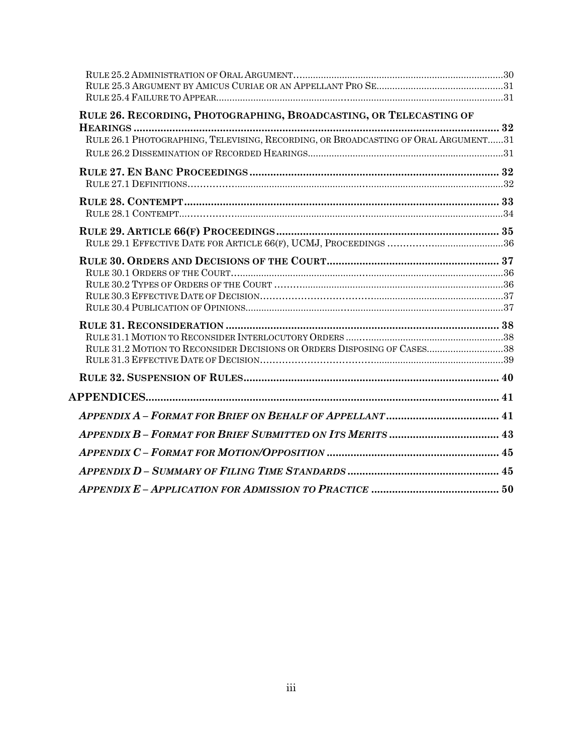RULE 25.2 ADMINISTRATION OF ORAL ARGUMENT ............................................................................................ 30
RULE 25.3 ARGUMENT BY AMICUS CURIAE OR AN APPELLANT PRO SE ................................................ 31
RULE 25.4 FAILURE TO APPEAR ................................................................................................................ 31

**RULE 26. RECORDING, PHOTOGRAPHING, BROADCASTING, OR TELECASTING OF HEARINGS ........................................................................................................................ 32**
RULE 26.1 PHOTOGRAPHING, TELEVISING, RECORDING, OR BROADCASTING OF ORAL ARGUMENT ...... 31
RULE 26.2 DISSEMINATION OF RECORDED HEARINGS ............................................................................ 31

**RULE 27. EN BANC PROCEEDINGS ........................................................................................ 32**
RULE 27.1 DEFINITIONS ............................................................................................................................ 32

**RULE 28. CONTEMPT ................................................................................................................. 33**
RULE 28.1 CONTEMPT ................................................................................................................................ 34

**RULE 29. ARTICLE 66(F) PROCEEDINGS .............................................................................. 35**
RULE 29.1 EFFECTIVE DATE FOR ARTICLE 66(F), UCMJ, PROCEEDINGS .............................................. 36

**RULE 30. ORDERS AND DECISIONS OF THE COURT .......................................................... 37**
RULE 30.1 ORDERS OF THE COURT .......................................................................................................... 36
RULE 30.2 TYPES OF ORDERS OF THE COURT ......................................................................................... 36
RULE 30.3 EFFECTIVE DATE OF DECISION ............................................................................................... 37
RULE 30.4 PUBLICATION OF OPINIONS ..................................................................................................... 37

**RULE 31. RECONSIDERATION ................................................................................................. 38**
RULE 31.1 MOTION TO RECONSIDER INTERLOCUTORY ORDERS ............................................................. 38
RULE 31.2 MOTION TO RECONSIDER DECISIONS OR ORDERS DISPOSING OF CASES ............................... 38
RULE 31.3 EFFECTIVE DATE OF DECISION ............................................................................................... 39

**RULE 32. SUSPENSION OF RULES ........................................................................................... 40**

**APPENDICES ................................................................................................................................ 41**

***APPENDIX A – FORMAT FOR BRIEF ON BEHALF OF APPELLANT ...................................... 41***

***APPENDIX B – FORMAT FOR BRIEF SUBMITTED ON ITS MERITS ..................................... 43***

***APPENDIX C – FORMAT FOR MOTION/OPPOSITION ............................................................ 45***

***APPENDIX D – SUMMARY OF FILING TIME STANDARDS ..................................................... 45***

***APPENDIX E – APPLICATION FOR ADMISSION TO PRACTICE ............................................ 50***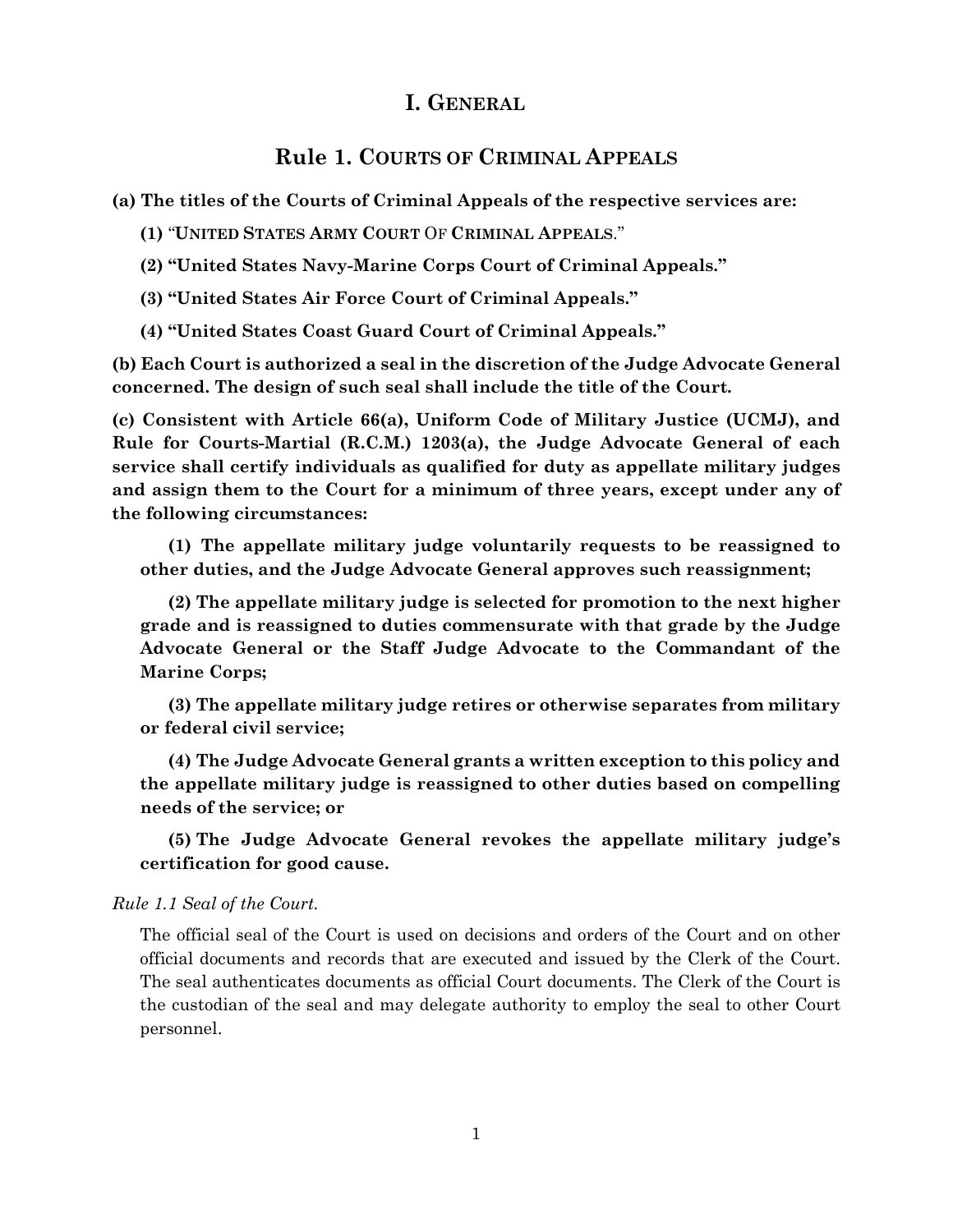# I. General

## Rule 1. Courts of Criminal Appeals

**(a) The titles of the Courts of Criminal Appeals of the respective services are:**

**(1) "United States Army Court Of Criminal Appeals."**

**(2) "United States Navy-Marine Corps Court of Criminal Appeals."**

**(3) "United States Air Force Court of Criminal Appeals."**

**(4) "United States Coast Guard Court of Criminal Appeals."**

**(b) Each Court is authorized a seal in the discretion of the Judge Advocate General concerned. The design of such seal shall include the title of the Court.**

**(c) Consistent with Article 66(a), Uniform Code of Military Justice (UCMJ), and Rule for Courts-Martial (R.C.M.) 1203(a), the Judge Advocate General of each service shall certify individuals as qualified for duty as appellate military judges and assign them to the Court for a minimum of three years, except under any of the following circumstances:**

**(1) The appellate military judge voluntarily requests to be reassigned to other duties, and the Judge Advocate General approves such reassignment;**

**(2) The appellate military judge is selected for promotion to the next higher grade and is reassigned to duties commensurate with that grade by the Judge Advocate General or the Staff Judge Advocate to the Commandant of the Marine Corps;**

**(3) The appellate military judge retires or otherwise separates from military or federal civil service;**

**(4) The Judge Advocate General grants a written exception to this policy and the appellate military judge is reassigned to other duties based on compelling needs of the service; or**

**(5) The Judge Advocate General revokes the appellate military judge's certification for good cause.**

*Rule 1.1 Seal of the Court.*

The official seal of the Court is used on decisions and orders of the Court and on other official documents and records that are executed and issued by the Clerk of the Court. The seal authenticates documents as official Court documents. The Clerk of the Court is the custodian of the seal and may delegate authority to employ the seal to other Court personnel.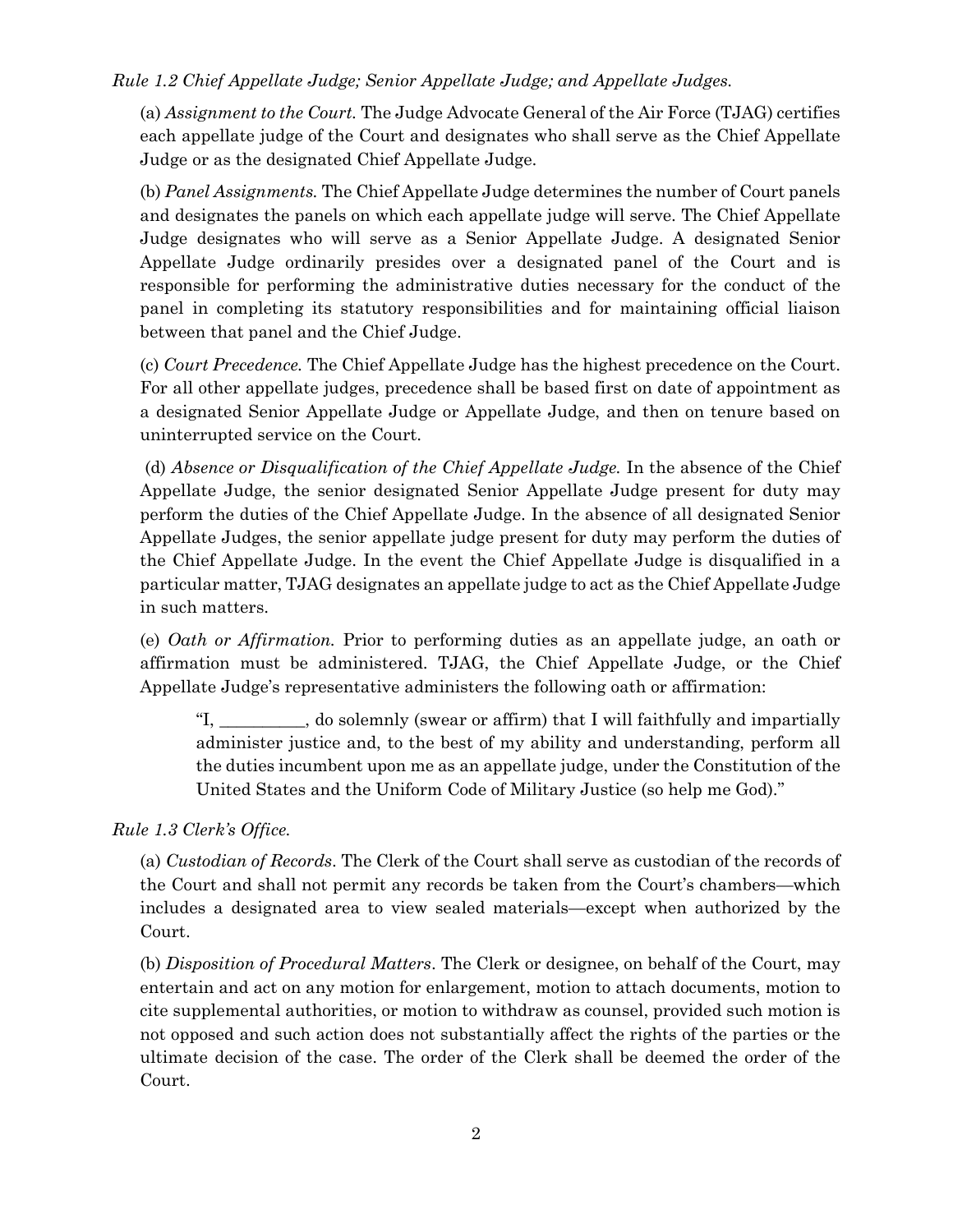*Rule 1.2 Chief Appellate Judge; Senior Appellate Judge; and Appellate Judges.*

(a) *Assignment to the Court.* The Judge Advocate General of the Air Force (TJAG) certifies each appellate judge of the Court and designates who shall serve as the Chief Appellate Judge or as the designated Chief Appellate Judge.

(b) *Panel Assignments.* The Chief Appellate Judge determines the number of Court panels and designates the panels on which each appellate judge will serve. The Chief Appellate Judge designates who will serve as a Senior Appellate Judge. A designated Senior Appellate Judge ordinarily presides over a designated panel of the Court and is responsible for performing the administrative duties necessary for the conduct of the panel in completing its statutory responsibilities and for maintaining official liaison between that panel and the Chief Judge.

(c) *Court Precedence.* The Chief Appellate Judge has the highest precedence on the Court. For all other appellate judges, precedence shall be based first on date of appointment as a designated Senior Appellate Judge or Appellate Judge, and then on tenure based on uninterrupted service on the Court.

(d) *Absence or Disqualification of the Chief Appellate Judge.* In the absence of the Chief Appellate Judge, the senior designated Senior Appellate Judge present for duty may perform the duties of the Chief Appellate Judge. In the absence of all designated Senior Appellate Judges, the senior appellate judge present for duty may perform the duties of the Chief Appellate Judge. In the event the Chief Appellate Judge is disqualified in a particular matter, TJAG designates an appellate judge to act as the Chief Appellate Judge in such matters.

(e) *Oath or Affirmation.* Prior to performing duties as an appellate judge, an oath or affirmation must be administered. TJAG, the Chief Appellate Judge, or the Chief Appellate Judge's representative administers the following oath or affirmation:

> "I, __________, do solemnly (swear or affirm) that I will faithfully and impartially administer justice and, to the best of my ability and understanding, perform all the duties incumbent upon me as an appellate judge, under the Constitution of the United States and the Uniform Code of Military Justice (so help me God)."

*Rule 1.3 Clerk's Office.*

(a) *Custodian of Records*. The Clerk of the Court shall serve as custodian of the records of the Court and shall not permit any records be taken from the Court's chambers—which includes a designated area to view sealed materials—except when authorized by the Court.

(b) *Disposition of Procedural Matters*. The Clerk or designee, on behalf of the Court, may entertain and act on any motion for enlargement, motion to attach documents, motion to cite supplemental authorities, or motion to withdraw as counsel, provided such motion is not opposed and such action does not substantially affect the rights of the parties or the ultimate decision of the case. The order of the Clerk shall be deemed the order of the Court.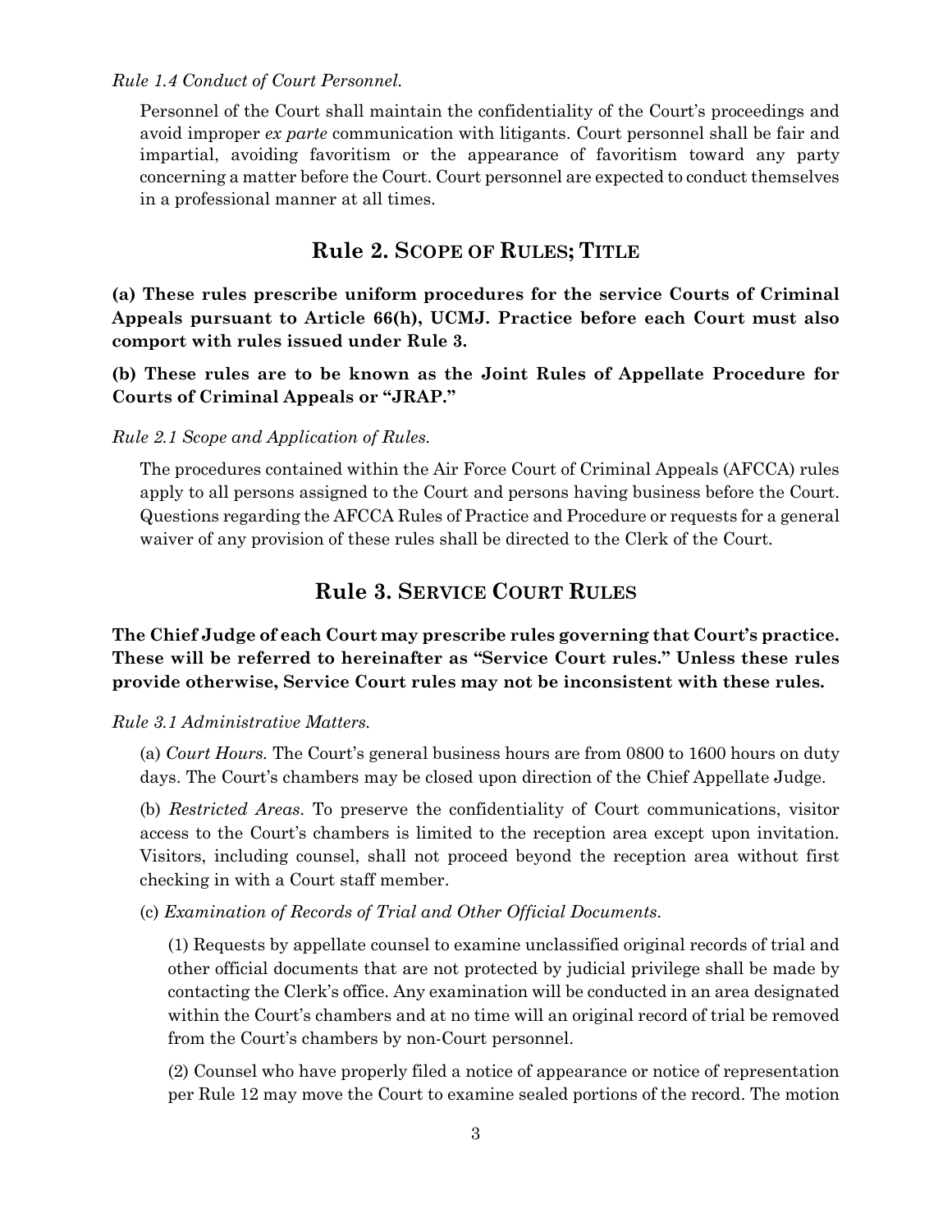*Rule 1.4 Conduct of Court Personnel.*

Personnel of the Court shall maintain the confidentiality of the Court's proceedings and avoid improper *ex parte* communication with litigants. Court personnel shall be fair and impartial, avoiding favoritism or the appearance of favoritism toward any party concerning a matter before the Court. Court personnel are expected to conduct themselves in a professional manner at all times.

## Rule 2. SCOPE OF RULES; TITLE

**(a) These rules prescribe uniform procedures for the service Courts of Criminal Appeals pursuant to Article 66(h), UCMJ. Practice before each Court must also comport with rules issued under Rule 3.**

**(b) These rules are to be known as the Joint Rules of Appellate Procedure for Courts of Criminal Appeals or "JRAP."**

*Rule 2.1 Scope and Application of Rules.*

The procedures contained within the Air Force Court of Criminal Appeals (AFCCA) rules apply to all persons assigned to the Court and persons having business before the Court. Questions regarding the AFCCA Rules of Practice and Procedure or requests for a general waiver of any provision of these rules shall be directed to the Clerk of the Court.

## Rule 3. SERVICE COURT RULES

**The Chief Judge of each Court may prescribe rules governing that Court's practice. These will be referred to hereinafter as "Service Court rules." Unless these rules provide otherwise, Service Court rules may not be inconsistent with these rules.**

*Rule 3.1 Administrative Matters.*

(a) *Court Hours.* The Court's general business hours are from 0800 to 1600 hours on duty days. The Court's chambers may be closed upon direction of the Chief Appellate Judge.

(b) *Restricted Areas.* To preserve the confidentiality of Court communications, visitor access to the Court's chambers is limited to the reception area except upon invitation. Visitors, including counsel, shall not proceed beyond the reception area without first checking in with a Court staff member.

(c) *Examination of Records of Trial and Other Official Documents.*

(1) Requests by appellate counsel to examine unclassified original records of trial and other official documents that are not protected by judicial privilege shall be made by contacting the Clerk's office. Any examination will be conducted in an area designated within the Court's chambers and at no time will an original record of trial be removed from the Court's chambers by non-Court personnel.

(2) Counsel who have properly filed a notice of appearance or notice of representation per Rule 12 may move the Court to examine sealed portions of the record. The motion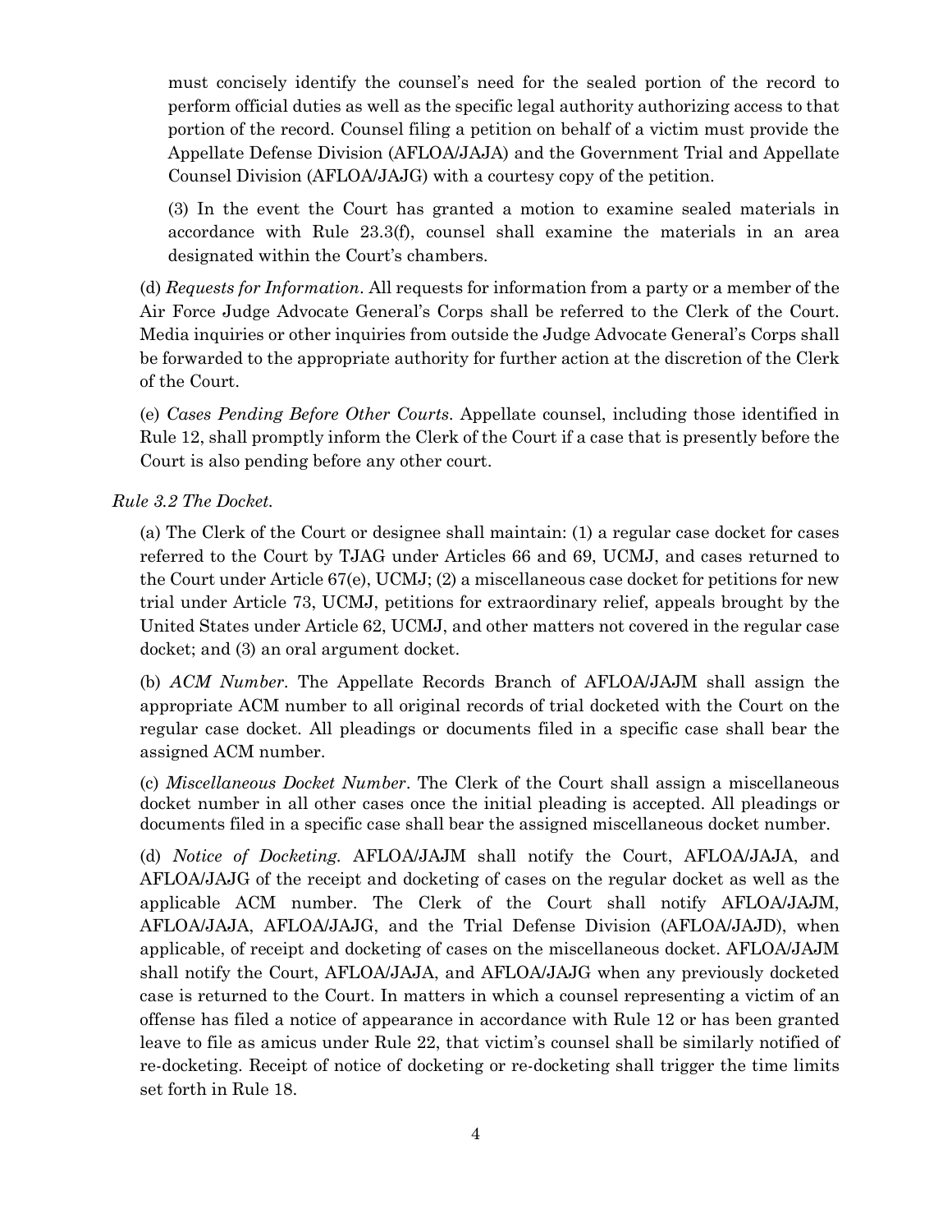must concisely identify the counsel's need for the sealed portion of the record to perform official duties as well as the specific legal authority authorizing access to that portion of the record. Counsel filing a petition on behalf of a victim must provide the Appellate Defense Division (AFLOA/JAJA) and the Government Trial and Appellate Counsel Division (AFLOA/JAJG) with a courtesy copy of the petition.

(3) In the event the Court has granted a motion to examine sealed materials in accordance with Rule 23.3(f), counsel shall examine the materials in an area designated within the Court's chambers.

(d) *Requests for Information*. All requests for information from a party or a member of the Air Force Judge Advocate General's Corps shall be referred to the Clerk of the Court. Media inquiries or other inquiries from outside the Judge Advocate General's Corps shall be forwarded to the appropriate authority for further action at the discretion of the Clerk of the Court.

(e) *Cases Pending Before Other Courts*. Appellate counsel, including those identified in Rule 12, shall promptly inform the Clerk of the Court if a case that is presently before the Court is also pending before any other court.

*Rule 3.2 The Docket.*

(a) The Clerk of the Court or designee shall maintain: (1) a regular case docket for cases referred to the Court by TJAG under Articles 66 and 69, UCMJ, and cases returned to the Court under Article 67(e), UCMJ; (2) a miscellaneous case docket for petitions for new trial under Article 73, UCMJ, petitions for extraordinary relief, appeals brought by the United States under Article 62, UCMJ, and other matters not covered in the regular case docket; and (3) an oral argument docket.

(b) *ACM Number*. The Appellate Records Branch of AFLOA/JAJM shall assign the appropriate ACM number to all original records of trial docketed with the Court on the regular case docket. All pleadings or documents filed in a specific case shall bear the assigned ACM number.

(c) *Miscellaneous Docket Number*. The Clerk of the Court shall assign a miscellaneous docket number in all other cases once the initial pleading is accepted. All pleadings or documents filed in a specific case shall bear the assigned miscellaneous docket number.

(d) *Notice of Docketing.* AFLOA/JAJM shall notify the Court, AFLOA/JAJA, and AFLOA/JAJG of the receipt and docketing of cases on the regular docket as well as the applicable ACM number. The Clerk of the Court shall notify AFLOA/JAJM, AFLOA/JAJA, AFLOA/JAJG, and the Trial Defense Division (AFLOA/JAJD), when applicable, of receipt and docketing of cases on the miscellaneous docket. AFLOA/JAJM shall notify the Court, AFLOA/JAJA, and AFLOA/JAJG when any previously docketed case is returned to the Court. In matters in which a counsel representing a victim of an offense has filed a notice of appearance in accordance with Rule 12 or has been granted leave to file as amicus under Rule 22, that victim's counsel shall be similarly notified of re-docketing. Receipt of notice of docketing or re-docketing shall trigger the time limits set forth in Rule 18.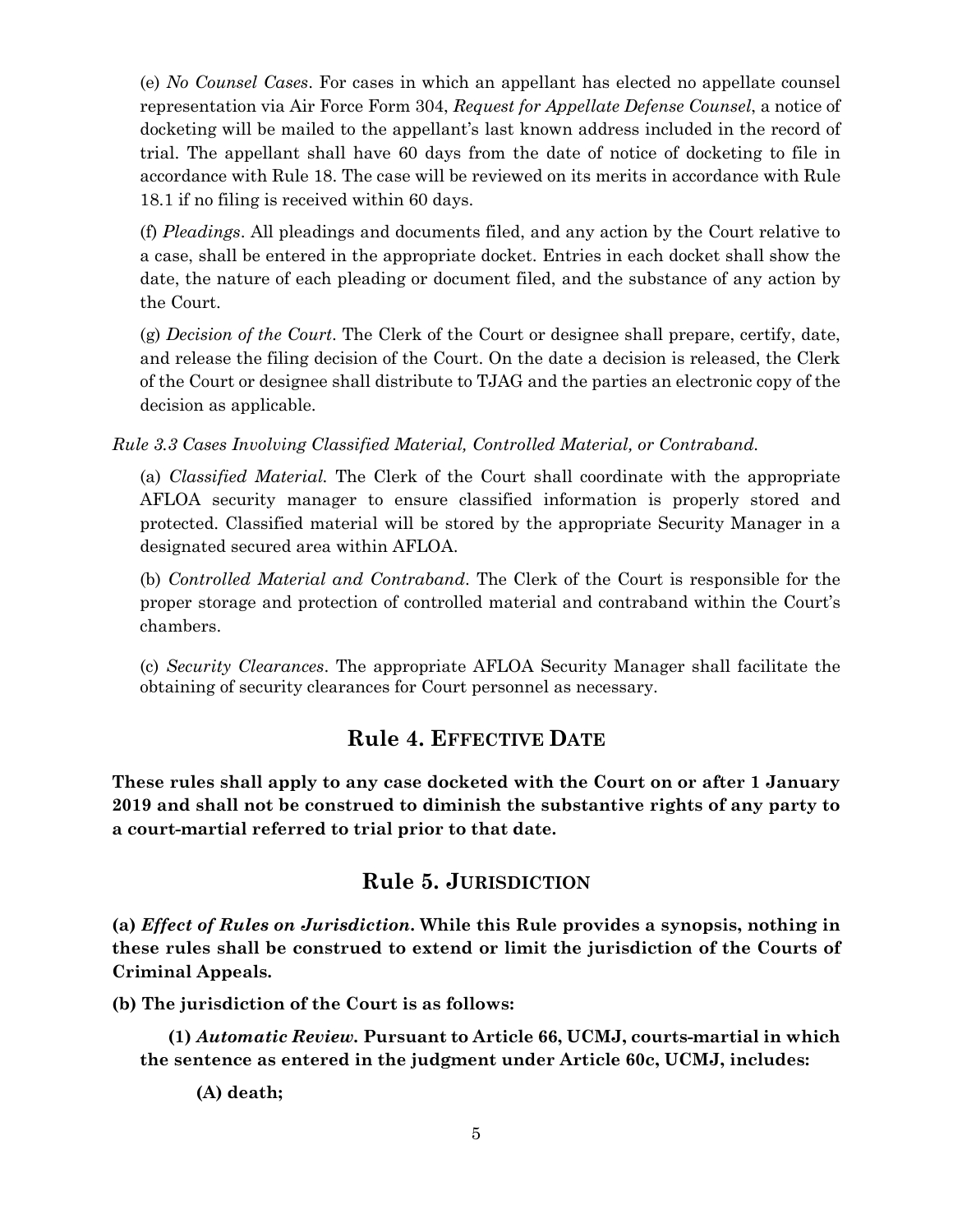(e) *No Counsel Cases*. For cases in which an appellant has elected no appellate counsel representation via Air Force Form 304, *Request for Appellate Defense Counsel*, a notice of docketing will be mailed to the appellant's last known address included in the record of trial. The appellant shall have 60 days from the date of notice of docketing to file in accordance with Rule 18. The case will be reviewed on its merits in accordance with Rule 18.1 if no filing is received within 60 days.

(f) *Pleadings*. All pleadings and documents filed, and any action by the Court relative to a case, shall be entered in the appropriate docket. Entries in each docket shall show the date, the nature of each pleading or document filed, and the substance of any action by the Court.

(g) *Decision of the Court*. The Clerk of the Court or designee shall prepare, certify, date, and release the filing decision of the Court. On the date a decision is released, the Clerk of the Court or designee shall distribute to TJAG and the parties an electronic copy of the decision as applicable.

*Rule 3.3 Cases Involving Classified Material, Controlled Material, or Contraband.*

(a) *Classified Material.* The Clerk of the Court shall coordinate with the appropriate AFLOA security manager to ensure classified information is properly stored and protected. Classified material will be stored by the appropriate Security Manager in a designated secured area within AFLOA.

(b) *Controlled Material and Contraband*. The Clerk of the Court is responsible for the proper storage and protection of controlled material and contraband within the Court's chambers.

(c) *Security Clearances*. The appropriate AFLOA Security Manager shall facilitate the obtaining of security clearances for Court personnel as necessary.

## Rule 4. EFFECTIVE DATE

**These rules shall apply to any case docketed with the Court on or after 1 January 2019 and shall not be construed to diminish the substantive rights of any party to a court-martial referred to trial prior to that date.**

## Rule 5. JURISDICTION

**(a) *Effect of Rules on Jurisdiction*. While this Rule provides a synopsis, nothing in these rules shall be construed to extend or limit the jurisdiction of the Courts of Criminal Appeals.**

**(b) The jurisdiction of the Court is as follows:**

**(1) *Automatic Review.* Pursuant to Article 66, UCMJ, courts-martial in which the sentence as entered in the judgment under Article 60c, UCMJ, includes:**

**(A) death;**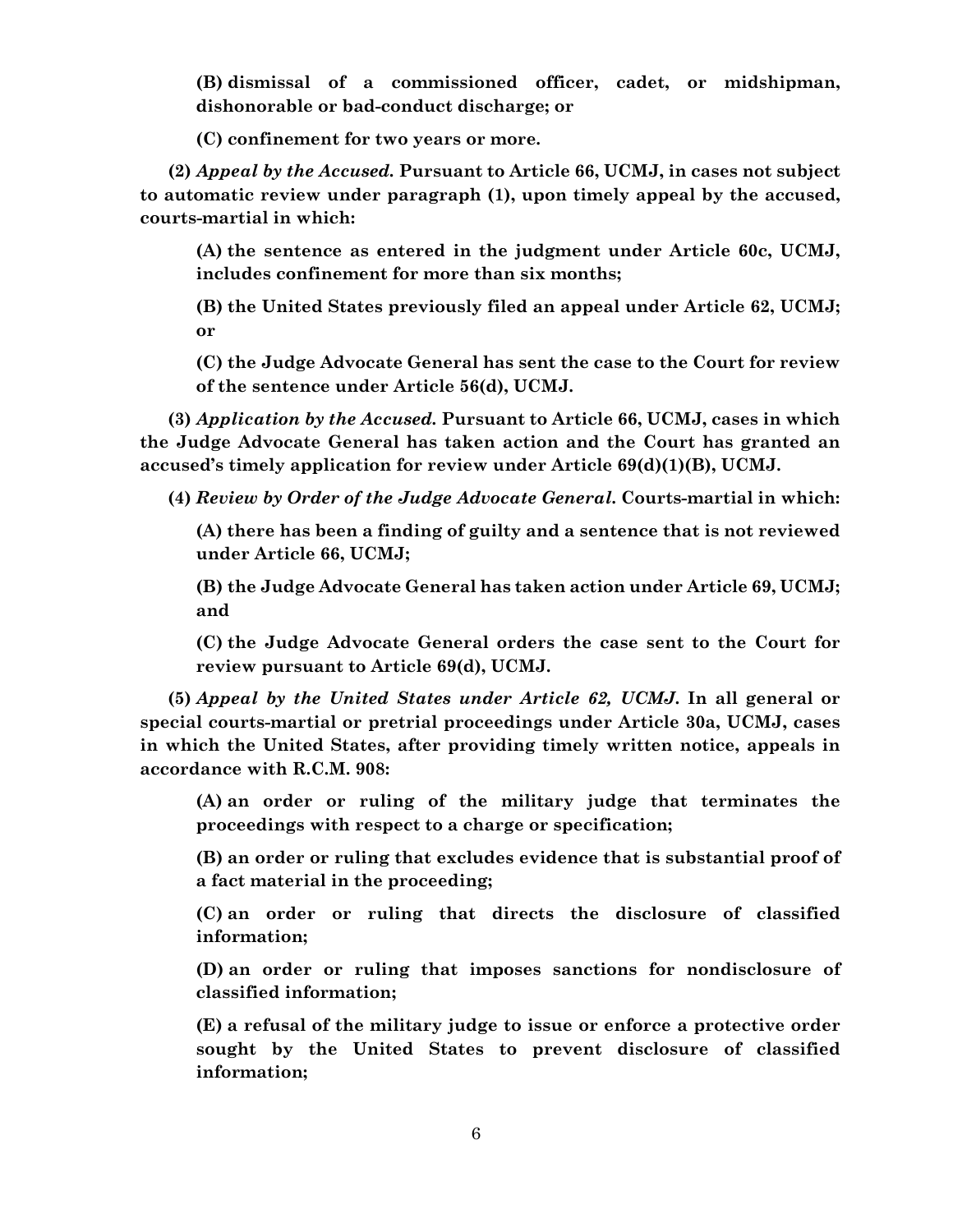**(B) dismissal of a commissioned officer, cadet, or midshipman, dishonorable or bad-conduct discharge; or**

**(C) confinement for two years or more.**

**(2)** ***Appeal by the Accused.*** **Pursuant to Article 66, UCMJ, in cases not subject to automatic review under paragraph (1), upon timely appeal by the accused, courts-martial in which:**

**(A) the sentence as entered in the judgment under Article 60c, UCMJ, includes confinement for more than six months;**

**(B) the United States previously filed an appeal under Article 62, UCMJ; or**

**(C) the Judge Advocate General has sent the case to the Court for review of the sentence under Article 56(d), UCMJ.**

**(3)** ***Application by the Accused.*** **Pursuant to Article 66, UCMJ, cases in which the Judge Advocate General has taken action and the Court has granted an accused's timely application for review under Article 69(d)(1)(B), UCMJ.**

**(4)** ***Review by Order of the Judge Advocate General.*** **Courts-martial in which:**

**(A) there has been a finding of guilty and a sentence that is not reviewed under Article 66, UCMJ;**

**(B) the Judge Advocate General has taken action under Article 69, UCMJ; and**

**(C) the Judge Advocate General orders the case sent to the Court for review pursuant to Article 69(d), UCMJ.**

**(5)** ***Appeal by the United States under Article 62, UCMJ.*** **In all general or special courts-martial or pretrial proceedings under Article 30a, UCMJ, cases in which the United States, after providing timely written notice, appeals in accordance with R.C.M. 908:**

**(A) an order or ruling of the military judge that terminates the proceedings with respect to a charge or specification;**

**(B) an order or ruling that excludes evidence that is substantial proof of a fact material in the proceeding;**

**(C) an order or ruling that directs the disclosure of classified information;**

**(D) an order or ruling that imposes sanctions for nondisclosure of classified information;**

**(E) a refusal of the military judge to issue or enforce a protective order sought by the United States to prevent disclosure of classified information;**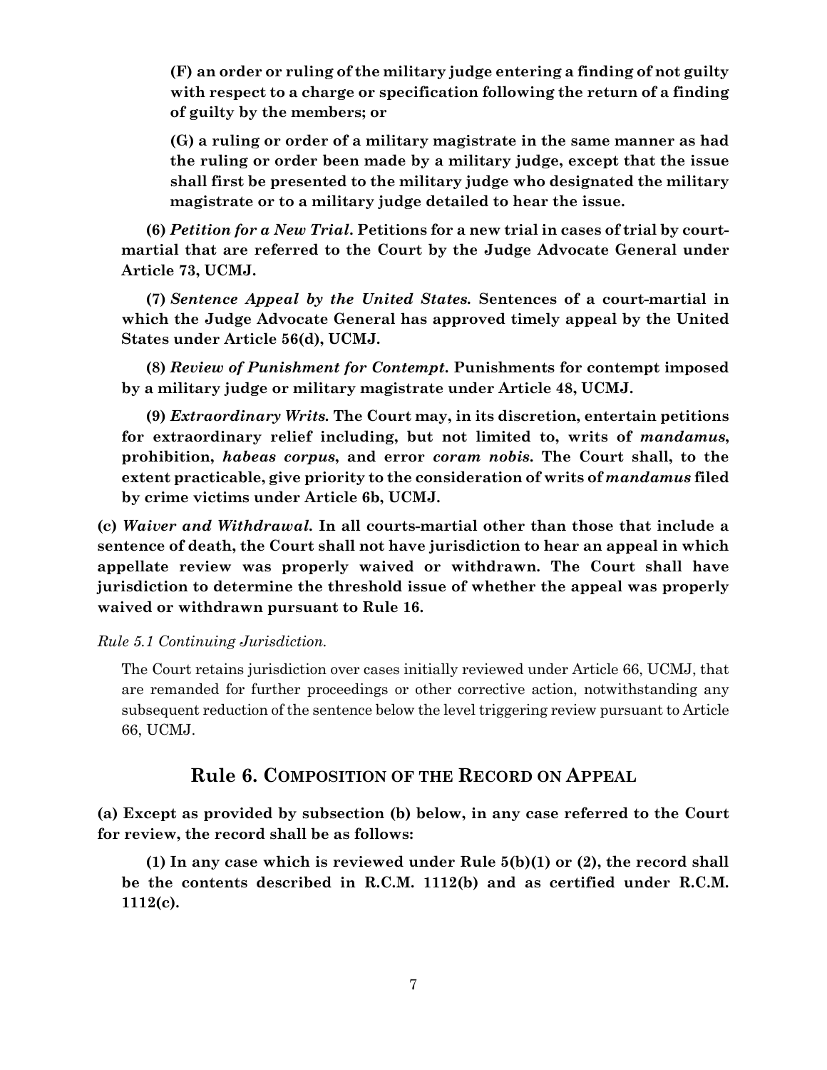**(F) an order or ruling of the military judge entering a finding of not guilty with respect to a charge or specification following the return of a finding of guilty by the members; or**

**(G) a ruling or order of a military magistrate in the same manner as had the ruling or order been made by a military judge, except that the issue shall first be presented to the military judge who designated the military magistrate or to a military judge detailed to hear the issue.**

**(6)** ***Petition for a New Trial.*** **Petitions for a new trial in cases of trial by court-martial that are referred to the Court by the Judge Advocate General under Article 73, UCMJ.**

**(7)** ***Sentence Appeal by the United States.*** **Sentences of a court-martial in which the Judge Advocate General has approved timely appeal by the United States under Article 56(d), UCMJ.**

**(8)** ***Review of Punishment for Contempt.*** **Punishments for contempt imposed by a military judge or military magistrate under Article 48, UCMJ.**

**(9)** ***Extraordinary Writs.*** **The Court may, in its discretion, entertain petitions for extraordinary relief including, but not limited to, writs of** ***mandamus*****, prohibition,** ***habeas corpus*****, and error** ***coram nobis*****. The Court shall, to the extent practicable, give priority to the consideration of writs of** ***mandamus*** **filed by crime victims under Article 6b, UCMJ.**

**(c)** ***Waiver and Withdrawal.*** **In all courts-martial other than those that include a sentence of death, the Court shall not have jurisdiction to hear an appeal in which appellate review was properly waived or withdrawn. The Court shall have jurisdiction to determine the threshold issue of whether the appeal was properly waived or withdrawn pursuant to Rule 16.**

*Rule 5.1 Continuing Jurisdiction.*

The Court retains jurisdiction over cases initially reviewed under Article 66, UCMJ, that are remanded for further proceedings or other corrective action, notwithstanding any subsequent reduction of the sentence below the level triggering review pursuant to Article 66, UCMJ.

## Rule 6. COMPOSITION OF THE RECORD ON APPEAL

**(a) Except as provided by subsection (b) below, in any case referred to the Court for review, the record shall be as follows:**

**(1) In any case which is reviewed under Rule 5(b)(1) or (2), the record shall be the contents described in R.C.M. 1112(b) and as certified under R.C.M. 1112(c).**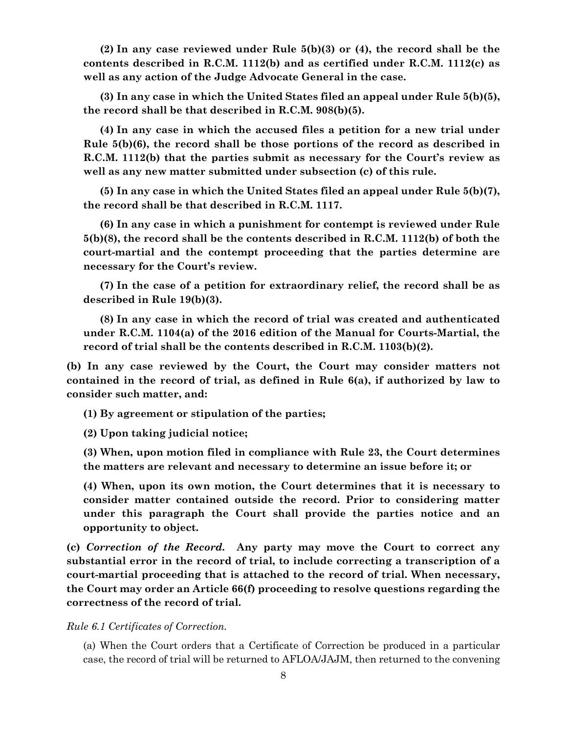**(2) In any case reviewed under Rule 5(b)(3) or (4), the record shall be the contents described in R.C.M. 1112(b) and as certified under R.C.M. 1112(c) as well as any action of the Judge Advocate General in the case.**

**(3) In any case in which the United States filed an appeal under Rule 5(b)(5), the record shall be that described in R.C.M. 908(b)(5).**

**(4) In any case in which the accused files a petition for a new trial under Rule 5(b)(6), the record shall be those portions of the record as described in R.C.M. 1112(b) that the parties submit as necessary for the Court's review as well as any new matter submitted under subsection (c) of this rule.**

**(5) In any case in which the United States filed an appeal under Rule 5(b)(7), the record shall be that described in R.C.M. 1117.**

**(6) In any case in which a punishment for contempt is reviewed under Rule 5(b)(8), the record shall be the contents described in R.C.M. 1112(b) of both the court-martial and the contempt proceeding that the parties determine are necessary for the Court's review.**

**(7) In the case of a petition for extraordinary relief, the record shall be as described in Rule 19(b)(3).**

**(8) In any case in which the record of trial was created and authenticated under R.C.M. 1104(a) of the 2016 edition of the Manual for Courts-Martial, the record of trial shall be the contents described in R.C.M. 1103(b)(2).**

**(b) In any case reviewed by the Court, the Court may consider matters not contained in the record of trial, as defined in Rule 6(a), if authorized by law to consider such matter, and:**

**(1) By agreement or stipulation of the parties;**

**(2) Upon taking judicial notice;**

**(3) When, upon motion filed in compliance with Rule 23, the Court determines the matters are relevant and necessary to determine an issue before it; or**

**(4) When, upon its own motion, the Court determines that it is necessary to consider matter contained outside the record. Prior to considering matter under this paragraph the Court shall provide the parties notice and an opportunity to object.**

**(c) *Correction of the Record.* Any party may move the Court to correct any substantial error in the record of trial, to include correcting a transcription of a court-martial proceeding that is attached to the record of trial. When necessary, the Court may order an Article 66(f) proceeding to resolve questions regarding the correctness of the record of trial.**

*Rule 6.1 Certificates of Correction.*

(a) When the Court orders that a Certificate of Correction be produced in a particular case, the record of trial will be returned to AFLOA/JAJM, then returned to the convening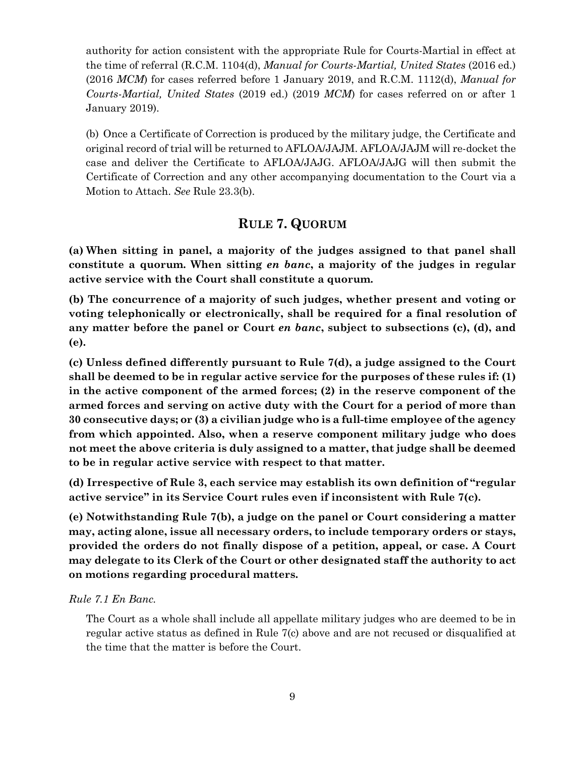authority for action consistent with the appropriate Rule for Courts-Martial in effect at the time of referral (R.C.M. 1104(d), *Manual for Courts-Martial, United States* (2016 ed.) (2016 *MCM*) for cases referred before 1 January 2019, and R.C.M. 1112(d), *Manual for Courts-Martial, United States* (2019 ed.) (2019 *MCM*) for cases referred on or after 1 January 2019).

(b) Once a Certificate of Correction is produced by the military judge, the Certificate and original record of trial will be returned to AFLOA/JAJM. AFLOA/JAJM will re-docket the case and deliver the Certificate to AFLOA/JAJG. AFLOA/JAJG will then submit the Certificate of Correction and any other accompanying documentation to the Court via a Motion to Attach. *See* Rule 23.3(b).

## RULE 7. QUORUM

**(a) When sitting in panel, a majority of the judges assigned to that panel shall constitute a quorum. When sitting *en banc*, a majority of the judges in regular active service with the Court shall constitute a quorum.**

**(b) The concurrence of a majority of such judges, whether present and voting or voting telephonically or electronically, shall be required for a final resolution of any matter before the panel or Court *en banc*, subject to subsections (c), (d), and (e).**

**(c) Unless defined differently pursuant to Rule 7(d), a judge assigned to the Court shall be deemed to be in regular active service for the purposes of these rules if: (1) in the active component of the armed forces; (2) in the reserve component of the armed forces and serving on active duty with the Court for a period of more than 30 consecutive days; or (3) a civilian judge who is a full-time employee of the agency from which appointed. Also, when a reserve component military judge who does not meet the above criteria is duly assigned to a matter, that judge shall be deemed to be in regular active service with respect to that matter.**

**(d) Irrespective of Rule 3, each service may establish its own definition of "regular active service" in its Service Court rules even if inconsistent with Rule 7(c).**

**(e) Notwithstanding Rule 7(b), a judge on the panel or Court considering a matter may, acting alone, issue all necessary orders, to include temporary orders or stays, provided the orders do not finally dispose of a petition, appeal, or case. A Court may delegate to its Clerk of the Court or other designated staff the authority to act on motions regarding procedural matters.**

*Rule 7.1 En Banc.*

The Court as a whole shall include all appellate military judges who are deemed to be in regular active status as defined in Rule 7(c) above and are not recused or disqualified at the time that the matter is before the Court.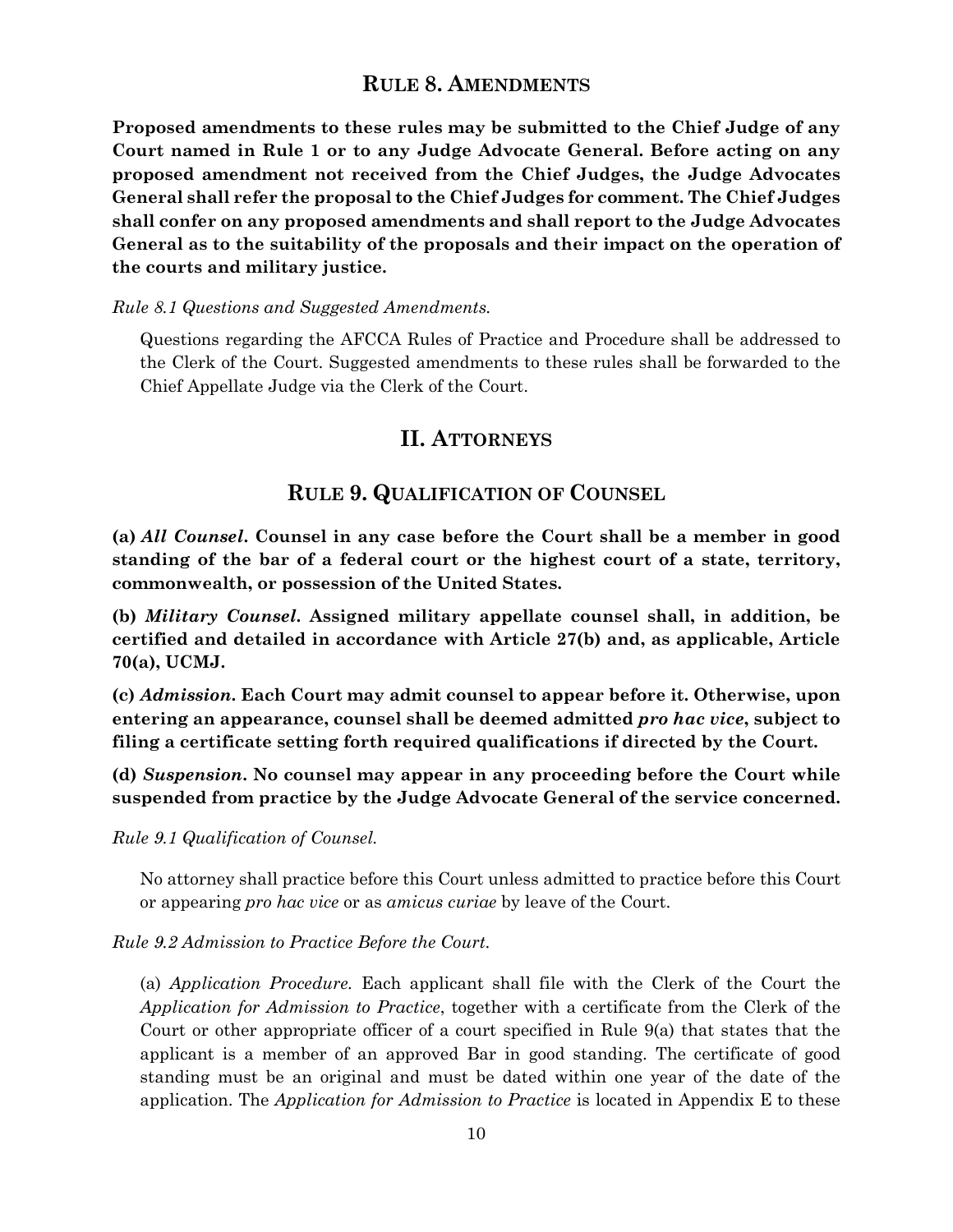## RULE 8. AMENDMENTS

**Proposed amendments to these rules may be submitted to the Chief Judge of any Court named in Rule 1 or to any Judge Advocate General. Before acting on any proposed amendment not received from the Chief Judges, the Judge Advocates General shall refer the proposal to the Chief Judges for comment. The Chief Judges shall confer on any proposed amendments and shall report to the Judge Advocates General as to the suitability of the proposals and their impact on the operation of the courts and military justice.**

*Rule 8.1 Questions and Suggested Amendments.*

Questions regarding the AFCCA Rules of Practice and Procedure shall be addressed to the Clerk of the Court. Suggested amendments to these rules shall be forwarded to the Chief Appellate Judge via the Clerk of the Court.

# II. ATTORNEYS

## RULE 9. QUALIFICATION OF COUNSEL

**(a) *All Counsel*. Counsel in any case before the Court shall be a member in good standing of the bar of a federal court or the highest court of a state, territory, commonwealth, or possession of the United States.**

**(b) *Military Counsel*. Assigned military appellate counsel shall, in addition, be certified and detailed in accordance with Article 27(b) and, as applicable, Article 70(a), UCMJ.**

**(c) *Admission*. Each Court may admit counsel to appear before it. Otherwise, upon entering an appearance, counsel shall be deemed admitted *pro hac vice*, subject to filing a certificate setting forth required qualifications if directed by the Court.**

**(d) *Suspension*. No counsel may appear in any proceeding before the Court while suspended from practice by the Judge Advocate General of the service concerned.**

*Rule 9.1 Qualification of Counsel.*

No attorney shall practice before this Court unless admitted to practice before this Court or appearing *pro hac vice* or as *amicus curiae* by leave of the Court.

*Rule 9.2 Admission to Practice Before the Court.*

(a) *Application Procedure.* Each applicant shall file with the Clerk of the Court the *Application for Admission to Practice*, together with a certificate from the Clerk of the Court or other appropriate officer of a court specified in Rule 9(a) that states that the applicant is a member of an approved Bar in good standing. The certificate of good standing must be an original and must be dated within one year of the date of the application. The *Application for Admission to Practice* is located in Appendix E to these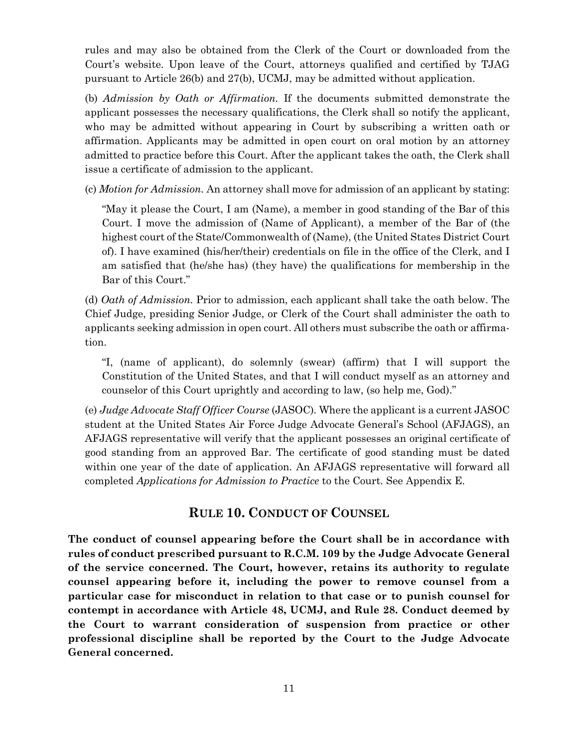rules and may also be obtained from the Clerk of the Court or downloaded from the Court's website. Upon leave of the Court, attorneys qualified and certified by TJAG pursuant to Article 26(b) and 27(b), UCMJ, may be admitted without application.

(b) *Admission by Oath or Affirmation.* If the documents submitted demonstrate the applicant possesses the necessary qualifications, the Clerk shall so notify the applicant, who may be admitted without appearing in Court by subscribing a written oath or affirmation. Applicants may be admitted in open court on oral motion by an attorney admitted to practice before this Court. After the applicant takes the oath, the Clerk shall issue a certificate of admission to the applicant.

(c) *Motion for Admission.* An attorney shall move for admission of an applicant by stating:

> "May it please the Court, I am (Name), a member in good standing of the Bar of this Court. I move the admission of (Name of Applicant), a member of the Bar of (the highest court of the State/Commonwealth of (Name), (the United States District Court of). I have examined (his/her/their) credentials on file in the office of the Clerk, and I am satisfied that (he/she has) (they have) the qualifications for membership in the Bar of this Court."

(d) *Oath of Admission.* Prior to admission, each applicant shall take the oath below. The Chief Judge, presiding Senior Judge, or Clerk of the Court shall administer the oath to applicants seeking admission in open court. All others must subscribe the oath or affirmation.

> "I, (name of applicant), do solemnly (swear) (affirm) that I will support the Constitution of the United States, and that I will conduct myself as an attorney and counselor of this Court uprightly and according to law, (so help me, God)."

(e) *Judge Advocate Staff Officer Course* (JASOC). Where the applicant is a current JASOC student at the United States Air Force Judge Advocate General's School (AFJAGS), an AFJAGS representative will verify that the applicant possesses an original certificate of good standing from an approved Bar. The certificate of good standing must be dated within one year of the date of application. An AFJAGS representative will forward all completed *Applications for Admission to Practice* to the Court. See Appendix E.

## RULE 10. CONDUCT OF COUNSEL

**The conduct of counsel appearing before the Court shall be in accordance with rules of conduct prescribed pursuant to R.C.M. 109 by the Judge Advocate General of the service concerned. The Court, however, retains its authority to regulate counsel appearing before it, including the power to remove counsel from a particular case for misconduct in relation to that case or to punish counsel for contempt in accordance with Article 48, UCMJ, and Rule 28. Conduct deemed by the Court to warrant consideration of suspension from practice or other professional discipline shall be reported by the Court to the Judge Advocate General concerned.**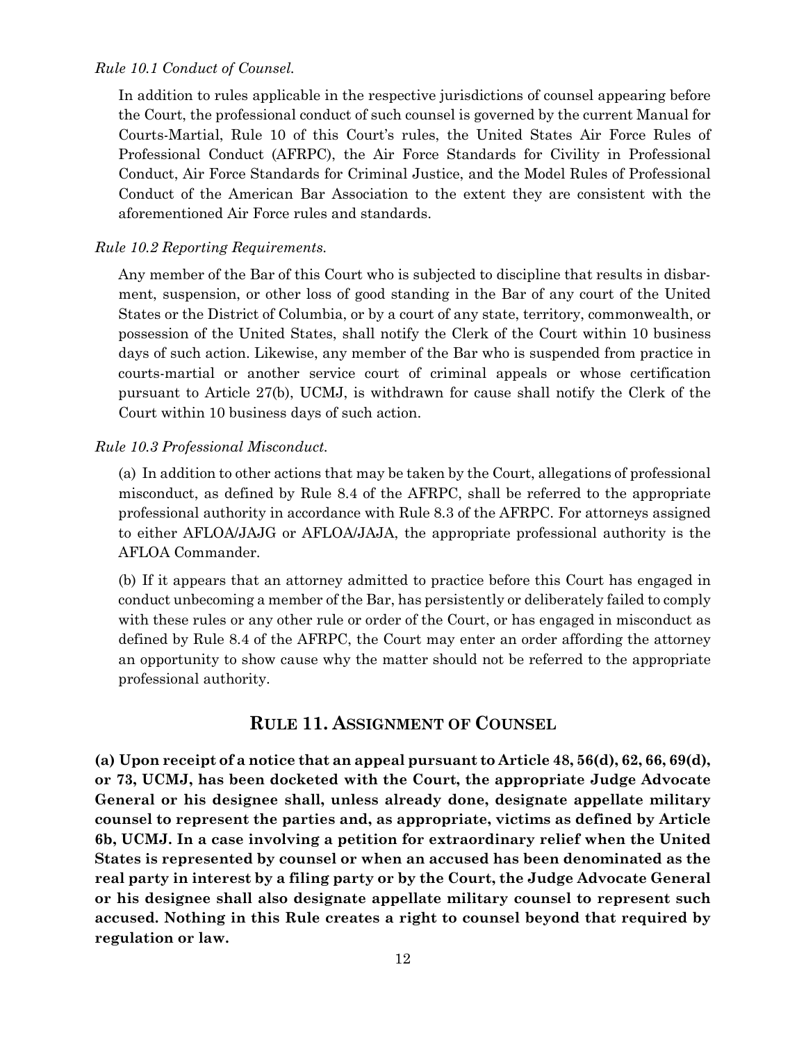*Rule 10.1 Conduct of Counsel.*

In addition to rules applicable in the respective jurisdictions of counsel appearing before the Court, the professional conduct of such counsel is governed by the current Manual for Courts-Martial, Rule 10 of this Court's rules, the United States Air Force Rules of Professional Conduct (AFRPC), the Air Force Standards for Civility in Professional Conduct, Air Force Standards for Criminal Justice, and the Model Rules of Professional Conduct of the American Bar Association to the extent they are consistent with the aforementioned Air Force rules and standards.

*Rule 10.2 Reporting Requirements.*

Any member of the Bar of this Court who is subjected to discipline that results in disbarment, suspension, or other loss of good standing in the Bar of any court of the United States or the District of Columbia, or by a court of any state, territory, commonwealth, or possession of the United States, shall notify the Clerk of the Court within 10 business days of such action. Likewise, any member of the Bar who is suspended from practice in courts-martial or another service court of criminal appeals or whose certification pursuant to Article 27(b), UCMJ, is withdrawn for cause shall notify the Clerk of the Court within 10 business days of such action.

*Rule 10.3 Professional Misconduct.*

(a) In addition to other actions that may be taken by the Court, allegations of professional misconduct, as defined by Rule 8.4 of the AFRPC, shall be referred to the appropriate professional authority in accordance with Rule 8.3 of the AFRPC. For attorneys assigned to either AFLOA/JAJG or AFLOA/JAJA, the appropriate professional authority is the AFLOA Commander.

(b) If it appears that an attorney admitted to practice before this Court has engaged in conduct unbecoming a member of the Bar, has persistently or deliberately failed to comply with these rules or any other rule or order of the Court, or has engaged in misconduct as defined by Rule 8.4 of the AFRPC, the Court may enter an order affording the attorney an opportunity to show cause why the matter should not be referred to the appropriate professional authority.

## RULE 11. ASSIGNMENT OF COUNSEL

**(a) Upon receipt of a notice that an appeal pursuant to Article 48, 56(d), 62, 66, 69(d), or 73, UCMJ, has been docketed with the Court, the appropriate Judge Advocate General or his designee shall, unless already done, designate appellate military counsel to represent the parties and, as appropriate, victims as defined by Article 6b, UCMJ. In a case involving a petition for extraordinary relief when the United States is represented by counsel or when an accused has been denominated as the real party in interest by a filing party or by the Court, the Judge Advocate General or his designee shall also designate appellate military counsel to represent such accused. Nothing in this Rule creates a right to counsel beyond that required by regulation or law.**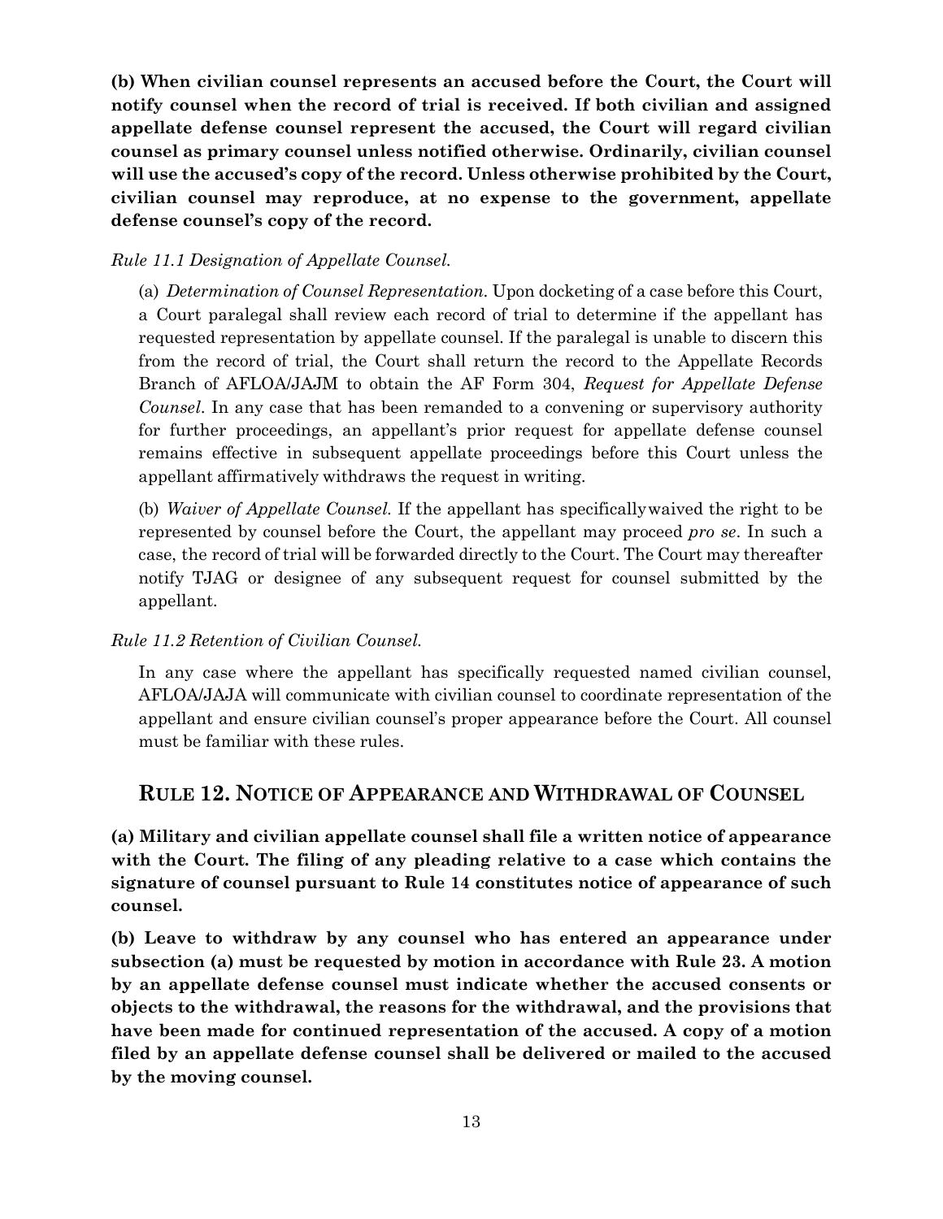**(b) When civilian counsel represents an accused before the Court, the Court will notify counsel when the record of trial is received. If both civilian and assigned appellate defense counsel represent the accused, the Court will regard civilian counsel as primary counsel unless notified otherwise. Ordinarily, civilian counsel will use the accused's copy of the record. Unless otherwise prohibited by the Court, civilian counsel may reproduce, at no expense to the government, appellate defense counsel's copy of the record.**

*Rule 11.1 Designation of Appellate Counsel.*

(a) *Determination of Counsel Representation.* Upon docketing of a case before this Court, a Court paralegal shall review each record of trial to determine if the appellant has requested representation by appellate counsel. If the paralegal is unable to discern this from the record of trial, the Court shall return the record to the Appellate Records Branch of AFLOA/JAJM to obtain the AF Form 304, *Request for Appellate Defense Counsel*. In any case that has been remanded to a convening or supervisory authority for further proceedings, an appellant's prior request for appellate defense counsel remains effective in subsequent appellate proceedings before this Court unless the appellant affirmatively withdraws the request in writing.

(b) *Waiver of Appellate Counsel.* If the appellant has specifically waived the right to be represented by counsel before the Court, the appellant may proceed *pro se*. In such a case, the record of trial will be forwarded directly to the Court. The Court may thereafter notify TJAG or designee of any subsequent request for counsel submitted by the appellant.

*Rule 11.2 Retention of Civilian Counsel.*

In any case where the appellant has specifically requested named civilian counsel, AFLOA/JAJA will communicate with civilian counsel to coordinate representation of the appellant and ensure civilian counsel's proper appearance before the Court. All counsel must be familiar with these rules.

## RULE 12. NOTICE OF APPEARANCE AND WITHDRAWAL OF COUNSEL

**(a) Military and civilian appellate counsel shall file a written notice of appearance with the Court. The filing of any pleading relative to a case which contains the signature of counsel pursuant to Rule 14 constitutes notice of appearance of such counsel.**

**(b) Leave to withdraw by any counsel who has entered an appearance under subsection (a) must be requested by motion in accordance with Rule 23. A motion by an appellate defense counsel must indicate whether the accused consents or objects to the withdrawal, the reasons for the withdrawal, and the provisions that have been made for continued representation of the accused. A copy of a motion filed by an appellate defense counsel shall be delivered or mailed to the accused by the moving counsel.**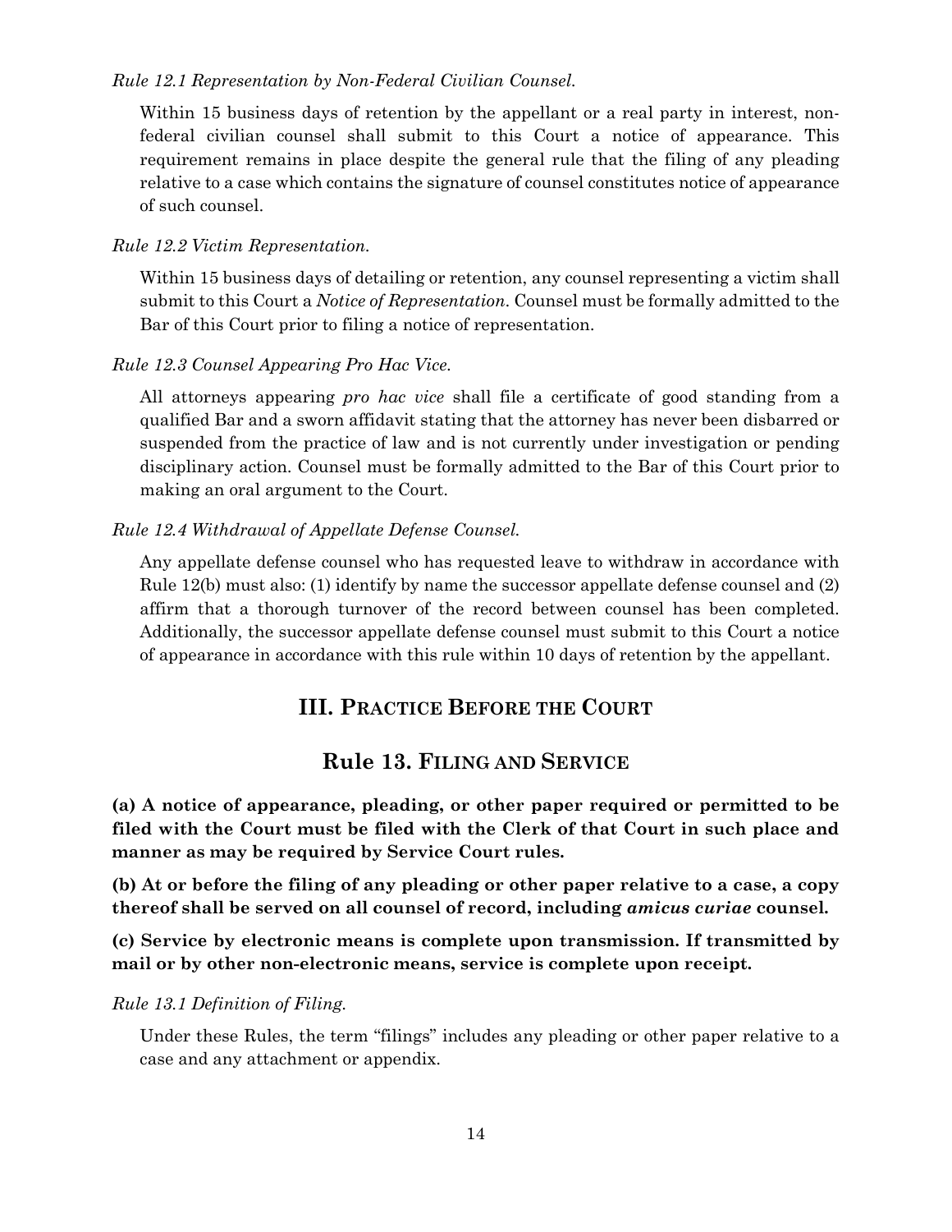*Rule 12.1 Representation by Non-Federal Civilian Counsel.*

Within 15 business days of retention by the appellant or a real party in interest, non-federal civilian counsel shall submit to this Court a notice of appearance. This requirement remains in place despite the general rule that the filing of any pleading relative to a case which contains the signature of counsel constitutes notice of appearance of such counsel.

*Rule 12.2 Victim Representation.*

Within 15 business days of detailing or retention, any counsel representing a victim shall submit to this Court a *Notice of Representation*. Counsel must be formally admitted to the Bar of this Court prior to filing a notice of representation.

*Rule 12.3 Counsel Appearing Pro Hac Vice.*

All attorneys appearing *pro hac vice* shall file a certificate of good standing from a qualified Bar and a sworn affidavit stating that the attorney has never been disbarred or suspended from the practice of law and is not currently under investigation or pending disciplinary action. Counsel must be formally admitted to the Bar of this Court prior to making an oral argument to the Court.

*Rule 12.4 Withdrawal of Appellate Defense Counsel.*

Any appellate defense counsel who has requested leave to withdraw in accordance with Rule 12(b) must also: (1) identify by name the successor appellate defense counsel and (2) affirm that a thorough turnover of the record between counsel has been completed. Additionally, the successor appellate defense counsel must submit to this Court a notice of appearance in accordance with this rule within 10 days of retention by the appellant.

## III. PRACTICE BEFORE THE COURT

## Rule 13. FILING AND SERVICE

**(a) A notice of appearance, pleading, or other paper required or permitted to be filed with the Court must be filed with the Clerk of that Court in such place and manner as may be required by Service Court rules.**

**(b) At or before the filing of any pleading or other paper relative to a case, a copy thereof shall be served on all counsel of record, including *amicus curiae* counsel.**

**(c) Service by electronic means is complete upon transmission. If transmitted by mail or by other non-electronic means, service is complete upon receipt.**

*Rule 13.1 Definition of Filing.*

Under these Rules, the term "filings" includes any pleading or other paper relative to a case and any attachment or appendix.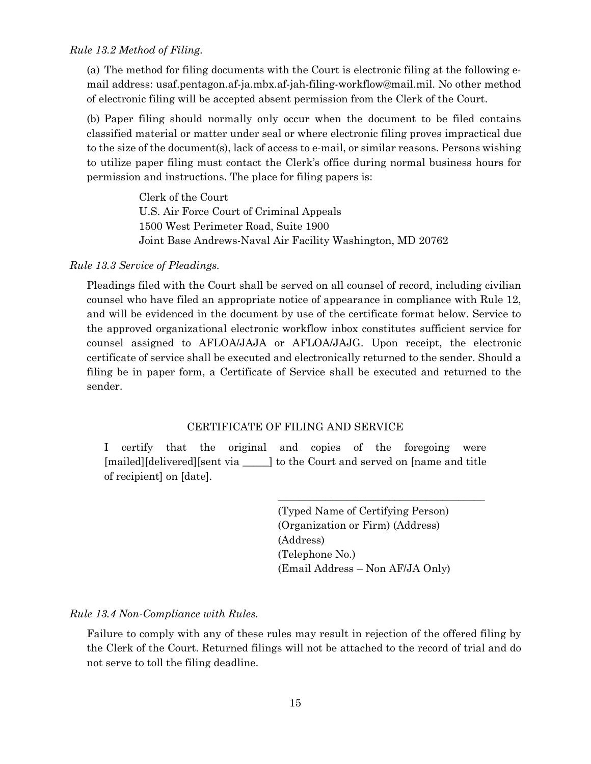*Rule 13.2 Method of Filing.*

(a) The method for filing documents with the Court is electronic filing at the following e-mail address: usaf.pentagon.af-ja.mbx.af-jah-filing-workflow@mail.mil. No other method of electronic filing will be accepted absent permission from the Clerk of the Court.

(b) Paper filing should normally only occur when the document to be filed contains classified material or matter under seal or where electronic filing proves impractical due to the size of the document(s), lack of access to e-mail, or similar reasons. Persons wishing to utilize paper filing must contact the Clerk's office during normal business hours for permission and instructions. The place for filing papers is:

> Clerk of the Court
> U.S. Air Force Court of Criminal Appeals
> 1500 West Perimeter Road, Suite 1900
> Joint Base Andrews-Naval Air Facility Washington, MD 20762

*Rule 13.3 Service of Pleadings.*

Pleadings filed with the Court shall be served on all counsel of record, including civilian counsel who have filed an appropriate notice of appearance in compliance with Rule 12, and will be evidenced in the document by use of the certificate format below. Service to the approved organizational electronic workflow inbox constitutes sufficient service for counsel assigned to AFLOA/JAJA or AFLOA/JAJG. Upon receipt, the electronic certificate of service shall be executed and electronically returned to the sender. Should a filing be in paper form, a Certificate of Service shall be executed and returned to the sender.

CERTIFICATE OF FILING AND SERVICE

I certify that the original and copies of the foregoing were [mailed][delivered][sent via _____] to the Court and served on [name and title of recipient] on [date].

\_\_\_\_\_\_\_\_\_\_\_\_\_\_\_\_\_\_\_\_\_\_\_\_\_\_\_\_\_\_\_\_\_\_\_\_\_\_\_\_
(Typed Name of Certifying Person)
(Organization or Firm) (Address)
(Address)
(Telephone No.)
(Email Address – Non AF/JA Only)

*Rule 13.4 Non-Compliance with Rules.*

Failure to comply with any of these rules may result in rejection of the offered filing by the Clerk of the Court. Returned filings will not be attached to the record of trial and do not serve to toll the filing deadline.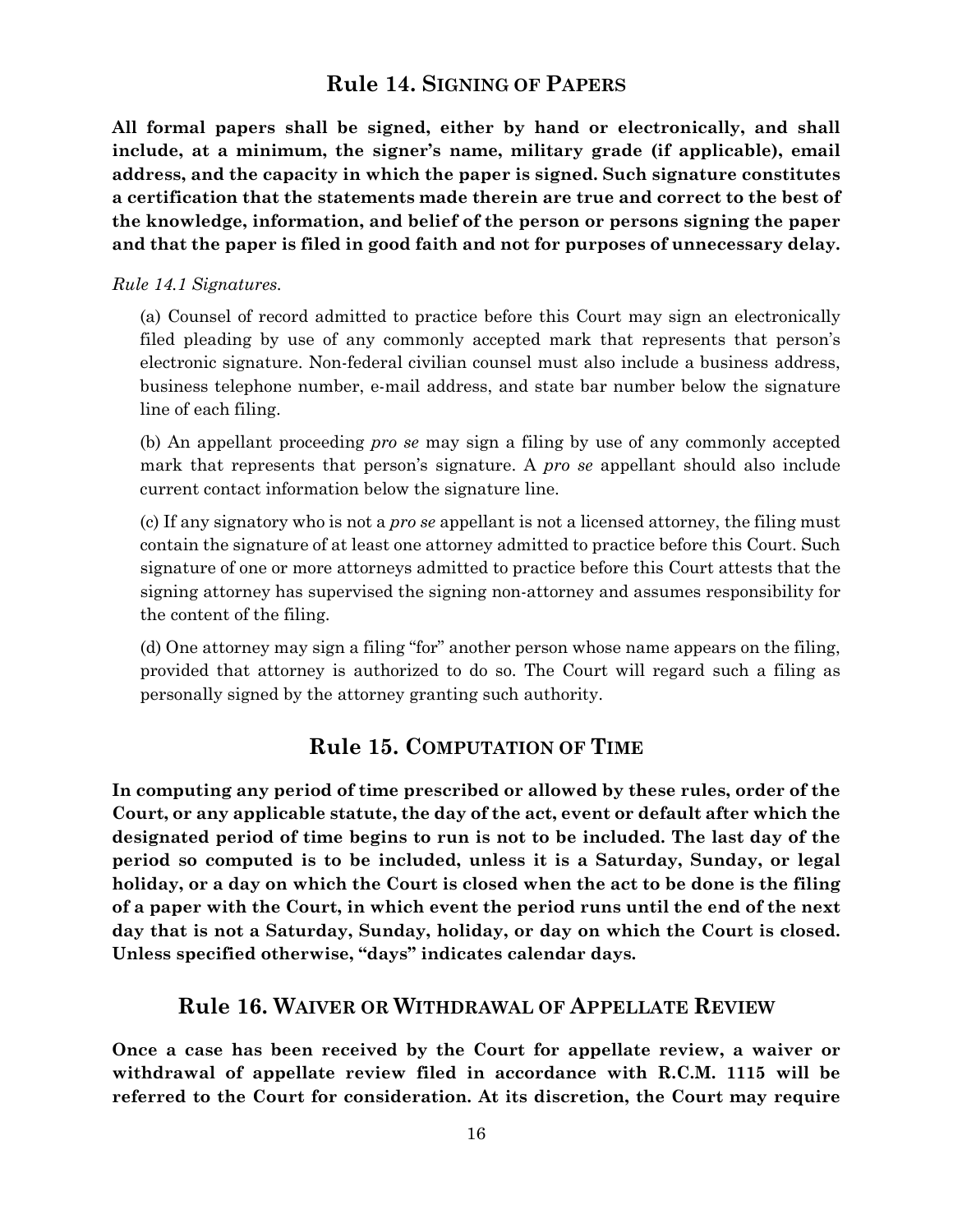## Rule 14. SIGNING OF PAPERS

**All formal papers shall be signed, either by hand or electronically, and shall include, at a minimum, the signer's name, military grade (if applicable), email address, and the capacity in which the paper is signed. Such signature constitutes a certification that the statements made therein are true and correct to the best of the knowledge, information, and belief of the person or persons signing the paper and that the paper is filed in good faith and not for purposes of unnecessary delay.**

*Rule 14.1 Signatures.*

(a) Counsel of record admitted to practice before this Court may sign an electronically filed pleading by use of any commonly accepted mark that represents that person's electronic signature. Non-federal civilian counsel must also include a business address, business telephone number, e-mail address, and state bar number below the signature line of each filing.

(b) An appellant proceeding *pro se* may sign a filing by use of any commonly accepted mark that represents that person's signature. A *pro se* appellant should also include current contact information below the signature line.

(c) If any signatory who is not a *pro se* appellant is not a licensed attorney, the filing must contain the signature of at least one attorney admitted to practice before this Court. Such signature of one or more attorneys admitted to practice before this Court attests that the signing attorney has supervised the signing non-attorney and assumes responsibility for the content of the filing.

(d) One attorney may sign a filing "for" another person whose name appears on the filing, provided that attorney is authorized to do so. The Court will regard such a filing as personally signed by the attorney granting such authority.

## Rule 15. COMPUTATION OF TIME

**In computing any period of time prescribed or allowed by these rules, order of the Court, or any applicable statute, the day of the act, event or default after which the designated period of time begins to run is not to be included. The last day of the period so computed is to be included, unless it is a Saturday, Sunday, or legal holiday, or a day on which the Court is closed when the act to be done is the filing of a paper with the Court, in which event the period runs until the end of the next day that is not a Saturday, Sunday, holiday, or day on which the Court is closed. Unless specified otherwise, "days" indicates calendar days.**

## Rule 16. WAIVER OR WITHDRAWAL OF APPELLATE REVIEW

**Once a case has been received by the Court for appellate review, a waiver or withdrawal of appellate review filed in accordance with R.C.M. 1115 will be referred to the Court for consideration. At its discretion, the Court may require**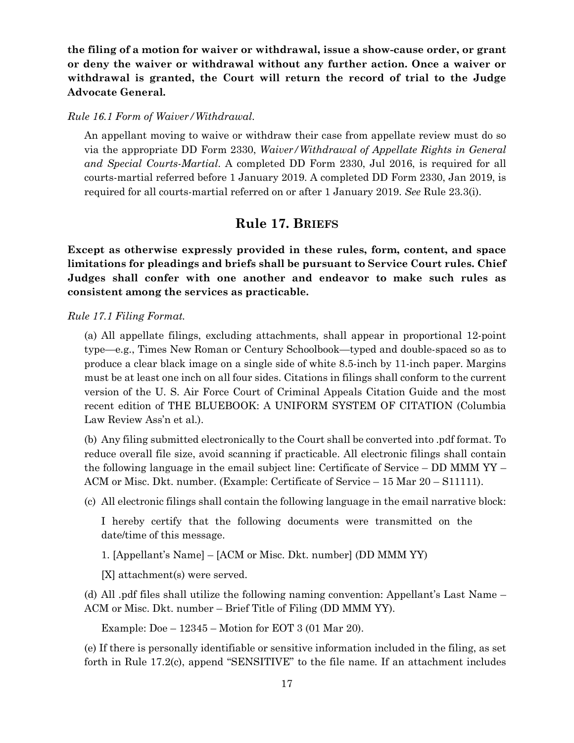**the filing of a motion for waiver or withdrawal, issue a show-cause order, or grant or deny the waiver or withdrawal without any further action. Once a waiver or withdrawal is granted, the Court will return the record of trial to the Judge Advocate General.**

*Rule 16.1 Form of Waiver/Withdrawal.*

An appellant moving to waive or withdraw their case from appellate review must do so via the appropriate DD Form 2330, *Waiver/Withdrawal of Appellate Rights in General and Special Courts-Martial*. A completed DD Form 2330, Jul 2016, is required for all courts-martial referred before 1 January 2019. A completed DD Form 2330, Jan 2019, is required for all courts-martial referred on or after 1 January 2019. *See* Rule 23.3(i).

## Rule 17. BRIEFS

**Except as otherwise expressly provided in these rules, form, content, and space limitations for pleadings and briefs shall be pursuant to Service Court rules. Chief Judges shall confer with one another and endeavor to make such rules as consistent among the services as practicable.**

*Rule 17.1 Filing Format.*

(a) All appellate filings, excluding attachments, shall appear in proportional 12-point type—e.g., Times New Roman or Century Schoolbook—typed and double-spaced so as to produce a clear black image on a single side of white 8.5-inch by 11-inch paper. Margins must be at least one inch on all four sides. Citations in filings shall conform to the current version of the U. S. Air Force Court of Criminal Appeals Citation Guide and the most recent edition of THE BLUEBOOK: A UNIFORM SYSTEM OF CITATION (Columbia Law Review Ass'n et al.).

(b) Any filing submitted electronically to the Court shall be converted into .pdf format. To reduce overall file size, avoid scanning if practicable. All electronic filings shall contain the following language in the email subject line: Certificate of Service – DD MMM YY – ACM or Misc. Dkt. number. (Example: Certificate of Service – 15 Mar 20 – S11111).

(c) All electronic filings shall contain the following language in the email narrative block:

> I hereby certify that the following documents were transmitted on the date/time of this message.
>
> 1. [Appellant's Name] – [ACM or Misc. Dkt. number] (DD MMM YY)
>
> [X] attachment(s) were served.

(d) All .pdf files shall utilize the following naming convention: Appellant's Last Name – ACM or Misc. Dkt. number – Brief Title of Filing (DD MMM YY).

> Example: Doe – 12345 – Motion for EOT 3 (01 Mar 20).

(e) If there is personally identifiable or sensitive information included in the filing, as set forth in Rule 17.2(c), append "SENSITIVE" to the file name. If an attachment includes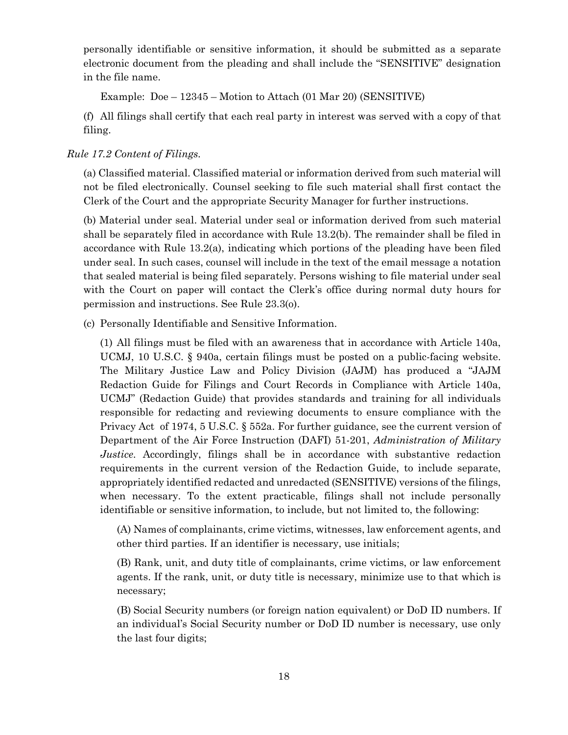personally identifiable or sensitive information, it should be submitted as a separate electronic document from the pleading and shall include the "SENSITIVE" designation in the file name.

Example: Doe – 12345 – Motion to Attach (01 Mar 20) (SENSITIVE)

(f) All filings shall certify that each real party in interest was served with a copy of that filing.

*Rule 17.2 Content of Filings.*

(a) Classified material. Classified material or information derived from such material will not be filed electronically. Counsel seeking to file such material shall first contact the Clerk of the Court and the appropriate Security Manager for further instructions.

(b) Material under seal. Material under seal or information derived from such material shall be separately filed in accordance with Rule 13.2(b). The remainder shall be filed in accordance with Rule 13.2(a), indicating which portions of the pleading have been filed under seal. In such cases, counsel will include in the text of the email message a notation that sealed material is being filed separately. Persons wishing to file material under seal with the Court on paper will contact the Clerk's office during normal duty hours for permission and instructions. See Rule 23.3(o).

(c) Personally Identifiable and Sensitive Information.

(1) All filings must be filed with an awareness that in accordance with Article 140a, UCMJ, 10 U.S.C. § 940a, certain filings must be posted on a public-facing website. The Military Justice Law and Policy Division (JAJM) has produced a "JAJM Redaction Guide for Filings and Court Records in Compliance with Article 140a, UCMJ" (Redaction Guide) that provides standards and training for all individuals responsible for redacting and reviewing documents to ensure compliance with the Privacy Act of 1974, 5 U.S.C. § 552a. For further guidance, see the current version of Department of the Air Force Instruction (DAFI) 51-201, *Administration of Military Justice*. Accordingly, filings shall be in accordance with substantive redaction requirements in the current version of the Redaction Guide, to include separate, appropriately identified redacted and unredacted (SENSITIVE) versions of the filings, when necessary. To the extent practicable, filings shall not include personally identifiable or sensitive information, to include, but not limited to, the following:

(A) Names of complainants, crime victims, witnesses, law enforcement agents, and other third parties. If an identifier is necessary, use initials;

(B) Rank, unit, and duty title of complainants, crime victims, or law enforcement agents. If the rank, unit, or duty title is necessary, minimize use to that which is necessary;

(B) Social Security numbers (or foreign nation equivalent) or DoD ID numbers. If an individual's Social Security number or DoD ID number is necessary, use only the last four digits;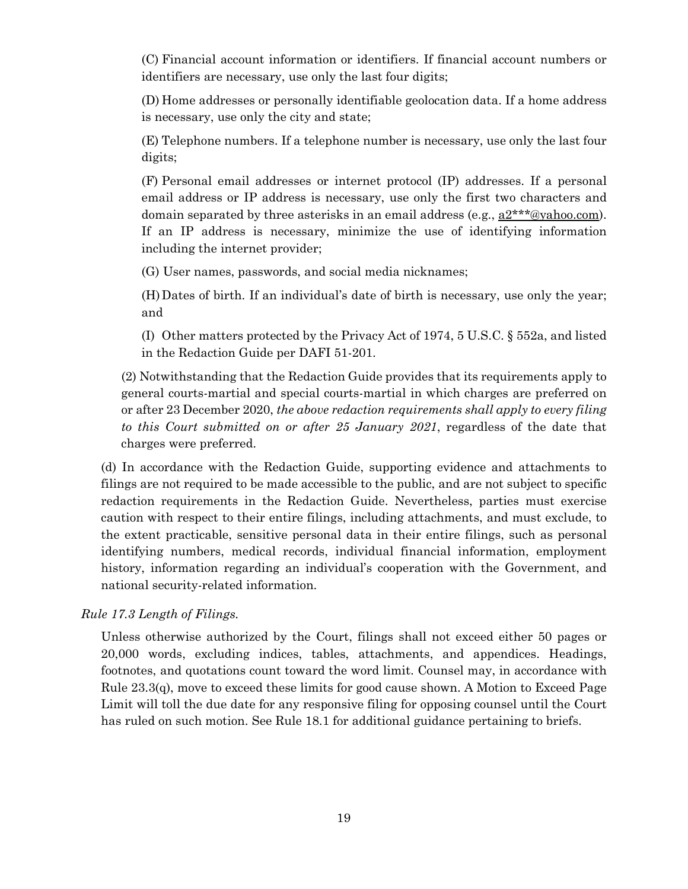(C) Financial account information or identifiers. If financial account numbers or identifiers are necessary, use only the last four digits;

(D) Home addresses or personally identifiable geolocation data. If a home address is necessary, use only the city and state;

(E) Telephone numbers. If a telephone number is necessary, use only the last four digits;

(F) Personal email addresses or internet protocol (IP) addresses. If a personal email address or IP address is necessary, use only the first two characters and domain separated by three asterisks in an email address (e.g., a2***@yahoo.com). If an IP address is necessary, minimize the use of identifying information including the internet provider;

(G) User names, passwords, and social media nicknames;

(H) Dates of birth. If an individual's date of birth is necessary, use only the year; and

(I) Other matters protected by the Privacy Act of 1974, 5 U.S.C. § 552a, and listed in the Redaction Guide per DAFI 51-201.

(2) Notwithstanding that the Redaction Guide provides that its requirements apply to general courts-martial and special courts-martial in which charges are preferred on or after 23 December 2020, *the above redaction requirements shall apply to every filing to this Court submitted on or after 25 January 2021*, regardless of the date that charges were preferred.

(d) In accordance with the Redaction Guide, supporting evidence and attachments to filings are not required to be made accessible to the public, and are not subject to specific redaction requirements in the Redaction Guide. Nevertheless, parties must exercise caution with respect to their entire filings, including attachments, and must exclude, to the extent practicable, sensitive personal data in their entire filings, such as personal identifying numbers, medical records, individual financial information, employment history, information regarding an individual's cooperation with the Government, and national security-related information.

*Rule 17.3 Length of Filings.*

Unless otherwise authorized by the Court, filings shall not exceed either 50 pages or 20,000 words, excluding indices, tables, attachments, and appendices. Headings, footnotes, and quotations count toward the word limit. Counsel may, in accordance with Rule 23.3(q), move to exceed these limits for good cause shown. A Motion to Exceed Page Limit will toll the due date for any responsive filing for opposing counsel until the Court has ruled on such motion. See Rule 18.1 for additional guidance pertaining to briefs.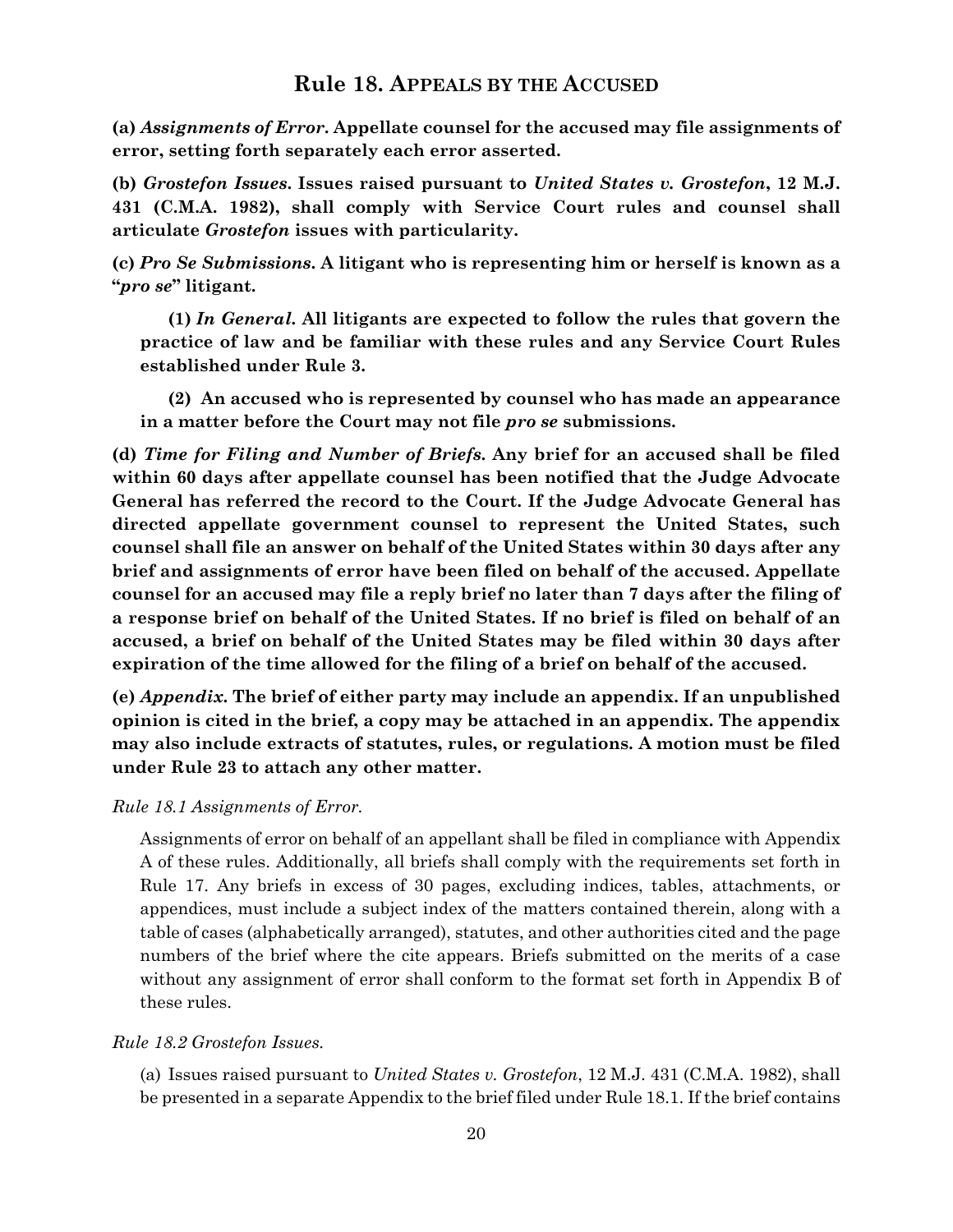## Rule 18. APPEALS BY THE ACCUSED

**(a)** ***Assignments of Error.*** **Appellate counsel for the accused may file assignments of error, setting forth separately each error asserted.**

**(b)** ***Grostefon Issues.*** **Issues raised pursuant to** ***United States v. Grostefon*****, 12 M.J. 431 (C.M.A. 1982), shall comply with Service Court rules and counsel shall articulate** ***Grostefon*** **issues with particularity.**

**(c)** ***Pro Se Submissions.*** **A litigant who is representing him or herself is known as a "*pro se*" litigant.**

> **(1)** ***In General.*** **All litigants are expected to follow the rules that govern the practice of law and be familiar with these rules and any Service Court Rules established under Rule 3.**
>
> **(2) An accused who is represented by counsel who has made an appearance in a matter before the Court may not file** ***pro se*** **submissions.**

**(d)** ***Time for Filing and Number of Briefs.*** **Any brief for an accused shall be filed within 60 days after appellate counsel has been notified that the Judge Advocate General has referred the record to the Court. If the Judge Advocate General has directed appellate government counsel to represent the United States, such counsel shall file an answer on behalf of the United States within 30 days after any brief and assignments of error have been filed on behalf of the accused. Appellate counsel for an accused may file a reply brief no later than 7 days after the filing of a response brief on behalf of the United States. If no brief is filed on behalf of an accused, a brief on behalf of the United States may be filed within 30 days after expiration of the time allowed for the filing of a brief on behalf of the accused.**

**(e)** ***Appendix.*** **The brief of either party may include an appendix. If an unpublished opinion is cited in the brief, a copy may be attached in an appendix. The appendix may also include extracts of statutes, rules, or regulations. A motion must be filed under Rule 23 to attach any other matter.**

*Rule 18.1 Assignments of Error.*

> Assignments of error on behalf of an appellant shall be filed in compliance with Appendix A of these rules. Additionally, all briefs shall comply with the requirements set forth in Rule 17. Any briefs in excess of 30 pages, excluding indices, tables, attachments, or appendices, must include a subject index of the matters contained therein, along with a table of cases (alphabetically arranged), statutes, and other authorities cited and the page numbers of the brief where the cite appears. Briefs submitted on the merits of a case without any assignment of error shall conform to the format set forth in Appendix B of these rules.

*Rule 18.2 Grostefon Issues.*

> (a) Issues raised pursuant to *United States v. Grostefon*, 12 M.J. 431 (C.M.A. 1982), shall be presented in a separate Appendix to the brief filed under Rule 18.1. If the brief contains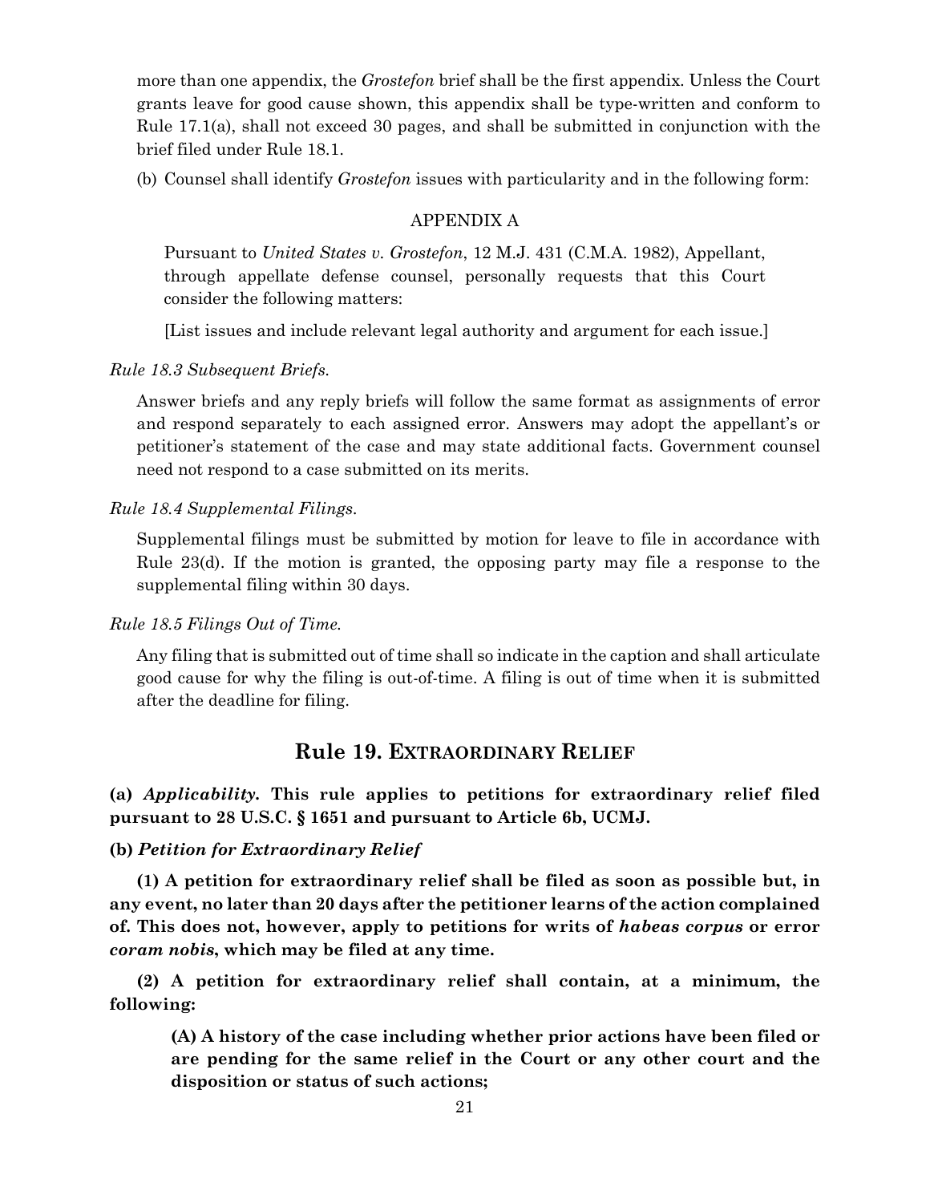more than one appendix, the *Grostefon* brief shall be the first appendix. Unless the Court grants leave for good cause shown, this appendix shall be type-written and conform to Rule 17.1(a), shall not exceed 30 pages, and shall be submitted in conjunction with the brief filed under Rule 18.1.

(b) Counsel shall identify *Grostefon* issues with particularity and in the following form:

APPENDIX A

Pursuant to *United States v. Grostefon*, 12 M.J. 431 (C.M.A. 1982), Appellant, through appellate defense counsel, personally requests that this Court consider the following matters:

[List issues and include relevant legal authority and argument for each issue.]

*Rule 18.3 Subsequent Briefs.*

Answer briefs and any reply briefs will follow the same format as assignments of error and respond separately to each assigned error. Answers may adopt the appellant's or petitioner's statement of the case and may state additional facts. Government counsel need not respond to a case submitted on its merits.

*Rule 18.4 Supplemental Filings.*

Supplemental filings must be submitted by motion for leave to file in accordance with Rule 23(d). If the motion is granted, the opposing party may file a response to the supplemental filing within 30 days.

*Rule 18.5 Filings Out of Time.*

Any filing that is submitted out of time shall so indicate in the caption and shall articulate good cause for why the filing is out-of-time. A filing is out of time when it is submitted after the deadline for filing.

## Rule 19. EXTRAORDINARY RELIEF

**(a) *Applicability.* This rule applies to petitions for extraordinary relief filed pursuant to 28 U.S.C. § 1651 and pursuant to Article 6b, UCMJ.**

**(b) *Petition for Extraordinary Relief***

**(1) A petition for extraordinary relief shall be filed as soon as possible but, in any event, no later than 20 days after the petitioner learns of the action complained of. This does not, however, apply to petitions for writs of *habeas corpus* or error *coram nobis*, which may be filed at any time.**

**(2) A petition for extraordinary relief shall contain, at a minimum, the following:**

**(A) A history of the case including whether prior actions have been filed or are pending for the same relief in the Court or any other court and the disposition or status of such actions;**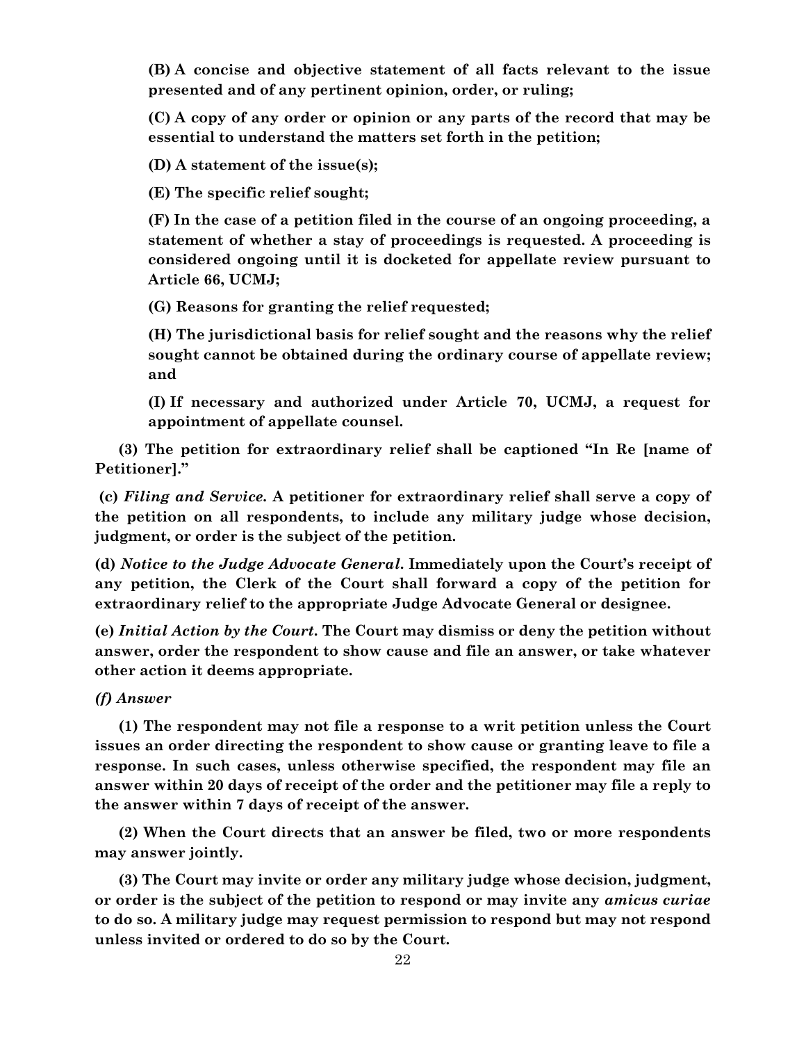**(B) A concise and objective statement of all facts relevant to the issue presented and of any pertinent opinion, order, or ruling;**

**(C) A copy of any order or opinion or any parts of the record that may be essential to understand the matters set forth in the petition;**

**(D) A statement of the issue(s);**

**(E) The specific relief sought;**

**(F) In the case of a petition filed in the course of an ongoing proceeding, a statement of whether a stay of proceedings is requested. A proceeding is considered ongoing until it is docketed for appellate review pursuant to Article 66, UCMJ;**

**(G) Reasons for granting the relief requested;**

**(H) The jurisdictional basis for relief sought and the reasons why the relief sought cannot be obtained during the ordinary course of appellate review; and**

**(I) If necessary and authorized under Article 70, UCMJ, a request for appointment of appellate counsel.**

**(3) The petition for extraordinary relief shall be captioned "In Re [name of Petitioner]."**

**(c) *Filing and Service.* A petitioner for extraordinary relief shall serve a copy of the petition on all respondents, to include any military judge whose decision, judgment, or order is the subject of the petition.**

**(d) *Notice to the Judge Advocate General.* Immediately upon the Court's receipt of any petition, the Clerk of the Court shall forward a copy of the petition for extraordinary relief to the appropriate Judge Advocate General or designee.**

**(e) *Initial Action by the Court.* The Court may dismiss or deny the petition without answer, order the respondent to show cause and file an answer, or take whatever other action it deems appropriate.**

***(f) Answer***

**(1) The respondent may not file a response to a writ petition unless the Court issues an order directing the respondent to show cause or granting leave to file a response. In such cases, unless otherwise specified, the respondent may file an answer within 20 days of receipt of the order and the petitioner may file a reply to the answer within 7 days of receipt of the answer.**

**(2) When the Court directs that an answer be filed, two or more respondents may answer jointly.**

**(3) The Court may invite or order any military judge whose decision, judgment, or order is the subject of the petition to respond or may invite any *amicus curiae* to do so. A military judge may request permission to respond but may not respond unless invited or ordered to do so by the Court.**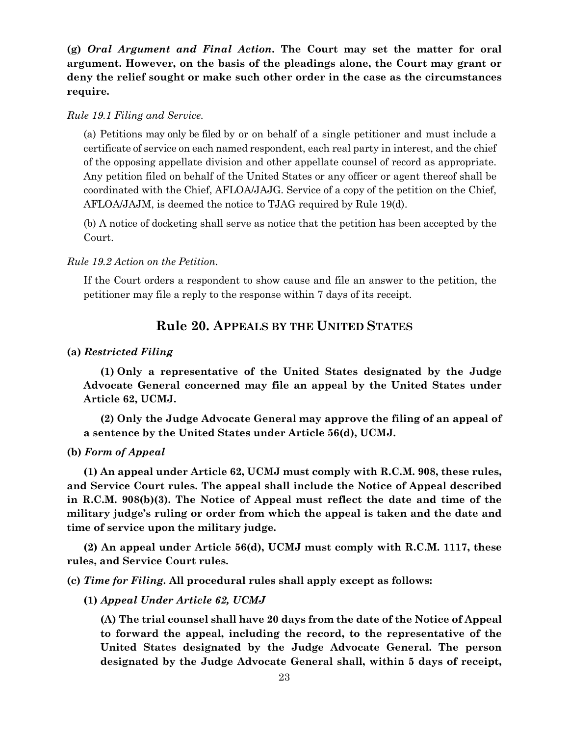**(g)** ***Oral Argument and Final Action*****. The Court may set the matter for oral argument. However, on the basis of the pleadings alone, the Court may grant or deny the relief sought or make such other order in the case as the circumstances require.**

*Rule 19.1 Filing and Service.*

(a) Petitions may only be filed by or on behalf of a single petitioner and must include a certificate of service on each named respondent, each real party in interest, and the chief of the opposing appellate division and other appellate counsel of record as appropriate. Any petition filed on behalf of the United States or any officer or agent thereof shall be coordinated with the Chief, AFLOA/JAJG. Service of a copy of the petition on the Chief, AFLOA/JAJM, is deemed the notice to TJAG required by Rule 19(d).

(b) A notice of docketing shall serve as notice that the petition has been accepted by the Court.

*Rule 19.2 Action on the Petition.*

If the Court orders a respondent to show cause and file an answer to the petition, the petitioner may file a reply to the response within 7 days of its receipt.

## Rule 20. APPEALS BY THE UNITED STATES

**(a)** ***Restricted Filing***

**(1) Only a representative of the United States designated by the Judge Advocate General concerned may file an appeal by the United States under Article 62, UCMJ.**

**(2) Only the Judge Advocate General may approve the filing of an appeal of a sentence by the United States under Article 56(d), UCMJ.**

**(b)** ***Form of Appeal***

**(1) An appeal under Article 62, UCMJ must comply with R.C.M. 908, these rules, and Service Court rules. The appeal shall include the Notice of Appeal described in R.C.M. 908(b)(3). The Notice of Appeal must reflect the date and time of the military judge's ruling or order from which the appeal is taken and the date and time of service upon the military judge.**

**(2) An appeal under Article 56(d), UCMJ must comply with R.C.M. 1117, these rules, and Service Court rules.**

**(c)** ***Time for Filing*****. All procedural rules shall apply except as follows:**

**(1)** ***Appeal Under Article 62, UCMJ***

**(A) The trial counsel shall have 20 days from the date of the Notice of Appeal to forward the appeal, including the record, to the representative of the United States designated by the Judge Advocate General. The person designated by the Judge Advocate General shall, within 5 days of receipt,**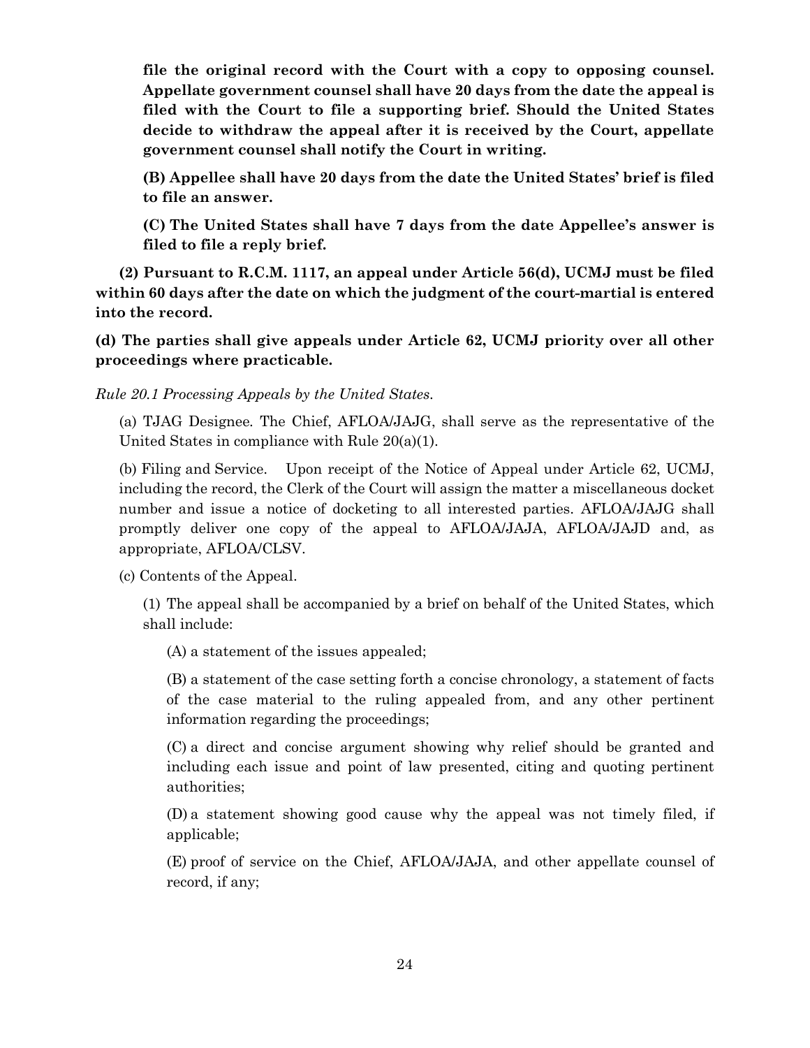**file the original record with the Court with a copy to opposing counsel. Appellate government counsel shall have 20 days from the date the appeal is filed with the Court to file a supporting brief. Should the United States decide to withdraw the appeal after it is received by the Court, appellate government counsel shall notify the Court in writing.**

**(B) Appellee shall have 20 days from the date the United States' brief is filed to file an answer.**

**(C) The United States shall have 7 days from the date Appellee's answer is filed to file a reply brief.**

**(2) Pursuant to R.C.M. 1117, an appeal under Article 56(d), UCMJ must be filed within 60 days after the date on which the judgment of the court-martial is entered into the record.**

**(d) The parties shall give appeals under Article 62, UCMJ priority over all other proceedings where practicable.**

*Rule 20.1 Processing Appeals by the United States.*

(a) TJAG Designee. The Chief, AFLOA/JAJG, shall serve as the representative of the United States in compliance with Rule 20(a)(1).

(b) Filing and Service. Upon receipt of the Notice of Appeal under Article 62, UCMJ, including the record, the Clerk of the Court will assign the matter a miscellaneous docket number and issue a notice of docketing to all interested parties. AFLOA/JAJG shall promptly deliver one copy of the appeal to AFLOA/JAJA, AFLOA/JAJD and, as appropriate, AFLOA/CLSV.

(c) Contents of the Appeal.

(1) The appeal shall be accompanied by a brief on behalf of the United States, which shall include:

(A) a statement of the issues appealed;

(B) a statement of the case setting forth a concise chronology, a statement of facts of the case material to the ruling appealed from, and any other pertinent information regarding the proceedings;

(C) a direct and concise argument showing why relief should be granted and including each issue and point of law presented, citing and quoting pertinent authorities;

(D) a statement showing good cause why the appeal was not timely filed, if applicable;

(E) proof of service on the Chief, AFLOA/JAJA, and other appellate counsel of record, if any;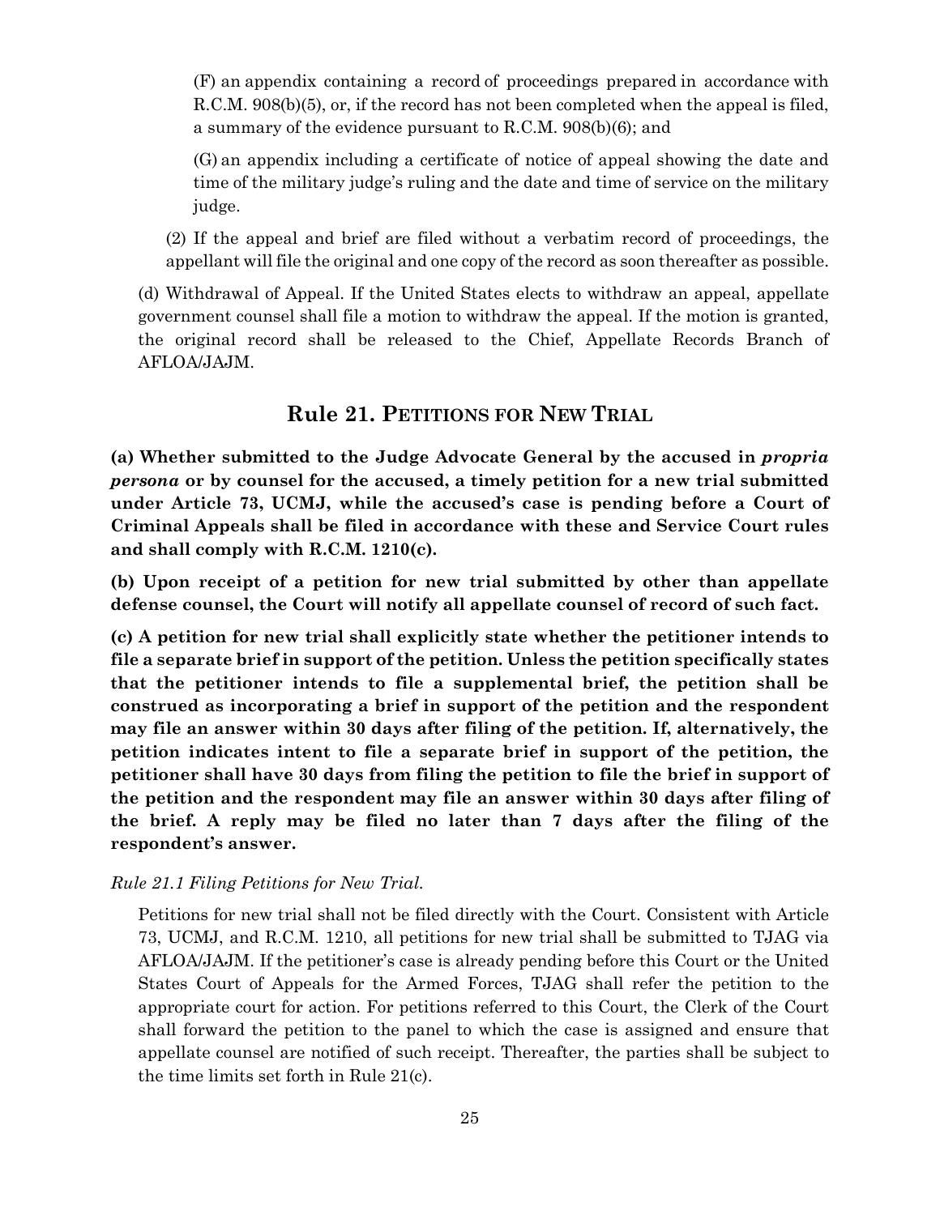(F) an appendix containing a record of proceedings prepared in accordance with R.C.M. 908(b)(5), or, if the record has not been completed when the appeal is filed, a summary of the evidence pursuant to R.C.M. 908(b)(6); and

(G) an appendix including a certificate of notice of appeal showing the date and time of the military judge's ruling and the date and time of service on the military judge.

(2) If the appeal and brief are filed without a verbatim record of proceedings, the appellant will file the original and one copy of the record as soon thereafter as possible.

(d) Withdrawal of Appeal. If the United States elects to withdraw an appeal, appellate government counsel shall file a motion to withdraw the appeal. If the motion is granted, the original record shall be released to the Chief, Appellate Records Branch of AFLOA/JAJM.

## Rule 21. PETITIONS FOR NEW TRIAL

**(a) Whether submitted to the Judge Advocate General by the accused in *propria persona* or by counsel for the accused, a timely petition for a new trial submitted under Article 73, UCMJ, while the accused's case is pending before a Court of Criminal Appeals shall be filed in accordance with these and Service Court rules and shall comply with R.C.M. 1210(c).**

**(b) Upon receipt of a petition for new trial submitted by other than appellate defense counsel, the Court will notify all appellate counsel of record of such fact.**

**(c) A petition for new trial shall explicitly state whether the petitioner intends to file a separate brief in support of the petition. Unless the petition specifically states that the petitioner intends to file a supplemental brief, the petition shall be construed as incorporating a brief in support of the petition and the respondent may file an answer within 30 days after filing of the petition. If, alternatively, the petition indicates intent to file a separate brief in support of the petition, the petitioner shall have 30 days from filing the petition to file the brief in support of the petition and the respondent may file an answer within 30 days after filing of the brief. A reply may be filed no later than 7 days after the filing of the respondent's answer.**

*Rule 21.1 Filing Petitions for New Trial.*

Petitions for new trial shall not be filed directly with the Court. Consistent with Article 73, UCMJ, and R.C.M. 1210, all petitions for new trial shall be submitted to TJAG via AFLOA/JAJM. If the petitioner's case is already pending before this Court or the United States Court of Appeals for the Armed Forces, TJAG shall refer the petition to the appropriate court for action. For petitions referred to this Court, the Clerk of the Court shall forward the petition to the panel to which the case is assigned and ensure that appellate counsel are notified of such receipt. Thereafter, the parties shall be subject to the time limits set forth in Rule 21(c).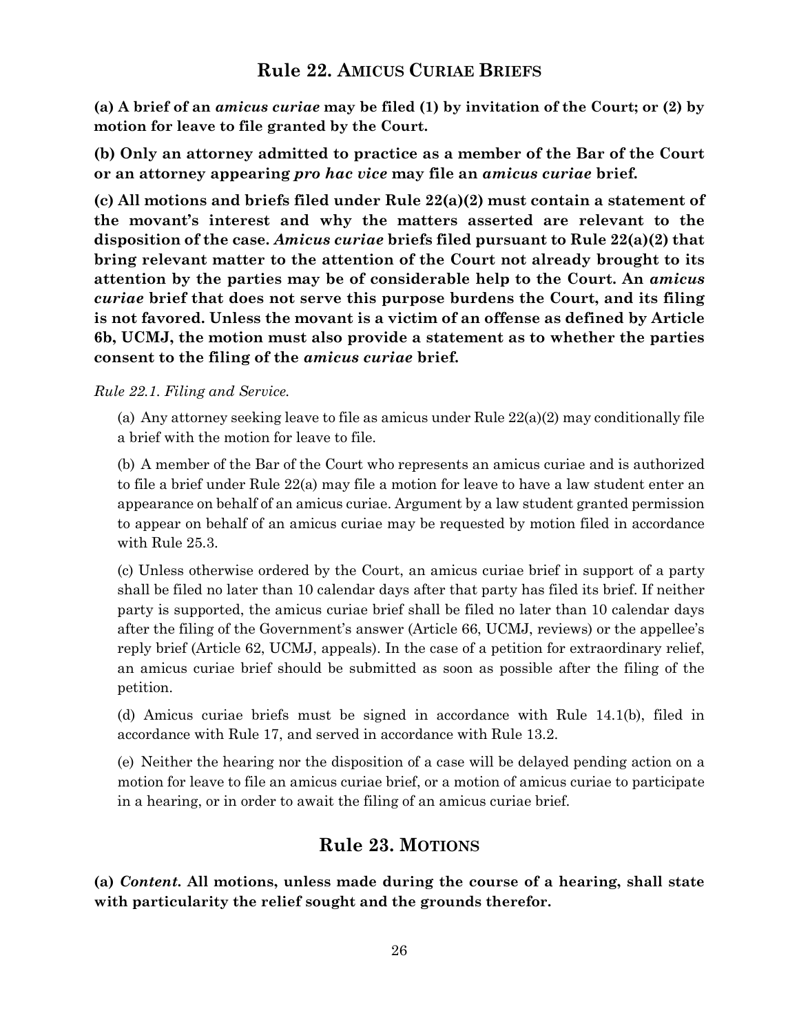## Rule 22. AMICUS CURIAE BRIEFS

**(a) A brief of an *amicus curiae* may be filed (1) by invitation of the Court; or (2) by motion for leave to file granted by the Court.**

**(b) Only an attorney admitted to practice as a member of the Bar of the Court or an attorney appearing *pro hac vice* may file an *amicus curiae* brief.**

**(c) All motions and briefs filed under Rule 22(a)(2) must contain a statement of the movant's interest and why the matters asserted are relevant to the disposition of the case. *Amicus curiae* briefs filed pursuant to Rule 22(a)(2) that bring relevant matter to the attention of the Court not already brought to its attention by the parties may be of considerable help to the Court. An *amicus curiae* brief that does not serve this purpose burdens the Court, and its filing is not favored. Unless the movant is a victim of an offense as defined by Article 6b, UCMJ, the motion must also provide a statement as to whether the parties consent to the filing of the *amicus curiae* brief.**

*Rule 22.1. Filing and Service.*

(a) Any attorney seeking leave to file as amicus under Rule 22(a)(2) may conditionally file a brief with the motion for leave to file.

(b) A member of the Bar of the Court who represents an amicus curiae and is authorized to file a brief under Rule 22(a) may file a motion for leave to have a law student enter an appearance on behalf of an amicus curiae. Argument by a law student granted permission to appear on behalf of an amicus curiae may be requested by motion filed in accordance with Rule 25.3.

(c) Unless otherwise ordered by the Court, an amicus curiae brief in support of a party shall be filed no later than 10 calendar days after that party has filed its brief. If neither party is supported, the amicus curiae brief shall be filed no later than 10 calendar days after the filing of the Government's answer (Article 66, UCMJ, reviews) or the appellee's reply brief (Article 62, UCMJ, appeals). In the case of a petition for extraordinary relief, an amicus curiae brief should be submitted as soon as possible after the filing of the petition.

(d) Amicus curiae briefs must be signed in accordance with Rule 14.1(b), filed in accordance with Rule 17, and served in accordance with Rule 13.2.

(e) Neither the hearing nor the disposition of a case will be delayed pending action on a motion for leave to file an amicus curiae brief, or a motion of amicus curiae to participate in a hearing, or in order to await the filing of an amicus curiae brief.

## Rule 23. MOTIONS

**(a) *Content.* All motions, unless made during the course of a hearing, shall state with particularity the relief sought and the grounds therefor.**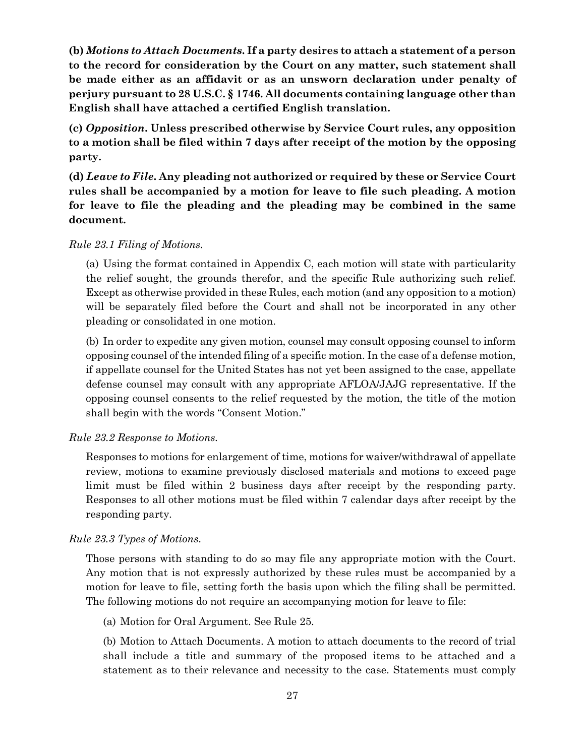**(b)** ***Motions to Attach Documents.*** **If a party desires to attach a statement of a person to the record for consideration by the Court on any matter, such statement shall be made either as an affidavit or as an unsworn declaration under penalty of perjury pursuant to 28 U.S.C. § 1746. All documents containing language other than English shall have attached a certified English translation.**

**(c)** ***Opposition.*** **Unless prescribed otherwise by Service Court rules, any opposition to a motion shall be filed within 7 days after receipt of the motion by the opposing party.**

**(d)** ***Leave to File.*** **Any pleading not authorized or required by these or Service Court rules shall be accompanied by a motion for leave to file such pleading. A motion for leave to file the pleading and the pleading may be combined in the same document.**

*Rule 23.1 Filing of Motions.*

(a) Using the format contained in Appendix C, each motion will state with particularity the relief sought, the grounds therefor, and the specific Rule authorizing such relief. Except as otherwise provided in these Rules, each motion (and any opposition to a motion) will be separately filed before the Court and shall not be incorporated in any other pleading or consolidated in one motion.

(b) In order to expedite any given motion, counsel may consult opposing counsel to inform opposing counsel of the intended filing of a specific motion. In the case of a defense motion, if appellate counsel for the United States has not yet been assigned to the case, appellate defense counsel may consult with any appropriate AFLOA/JAJG representative. If the opposing counsel consents to the relief requested by the motion, the title of the motion shall begin with the words "Consent Motion."

*Rule 23.2 Response to Motions.*

Responses to motions for enlargement of time, motions for waiver/withdrawal of appellate review, motions to examine previously disclosed materials and motions to exceed page limit must be filed within 2 business days after receipt by the responding party. Responses to all other motions must be filed within 7 calendar days after receipt by the responding party.

*Rule 23.3 Types of Motions.*

Those persons with standing to do so may file any appropriate motion with the Court. Any motion that is not expressly authorized by these rules must be accompanied by a motion for leave to file, setting forth the basis upon which the filing shall be permitted. The following motions do not require an accompanying motion for leave to file:

(a) Motion for Oral Argument. See Rule 25.

(b) Motion to Attach Documents. A motion to attach documents to the record of trial shall include a title and summary of the proposed items to be attached and a statement as to their relevance and necessity to the case. Statements must comply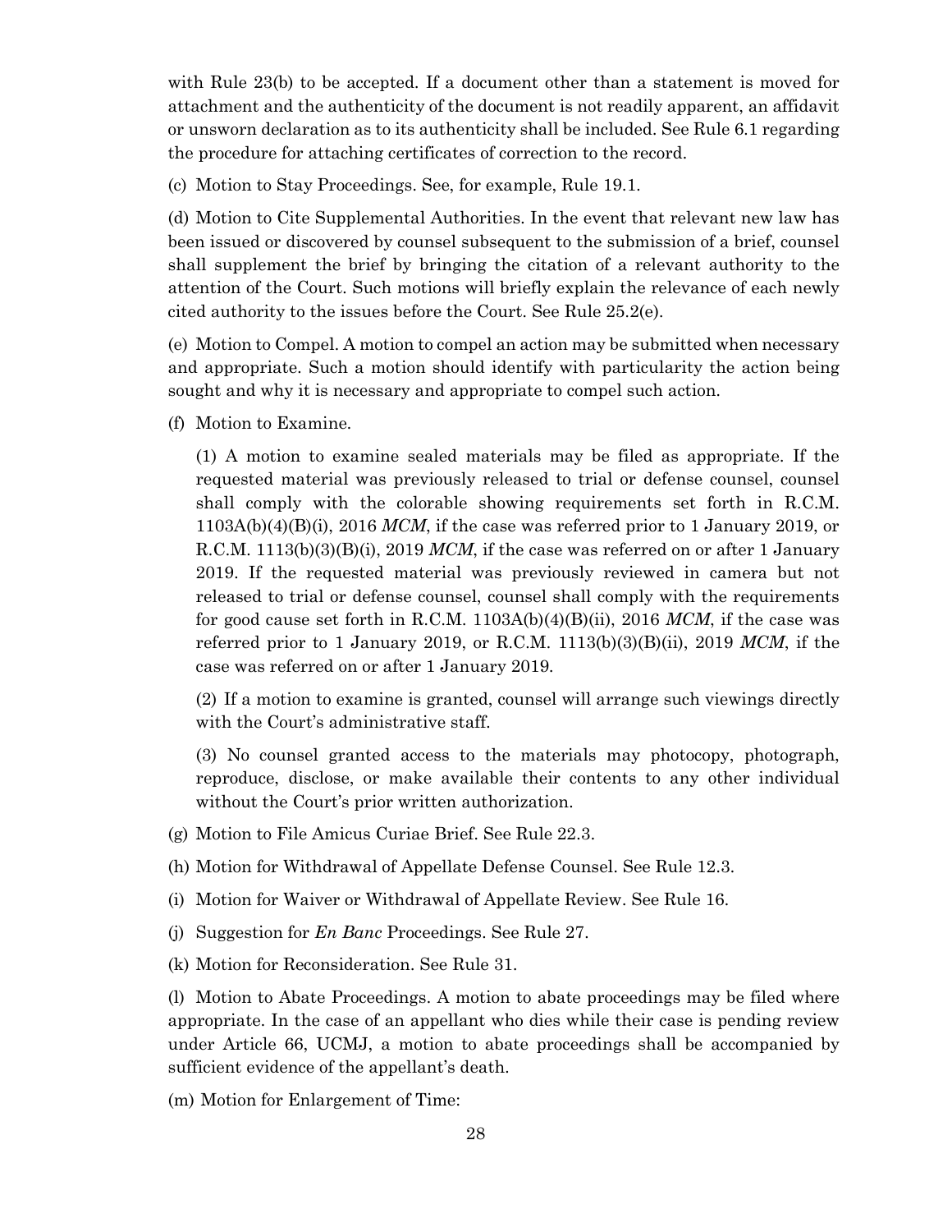with Rule 23(b) to be accepted. If a document other than a statement is moved for attachment and the authenticity of the document is not readily apparent, an affidavit or unsworn declaration as to its authenticity shall be included. See Rule 6.1 regarding the procedure for attaching certificates of correction to the record.

(c) Motion to Stay Proceedings. See, for example, Rule 19.1.

(d) Motion to Cite Supplemental Authorities. In the event that relevant new law has been issued or discovered by counsel subsequent to the submission of a brief, counsel shall supplement the brief by bringing the citation of a relevant authority to the attention of the Court. Such motions will briefly explain the relevance of each newly cited authority to the issues before the Court. See Rule 25.2(e).

(e) Motion to Compel. A motion to compel an action may be submitted when necessary and appropriate. Such a motion should identify with particularity the action being sought and why it is necessary and appropriate to compel such action.

(f) Motion to Examine.

(1) A motion to examine sealed materials may be filed as appropriate. If the requested material was previously released to trial or defense counsel, counsel shall comply with the colorable showing requirements set forth in R.C.M. 1103A(b)(4)(B)(i), 2016 *MCM*, if the case was referred prior to 1 January 2019, or R.C.M. 1113(b)(3)(B)(i), 2019 *MCM*, if the case was referred on or after 1 January 2019. If the requested material was previously reviewed in camera but not released to trial or defense counsel, counsel shall comply with the requirements for good cause set forth in R.C.M. 1103A(b)(4)(B)(ii), 2016 *MCM*, if the case was referred prior to 1 January 2019, or R.C.M. 1113(b)(3)(B)(ii), 2019 *MCM*, if the case was referred on or after 1 January 2019.

(2) If a motion to examine is granted, counsel will arrange such viewings directly with the Court's administrative staff.

(3) No counsel granted access to the materials may photocopy, photograph, reproduce, disclose, or make available their contents to any other individual without the Court's prior written authorization.

(g) Motion to File Amicus Curiae Brief. See Rule 22.3.

(h) Motion for Withdrawal of Appellate Defense Counsel. See Rule 12.3.

(i) Motion for Waiver or Withdrawal of Appellate Review. See Rule 16.

(j) Suggestion for *En Banc* Proceedings. See Rule 27.

(k) Motion for Reconsideration. See Rule 31.

(l) Motion to Abate Proceedings. A motion to abate proceedings may be filed where appropriate. In the case of an appellant who dies while their case is pending review under Article 66, UCMJ, a motion to abate proceedings shall be accompanied by sufficient evidence of the appellant's death.

(m) Motion for Enlargement of Time: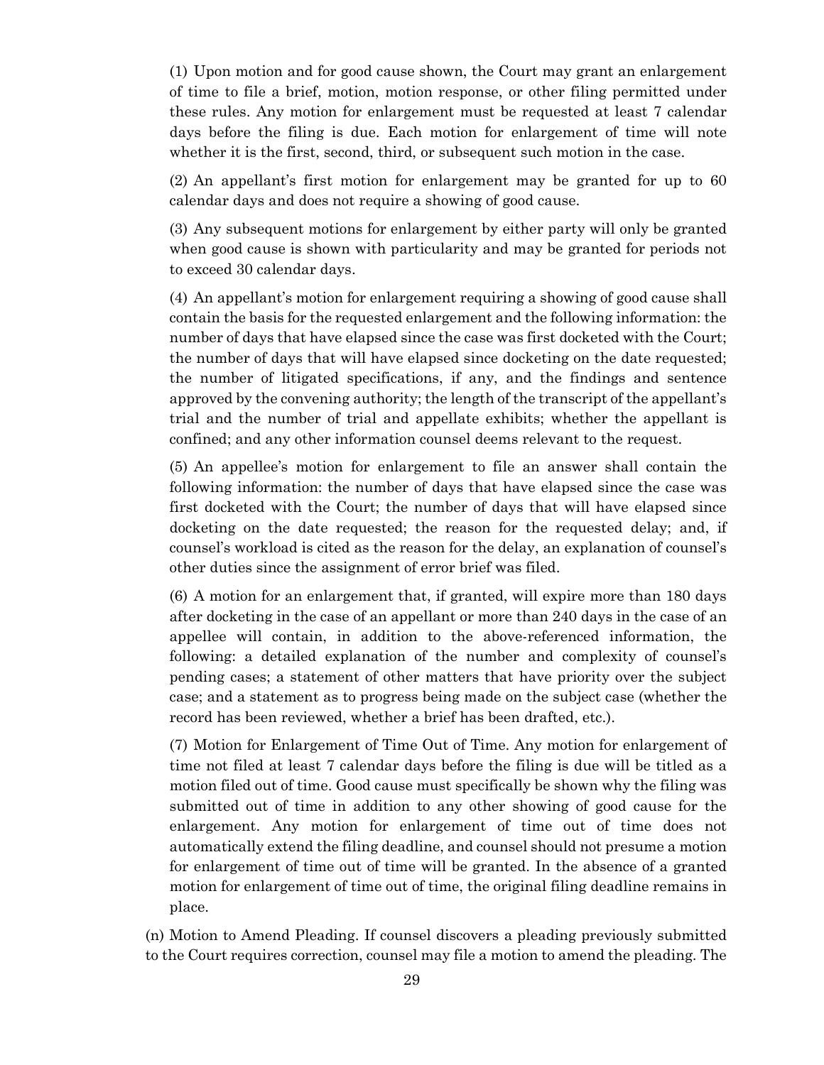(1) Upon motion and for good cause shown, the Court may grant an enlargement of time to file a brief, motion, motion response, or other filing permitted under these rules. Any motion for enlargement must be requested at least 7 calendar days before the filing is due. Each motion for enlargement of time will note whether it is the first, second, third, or subsequent such motion in the case.

(2) An appellant's first motion for enlargement may be granted for up to 60 calendar days and does not require a showing of good cause.

(3) Any subsequent motions for enlargement by either party will only be granted when good cause is shown with particularity and may be granted for periods not to exceed 30 calendar days.

(4) An appellant's motion for enlargement requiring a showing of good cause shall contain the basis for the requested enlargement and the following information: the number of days that have elapsed since the case was first docketed with the Court; the number of days that will have elapsed since docketing on the date requested; the number of litigated specifications, if any, and the findings and sentence approved by the convening authority; the length of the transcript of the appellant's trial and the number of trial and appellate exhibits; whether the appellant is confined; and any other information counsel deems relevant to the request.

(5) An appellee's motion for enlargement to file an answer shall contain the following information: the number of days that have elapsed since the case was first docketed with the Court; the number of days that will have elapsed since docketing on the date requested; the reason for the requested delay; and, if counsel's workload is cited as the reason for the delay, an explanation of counsel's other duties since the assignment of error brief was filed.

(6) A motion for an enlargement that, if granted, will expire more than 180 days after docketing in the case of an appellant or more than 240 days in the case of an appellee will contain, in addition to the above-referenced information, the following: a detailed explanation of the number and complexity of counsel's pending cases; a statement of other matters that have priority over the subject case; and a statement as to progress being made on the subject case (whether the record has been reviewed, whether a brief has been drafted, etc.).

(7) Motion for Enlargement of Time Out of Time. Any motion for enlargement of time not filed at least 7 calendar days before the filing is due will be titled as a motion filed out of time. Good cause must specifically be shown why the filing was submitted out of time in addition to any other showing of good cause for the enlargement. Any motion for enlargement of time out of time does not automatically extend the filing deadline, and counsel should not presume a motion for enlargement of time out of time will be granted. In the absence of a granted motion for enlargement of time out of time, the original filing deadline remains in place.

(n) Motion to Amend Pleading. If counsel discovers a pleading previously submitted to the Court requires correction, counsel may file a motion to amend the pleading. The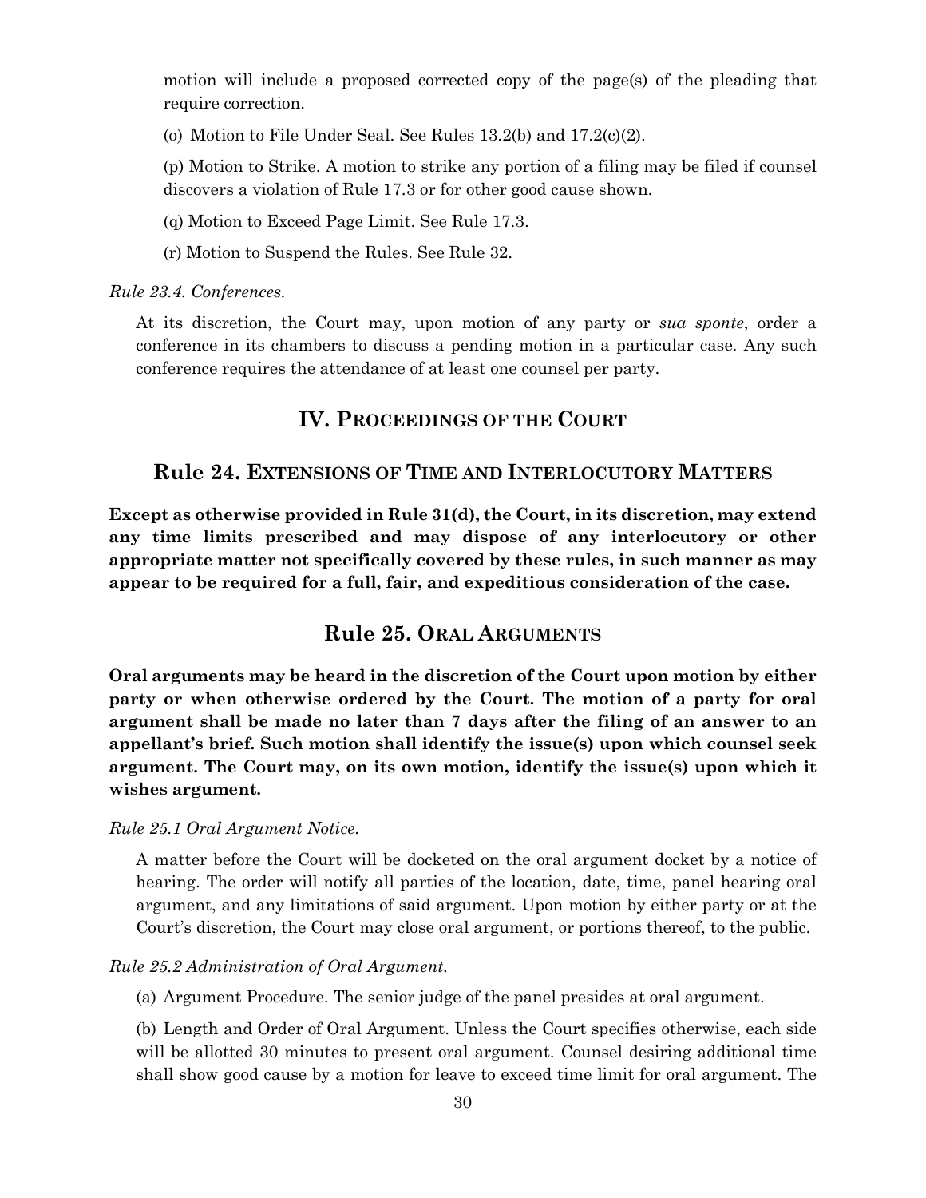motion will include a proposed corrected copy of the page(s) of the pleading that require correction.

(o) Motion to File Under Seal. See Rules 13.2(b) and 17.2(c)(2).

(p) Motion to Strike. A motion to strike any portion of a filing may be filed if counsel discovers a violation of Rule 17.3 or for other good cause shown.

(q) Motion to Exceed Page Limit. See Rule 17.3.

(r) Motion to Suspend the Rules. See Rule 32.

*Rule 23.4. Conferences.*

At its discretion, the Court may, upon motion of any party or *sua sponte*, order a conference in its chambers to discuss a pending motion in a particular case. Any such conference requires the attendance of at least one counsel per party.

# IV. PROCEEDINGS OF THE COURT

## Rule 24. EXTENSIONS OF TIME AND INTERLOCUTORY MATTERS

**Except as otherwise provided in Rule 31(d), the Court, in its discretion, may extend any time limits prescribed and may dispose of any interlocutory or other appropriate matter not specifically covered by these rules, in such manner as may appear to be required for a full, fair, and expeditious consideration of the case.**

## Rule 25. ORAL ARGUMENTS

**Oral arguments may be heard in the discretion of the Court upon motion by either party or when otherwise ordered by the Court. The motion of a party for oral argument shall be made no later than 7 days after the filing of an answer to an appellant's brief. Such motion shall identify the issue(s) upon which counsel seek argument. The Court may, on its own motion, identify the issue(s) upon which it wishes argument.**

*Rule 25.1 Oral Argument Notice.*

A matter before the Court will be docketed on the oral argument docket by a notice of hearing. The order will notify all parties of the location, date, time, panel hearing oral argument, and any limitations of said argument. Upon motion by either party or at the Court's discretion, the Court may close oral argument, or portions thereof, to the public.

*Rule 25.2 Administration of Oral Argument.*

(a) Argument Procedure. The senior judge of the panel presides at oral argument.

(b) Length and Order of Oral Argument. Unless the Court specifies otherwise, each side will be allotted 30 minutes to present oral argument. Counsel desiring additional time shall show good cause by a motion for leave to exceed time limit for oral argument. The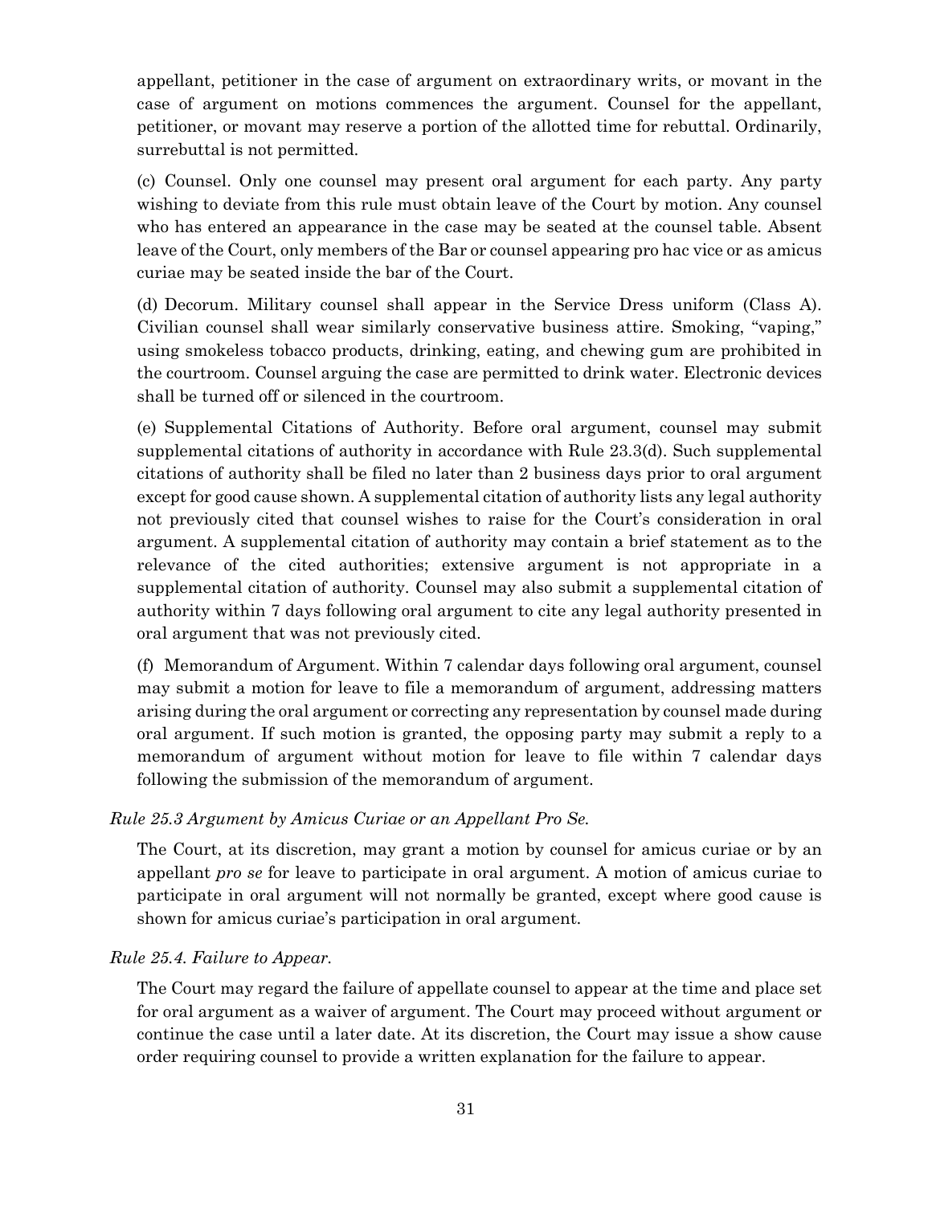appellant, petitioner in the case of argument on extraordinary writs, or movant in the case of argument on motions commences the argument. Counsel for the appellant, petitioner, or movant may reserve a portion of the allotted time for rebuttal. Ordinarily, surrebuttal is not permitted.

(c) Counsel. Only one counsel may present oral argument for each party. Any party wishing to deviate from this rule must obtain leave of the Court by motion. Any counsel who has entered an appearance in the case may be seated at the counsel table. Absent leave of the Court, only members of the Bar or counsel appearing pro hac vice or as amicus curiae may be seated inside the bar of the Court.

(d) Decorum. Military counsel shall appear in the Service Dress uniform (Class A). Civilian counsel shall wear similarly conservative business attire. Smoking, "vaping," using smokeless tobacco products, drinking, eating, and chewing gum are prohibited in the courtroom. Counsel arguing the case are permitted to drink water. Electronic devices shall be turned off or silenced in the courtroom.

(e) Supplemental Citations of Authority. Before oral argument, counsel may submit supplemental citations of authority in accordance with Rule 23.3(d). Such supplemental citations of authority shall be filed no later than 2 business days prior to oral argument except for good cause shown. A supplemental citation of authority lists any legal authority not previously cited that counsel wishes to raise for the Court's consideration in oral argument. A supplemental citation of authority may contain a brief statement as to the relevance of the cited authorities; extensive argument is not appropriate in a supplemental citation of authority. Counsel may also submit a supplemental citation of authority within 7 days following oral argument to cite any legal authority presented in oral argument that was not previously cited.

(f) Memorandum of Argument. Within 7 calendar days following oral argument, counsel may submit a motion for leave to file a memorandum of argument, addressing matters arising during the oral argument or correcting any representation by counsel made during oral argument. If such motion is granted, the opposing party may submit a reply to a memorandum of argument without motion for leave to file within 7 calendar days following the submission of the memorandum of argument.

*Rule 25.3 Argument by Amicus Curiae or an Appellant Pro Se.*

The Court, at its discretion, may grant a motion by counsel for amicus curiae or by an appellant *pro se* for leave to participate in oral argument. A motion of amicus curiae to participate in oral argument will not normally be granted, except where good cause is shown for amicus curiae's participation in oral argument.

*Rule 25.4. Failure to Appear.*

The Court may regard the failure of appellate counsel to appear at the time and place set for oral argument as a waiver of argument. The Court may proceed without argument or continue the case until a later date. At its discretion, the Court may issue a show cause order requiring counsel to provide a written explanation for the failure to appear.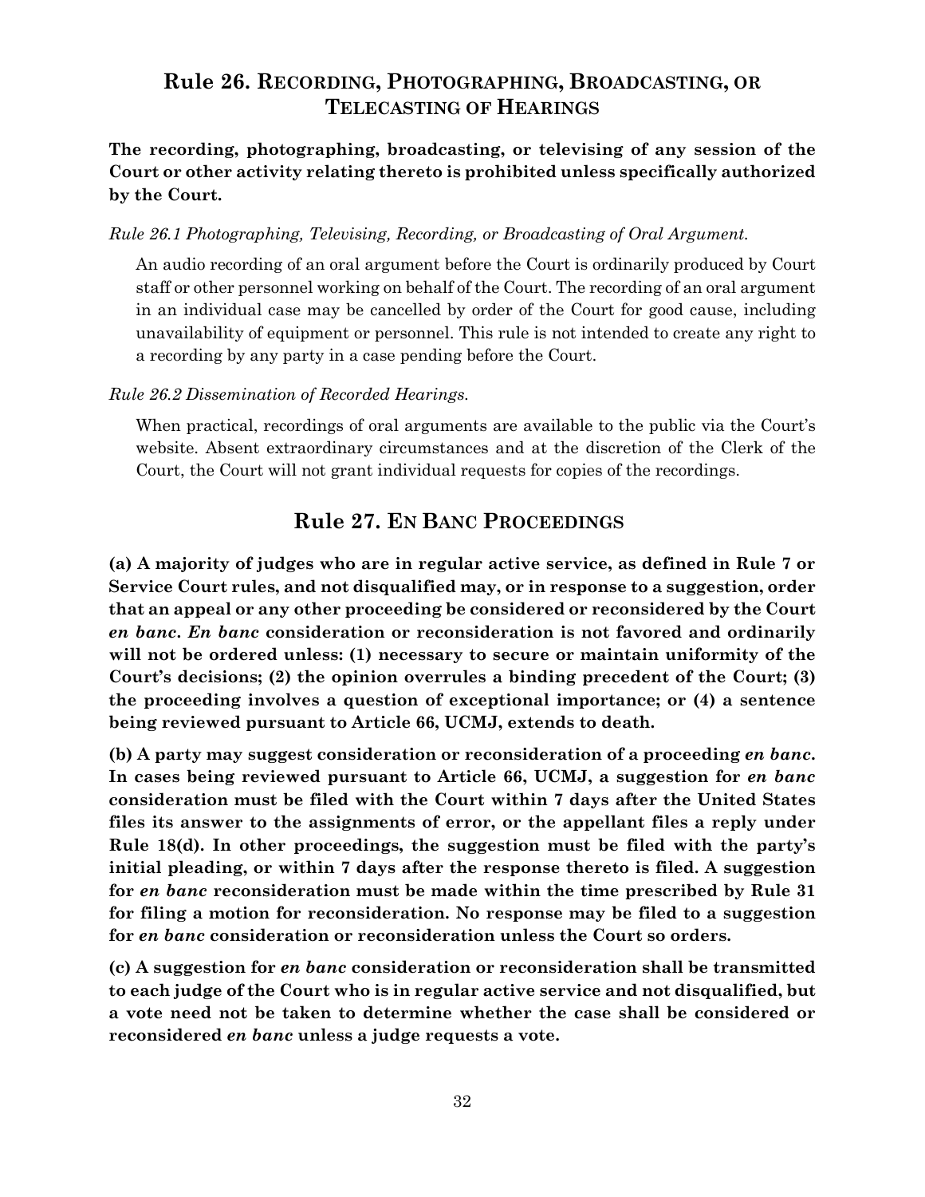## Rule 26. RECORDING, PHOTOGRAPHING, BROADCASTING, OR TELECASTING OF HEARINGS

**The recording, photographing, broadcasting, or televising of any session of the Court or other activity relating thereto is prohibited unless specifically authorized by the Court.**

*Rule 26.1 Photographing, Televising, Recording, or Broadcasting of Oral Argument.*

An audio recording of an oral argument before the Court is ordinarily produced by Court staff or other personnel working on behalf of the Court. The recording of an oral argument in an individual case may be cancelled by order of the Court for good cause, including unavailability of equipment or personnel. This rule is not intended to create any right to a recording by any party in a case pending before the Court.

*Rule 26.2 Dissemination of Recorded Hearings.*

When practical, recordings of oral arguments are available to the public via the Court's website. Absent extraordinary circumstances and at the discretion of the Clerk of the Court, the Court will not grant individual requests for copies of the recordings.

## Rule 27. EN BANC PROCEEDINGS

**(a) A majority of judges who are in regular active service, as defined in Rule 7 or Service Court rules, and not disqualified may, or in response to a suggestion, order that an appeal or any other proceeding be considered or reconsidered by the Court *en banc*. *En banc* consideration or reconsideration is not favored and ordinarily will not be ordered unless: (1) necessary to secure or maintain uniformity of the Court's decisions; (2) the opinion overrules a binding precedent of the Court; (3) the proceeding involves a question of exceptional importance; or (4) a sentence being reviewed pursuant to Article 66, UCMJ, extends to death.**

**(b) A party may suggest consideration or reconsideration of a proceeding *en banc*. In cases being reviewed pursuant to Article 66, UCMJ, a suggestion for *en banc* consideration must be filed with the Court within 7 days after the United States files its answer to the assignments of error, or the appellant files a reply under Rule 18(d). In other proceedings, the suggestion must be filed with the party's initial pleading, or within 7 days after the response thereto is filed. A suggestion for *en banc* reconsideration must be made within the time prescribed by Rule 31 for filing a motion for reconsideration. No response may be filed to a suggestion for *en banc* consideration or reconsideration unless the Court so orders.**

**(c) A suggestion for *en banc* consideration or reconsideration shall be transmitted to each judge of the Court who is in regular active service and not disqualified, but a vote need not be taken to determine whether the case shall be considered or reconsidered *en banc* unless a judge requests a vote.**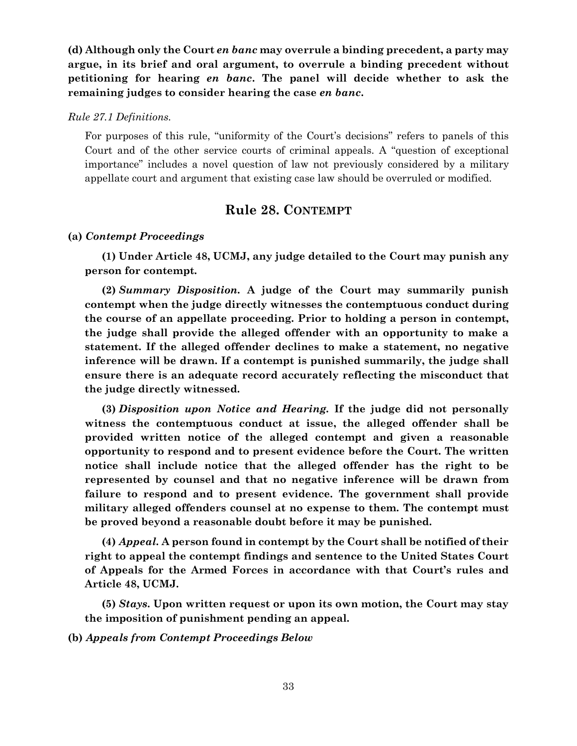**(d) Although only the Court *en banc* may overrule a binding precedent, a party may argue, in its brief and oral argument, to overrule a binding precedent without petitioning for hearing *en banc*. The panel will decide whether to ask the remaining judges to consider hearing the case *en banc*.**

*Rule 27.1 Definitions.*

For purposes of this rule, "uniformity of the Court's decisions" refers to panels of this Court and of the other service courts of criminal appeals. A "question of exceptional importance" includes a novel question of law not previously considered by a military appellate court and argument that existing case law should be overruled or modified.

## Rule 28. CONTEMPT

**(a)** ***Contempt Proceedings***

**(1) Under Article 48, UCMJ, any judge detailed to the Court may punish any person for contempt.**

**(2)** ***Summary Disposition.*** **A judge of the Court may summarily punish contempt when the judge directly witnesses the contemptuous conduct during the course of an appellate proceeding. Prior to holding a person in contempt, the judge shall provide the alleged offender with an opportunity to make a statement. If the alleged offender declines to make a statement, no negative inference will be drawn. If a contempt is punished summarily, the judge shall ensure there is an adequate record accurately reflecting the misconduct that the judge directly witnessed.**

**(3)** ***Disposition upon Notice and Hearing.*** **If the judge did not personally witness the contemptuous conduct at issue, the alleged offender shall be provided written notice of the alleged contempt and given a reasonable opportunity to respond and to present evidence before the Court. The written notice shall include notice that the alleged offender has the right to be represented by counsel and that no negative inference will be drawn from failure to respond and to present evidence. The government shall provide military alleged offenders counsel at no expense to them. The contempt must be proved beyond a reasonable doubt before it may be punished.**

**(4)** ***Appeal.*** **A person found in contempt by the Court shall be notified of their right to appeal the contempt findings and sentence to the United States Court of Appeals for the Armed Forces in accordance with that Court's rules and Article 48, UCMJ.**

**(5)** ***Stays.*** **Upon written request or upon its own motion, the Court may stay the imposition of punishment pending an appeal.**

**(b)** ***Appeals from Contempt Proceedings Below***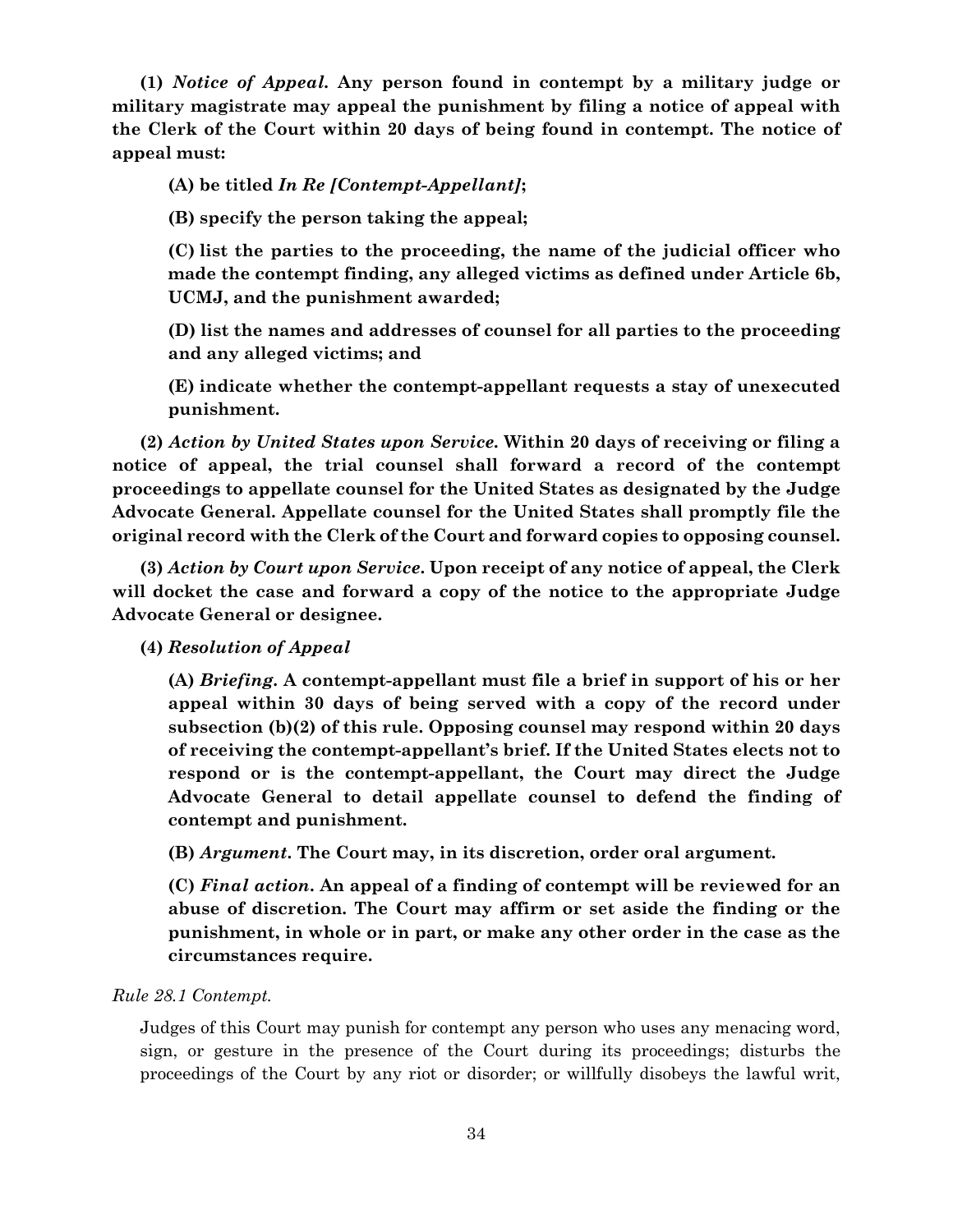**(1)** ***Notice of Appeal.*** **Any person found in contempt by a military judge or military magistrate may appeal the punishment by filing a notice of appeal with the Clerk of the Court within 20 days of being found in contempt. The notice of appeal must:**

**(A) be titled** ***In Re [Contempt-Appellant]*****;**

**(B) specify the person taking the appeal;**

**(C) list the parties to the proceeding, the name of the judicial officer who made the contempt finding, any alleged victims as defined under Article 6b, UCMJ, and the punishment awarded;**

**(D) list the names and addresses of counsel for all parties to the proceeding and any alleged victims; and**

**(E) indicate whether the contempt-appellant requests a stay of unexecuted punishment.**

**(2)** ***Action by United States upon Service.*** **Within 20 days of receiving or filing a notice of appeal, the trial counsel shall forward a record of the contempt proceedings to appellate counsel for the United States as designated by the Judge Advocate General. Appellate counsel for the United States shall promptly file the original record with the Clerk of the Court and forward copies to opposing counsel.**

**(3)** ***Action by Court upon Service.*** **Upon receipt of any notice of appeal, the Clerk will docket the case and forward a copy of the notice to the appropriate Judge Advocate General or designee.**

**(4)** ***Resolution of Appeal***

**(A)** ***Briefing.*** **A contempt-appellant must file a brief in support of his or her appeal within 30 days of being served with a copy of the record under subsection (b)(2) of this rule. Opposing counsel may respond within 20 days of receiving the contempt-appellant's brief. If the United States elects not to respond or is the contempt-appellant, the Court may direct the Judge Advocate General to detail appellate counsel to defend the finding of contempt and punishment.**

**(B)** ***Argument.*** **The Court may, in its discretion, order oral argument.**

**(C)** ***Final action.*** **An appeal of a finding of contempt will be reviewed for an abuse of discretion. The Court may affirm or set aside the finding or the punishment, in whole or in part, or make any other order in the case as the circumstances require.**

*Rule 28.1 Contempt.*

Judges of this Court may punish for contempt any person who uses any menacing word, sign, or gesture in the presence of the Court during its proceedings; disturbs the proceedings of the Court by any riot or disorder; or willfully disobeys the lawful writ,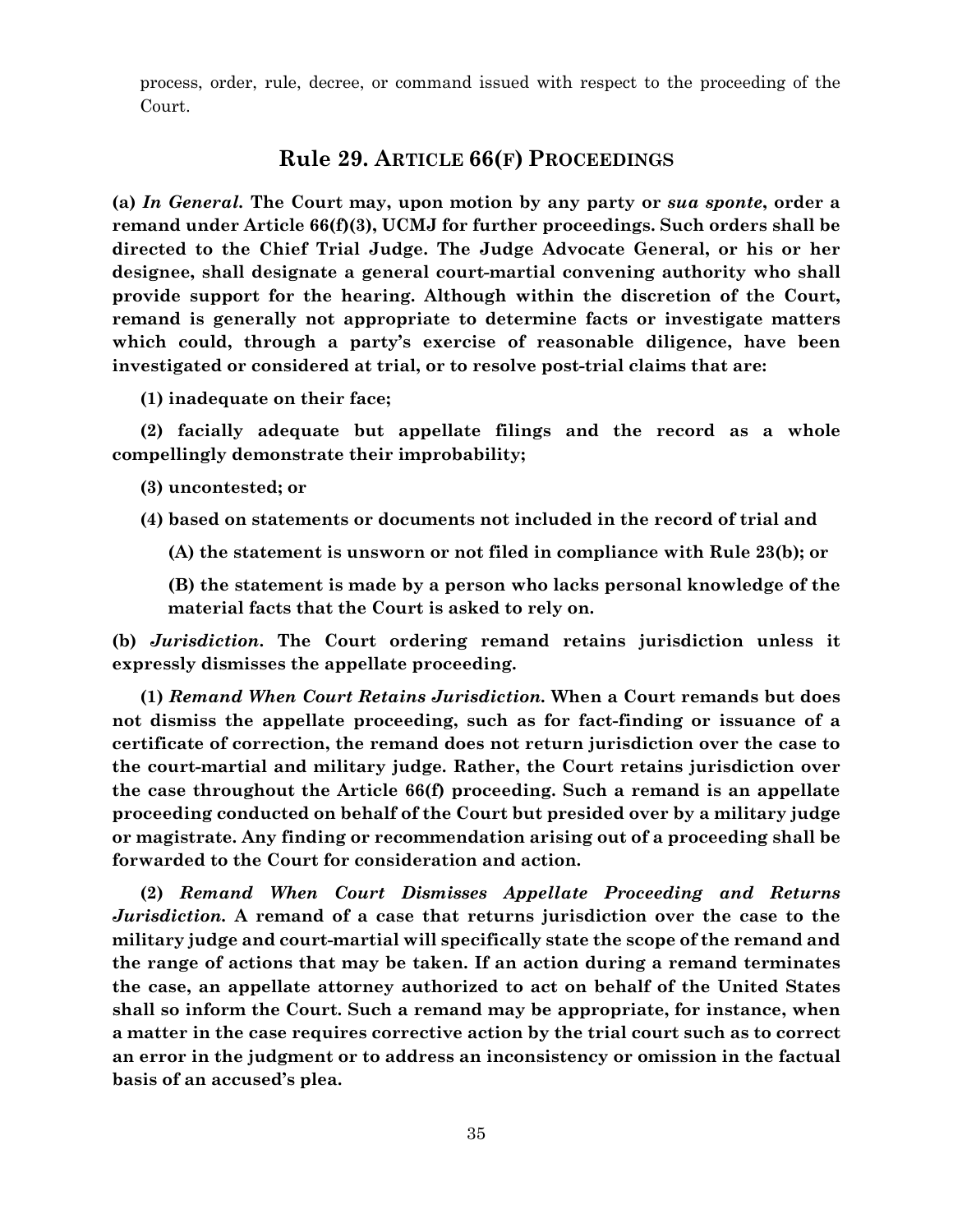process, order, rule, decree, or command issued with respect to the proceeding of the Court.

## Rule 29. ARTICLE 66(F) PROCEEDINGS

**(a)** ***In General.*** **The Court may, upon motion by any party or** ***sua sponte*****, order a remand under Article 66(f)(3), UCMJ for further proceedings. Such orders shall be directed to the Chief Trial Judge. The Judge Advocate General, or his or her designee, shall designate a general court-martial convening authority who shall provide support for the hearing. Although within the discretion of the Court, remand is generally not appropriate to determine facts or investigate matters which could, through a party's exercise of reasonable diligence, have been investigated or considered at trial, or to resolve post-trial claims that are:**

**(1) inadequate on their face;**

**(2) facially adequate but appellate filings and the record as a whole compellingly demonstrate their improbability;**

**(3) uncontested; or**

**(4) based on statements or documents not included in the record of trial and**

**(A) the statement is unsworn or not filed in compliance with Rule 23(b); or**

**(B) the statement is made by a person who lacks personal knowledge of the material facts that the Court is asked to rely on.**

**(b)** ***Jurisdiction.*** **The Court ordering remand retains jurisdiction unless it expressly dismisses the appellate proceeding.**

**(1)** ***Remand When Court Retains Jurisdiction.*** **When a Court remands but does not dismiss the appellate proceeding, such as for fact-finding or issuance of a certificate of correction, the remand does not return jurisdiction over the case to the court-martial and military judge. Rather, the Court retains jurisdiction over the case throughout the Article 66(f) proceeding. Such a remand is an appellate proceeding conducted on behalf of the Court but presided over by a military judge or magistrate. Any finding or recommendation arising out of a proceeding shall be forwarded to the Court for consideration and action.**

**(2)** ***Remand When Court Dismisses Appellate Proceeding and Returns Jurisdiction.*** **A remand of a case that returns jurisdiction over the case to the military judge and court-martial will specifically state the scope of the remand and the range of actions that may be taken. If an action during a remand terminates the case, an appellate attorney authorized to act on behalf of the United States shall so inform the Court. Such a remand may be appropriate, for instance, when a matter in the case requires corrective action by the trial court such as to correct an error in the judgment or to address an inconsistency or omission in the factual basis of an accused's plea.**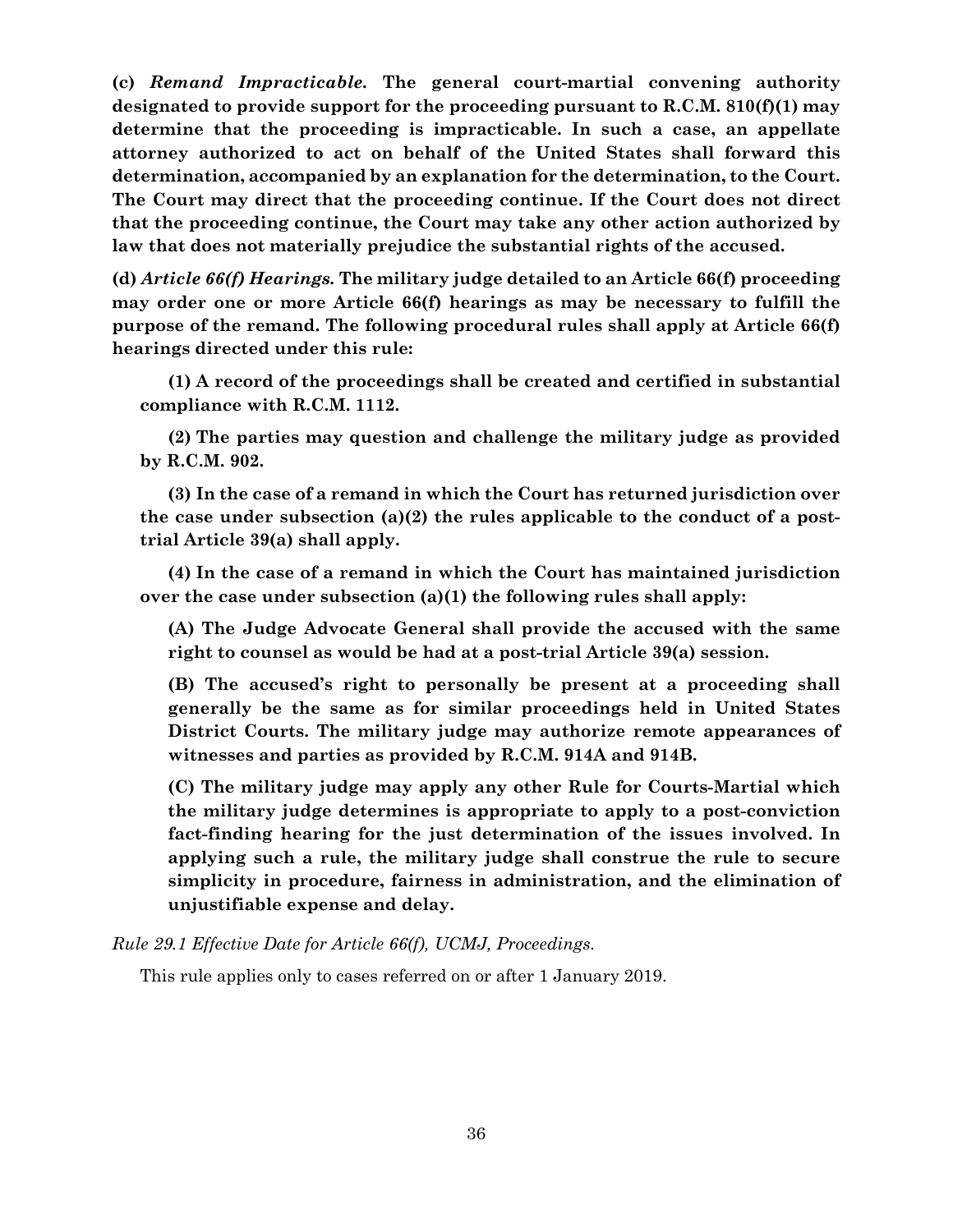**(c)** ***Remand Impracticable.*** **The general court-martial convening authority designated to provide support for the proceeding pursuant to R.C.M. 810(f)(1) may determine that the proceeding is impracticable. In such a case, an appellate attorney authorized to act on behalf of the United States shall forward this determination, accompanied by an explanation for the determination, to the Court. The Court may direct that the proceeding continue. If the Court does not direct that the proceeding continue, the Court may take any other action authorized by law that does not materially prejudice the substantial rights of the accused.**

**(d)** ***Article 66(f) Hearings.*** **The military judge detailed to an Article 66(f) proceeding may order one or more Article 66(f) hearings as may be necessary to fulfill the purpose of the remand. The following procedural rules shall apply at Article 66(f) hearings directed under this rule:**

**(1) A record of the proceedings shall be created and certified in substantial compliance with R.C.M. 1112.**

**(2) The parties may question and challenge the military judge as provided by R.C.M. 902.**

**(3) In the case of a remand in which the Court has returned jurisdiction over the case under subsection (a)(2) the rules applicable to the conduct of a post-trial Article 39(a) shall apply.**

**(4) In the case of a remand in which the Court has maintained jurisdiction over the case under subsection (a)(1) the following rules shall apply:**

**(A) The Judge Advocate General shall provide the accused with the same right to counsel as would be had at a post-trial Article 39(a) session.**

**(B) The accused's right to personally be present at a proceeding shall generally be the same as for similar proceedings held in United States District Courts. The military judge may authorize remote appearances of witnesses and parties as provided by R.C.M. 914A and 914B.**

**(C) The military judge may apply any other Rule for Courts-Martial which the military judge determines is appropriate to apply to a post-conviction fact-finding hearing for the just determination of the issues involved. In applying such a rule, the military judge shall construe the rule to secure simplicity in procedure, fairness in administration, and the elimination of unjustifiable expense and delay.**

*Rule 29.1 Effective Date for Article 66(f), UCMJ, Proceedings.*

This rule applies only to cases referred on or after 1 January 2019.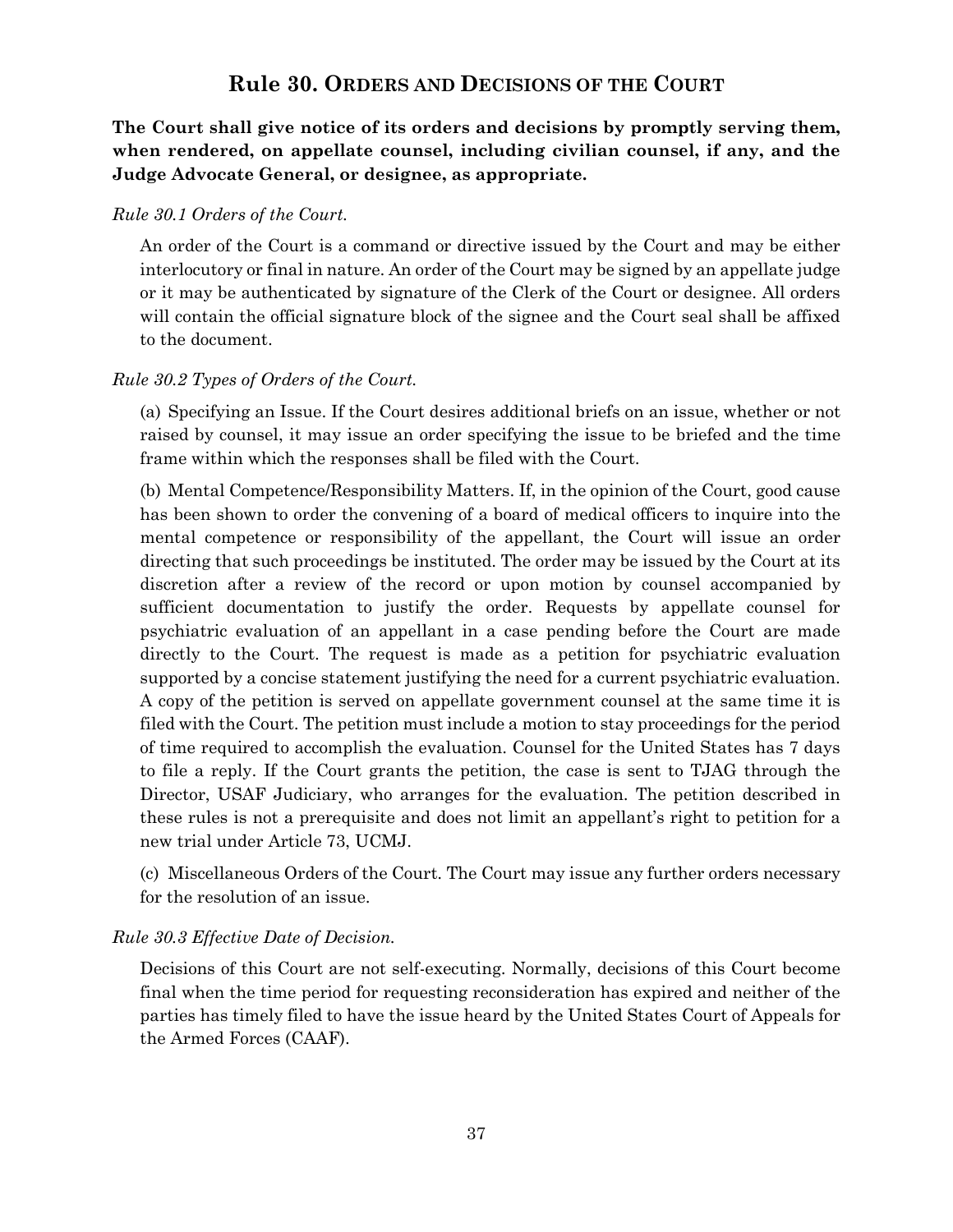## Rule 30. ORDERS AND DECISIONS OF THE COURT

**The Court shall give notice of its orders and decisions by promptly serving them, when rendered, on appellate counsel, including civilian counsel, if any, and the Judge Advocate General, or designee, as appropriate.**

*Rule 30.1 Orders of the Court.*

An order of the Court is a command or directive issued by the Court and may be either interlocutory or final in nature. An order of the Court may be signed by an appellate judge or it may be authenticated by signature of the Clerk of the Court or designee. All orders will contain the official signature block of the signee and the Court seal shall be affixed to the document.

*Rule 30.2 Types of Orders of the Court.*

(a) Specifying an Issue. If the Court desires additional briefs on an issue, whether or not raised by counsel, it may issue an order specifying the issue to be briefed and the time frame within which the responses shall be filed with the Court.

(b) Mental Competence/Responsibility Matters. If, in the opinion of the Court, good cause has been shown to order the convening of a board of medical officers to inquire into the mental competence or responsibility of the appellant, the Court will issue an order directing that such proceedings be instituted. The order may be issued by the Court at its discretion after a review of the record or upon motion by counsel accompanied by sufficient documentation to justify the order. Requests by appellate counsel for psychiatric evaluation of an appellant in a case pending before the Court are made directly to the Court. The request is made as a petition for psychiatric evaluation supported by a concise statement justifying the need for a current psychiatric evaluation. A copy of the petition is served on appellate government counsel at the same time it is filed with the Court. The petition must include a motion to stay proceedings for the period of time required to accomplish the evaluation. Counsel for the United States has 7 days to file a reply. If the Court grants the petition, the case is sent to TJAG through the Director, USAF Judiciary, who arranges for the evaluation. The petition described in these rules is not a prerequisite and does not limit an appellant's right to petition for a new trial under Article 73, UCMJ.

(c) Miscellaneous Orders of the Court. The Court may issue any further orders necessary for the resolution of an issue.

*Rule 30.3 Effective Date of Decision.*

Decisions of this Court are not self-executing. Normally, decisions of this Court become final when the time period for requesting reconsideration has expired and neither of the parties has timely filed to have the issue heard by the United States Court of Appeals for the Armed Forces (CAAF).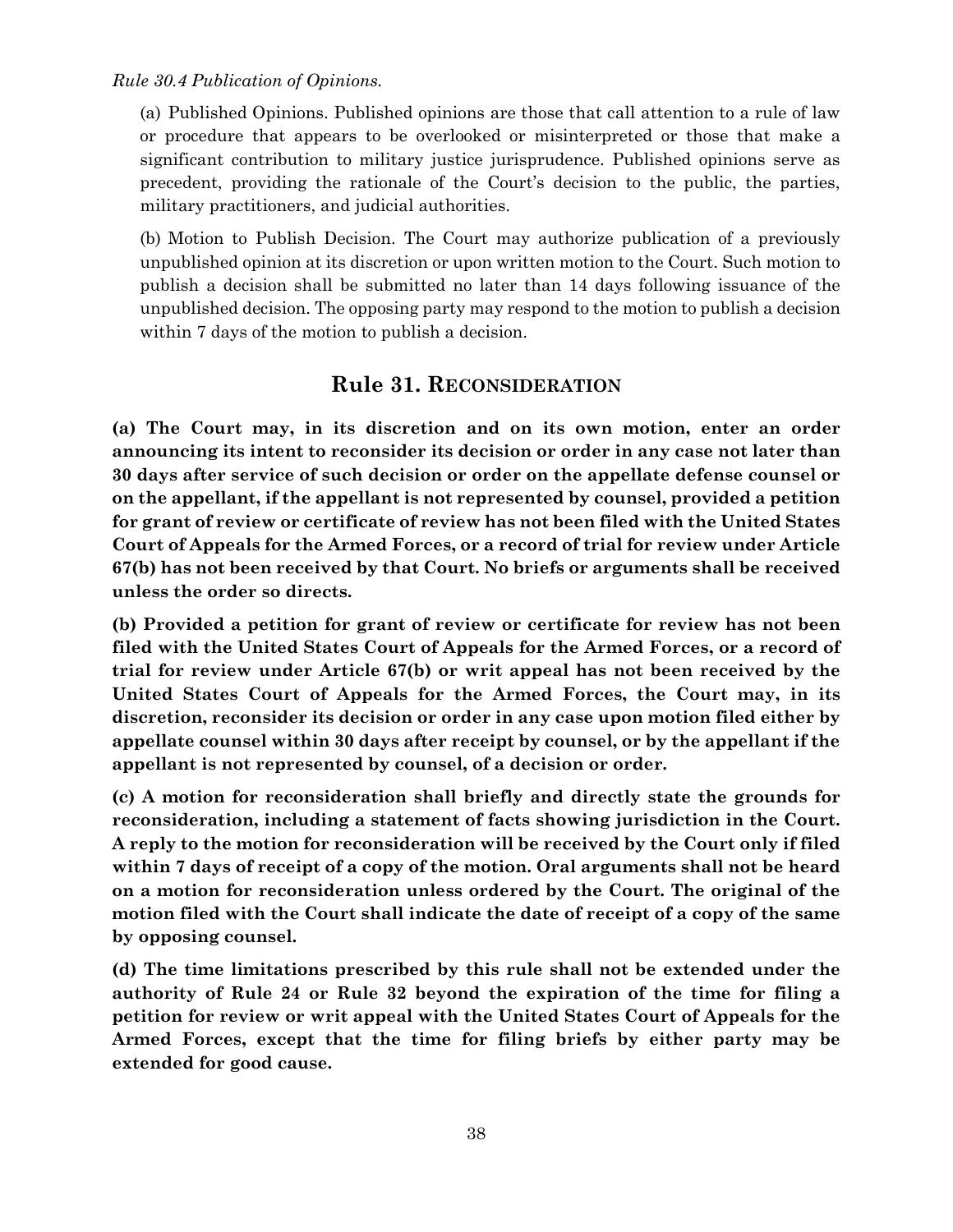*Rule 30.4 Publication of Opinions.*

(a) Published Opinions. Published opinions are those that call attention to a rule of law or procedure that appears to be overlooked or misinterpreted or those that make a significant contribution to military justice jurisprudence. Published opinions serve as precedent, providing the rationale of the Court's decision to the public, the parties, military practitioners, and judicial authorities.

(b) Motion to Publish Decision. The Court may authorize publication of a previously unpublished opinion at its discretion or upon written motion to the Court. Such motion to publish a decision shall be submitted no later than 14 days following issuance of the unpublished decision. The opposing party may respond to the motion to publish a decision within 7 days of the motion to publish a decision.

## Rule 31. RECONSIDERATION

**(a) The Court may, in its discretion and on its own motion, enter an order announcing its intent to reconsider its decision or order in any case not later than 30 days after service of such decision or order on the appellate defense counsel or on the appellant, if the appellant is not represented by counsel, provided a petition for grant of review or certificate of review has not been filed with the United States Court of Appeals for the Armed Forces, or a record of trial for review under Article 67(b) has not been received by that Court. No briefs or arguments shall be received unless the order so directs.**

**(b) Provided a petition for grant of review or certificate for review has not been filed with the United States Court of Appeals for the Armed Forces, or a record of trial for review under Article 67(b) or writ appeal has not been received by the United States Court of Appeals for the Armed Forces, the Court may, in its discretion, reconsider its decision or order in any case upon motion filed either by appellate counsel within 30 days after receipt by counsel, or by the appellant if the appellant is not represented by counsel, of a decision or order.**

**(c) A motion for reconsideration shall briefly and directly state the grounds for reconsideration, including a statement of facts showing jurisdiction in the Court. A reply to the motion for reconsideration will be received by the Court only if filed within 7 days of receipt of a copy of the motion. Oral arguments shall not be heard on a motion for reconsideration unless ordered by the Court. The original of the motion filed with the Court shall indicate the date of receipt of a copy of the same by opposing counsel.**

**(d) The time limitations prescribed by this rule shall not be extended under the authority of Rule 24 or Rule 32 beyond the expiration of the time for filing a petition for review or writ appeal with the United States Court of Appeals for the Armed Forces, except that the time for filing briefs by either party may be extended for good cause.**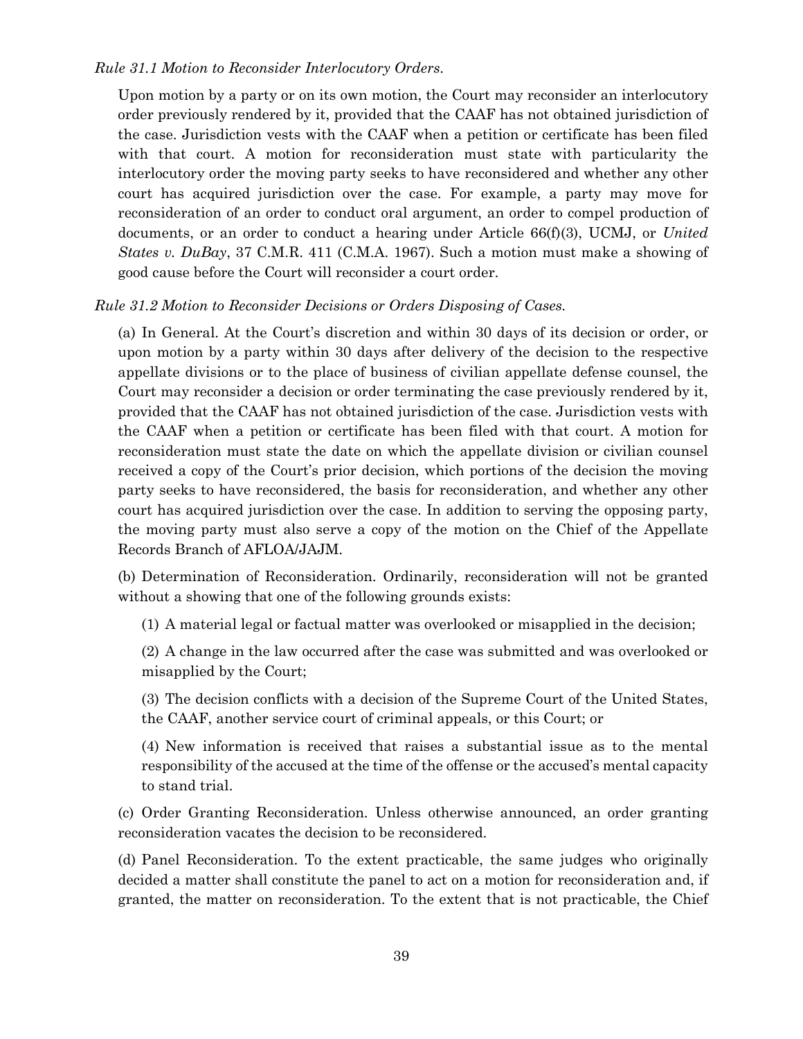*Rule 31.1 Motion to Reconsider Interlocutory Orders.*

Upon motion by a party or on its own motion, the Court may reconsider an interlocutory order previously rendered by it, provided that the CAAF has not obtained jurisdiction of the case. Jurisdiction vests with the CAAF when a petition or certificate has been filed with that court. A motion for reconsideration must state with particularity the interlocutory order the moving party seeks to have reconsidered and whether any other court has acquired jurisdiction over the case. For example, a party may move for reconsideration of an order to conduct oral argument, an order to compel production of documents, or an order to conduct a hearing under Article 66(f)(3), UCMJ, or *United States v. DuBay*, 37 C.M.R. 411 (C.M.A. 1967). Such a motion must make a showing of good cause before the Court will reconsider a court order.

*Rule 31.2 Motion to Reconsider Decisions or Orders Disposing of Cases.*

(a) In General. At the Court's discretion and within 30 days of its decision or order, or upon motion by a party within 30 days after delivery of the decision to the respective appellate divisions or to the place of business of civilian appellate defense counsel, the Court may reconsider a decision or order terminating the case previously rendered by it, provided that the CAAF has not obtained jurisdiction of the case. Jurisdiction vests with the CAAF when a petition or certificate has been filed with that court. A motion for reconsideration must state the date on which the appellate division or civilian counsel received a copy of the Court's prior decision, which portions of the decision the moving party seeks to have reconsidered, the basis for reconsideration, and whether any other court has acquired jurisdiction over the case. In addition to serving the opposing party, the moving party must also serve a copy of the motion on the Chief of the Appellate Records Branch of AFLOA/JAJM.

(b) Determination of Reconsideration. Ordinarily, reconsideration will not be granted without a showing that one of the following grounds exists:

(1) A material legal or factual matter was overlooked or misapplied in the decision;

(2) A change in the law occurred after the case was submitted and was overlooked or misapplied by the Court;

(3) The decision conflicts with a decision of the Supreme Court of the United States, the CAAF, another service court of criminal appeals, or this Court; or

(4) New information is received that raises a substantial issue as to the mental responsibility of the accused at the time of the offense or the accused's mental capacity to stand trial.

(c) Order Granting Reconsideration. Unless otherwise announced, an order granting reconsideration vacates the decision to be reconsidered.

(d) Panel Reconsideration. To the extent practicable, the same judges who originally decided a matter shall constitute the panel to act on a motion for reconsideration and, if granted, the matter on reconsideration. To the extent that is not practicable, the Chief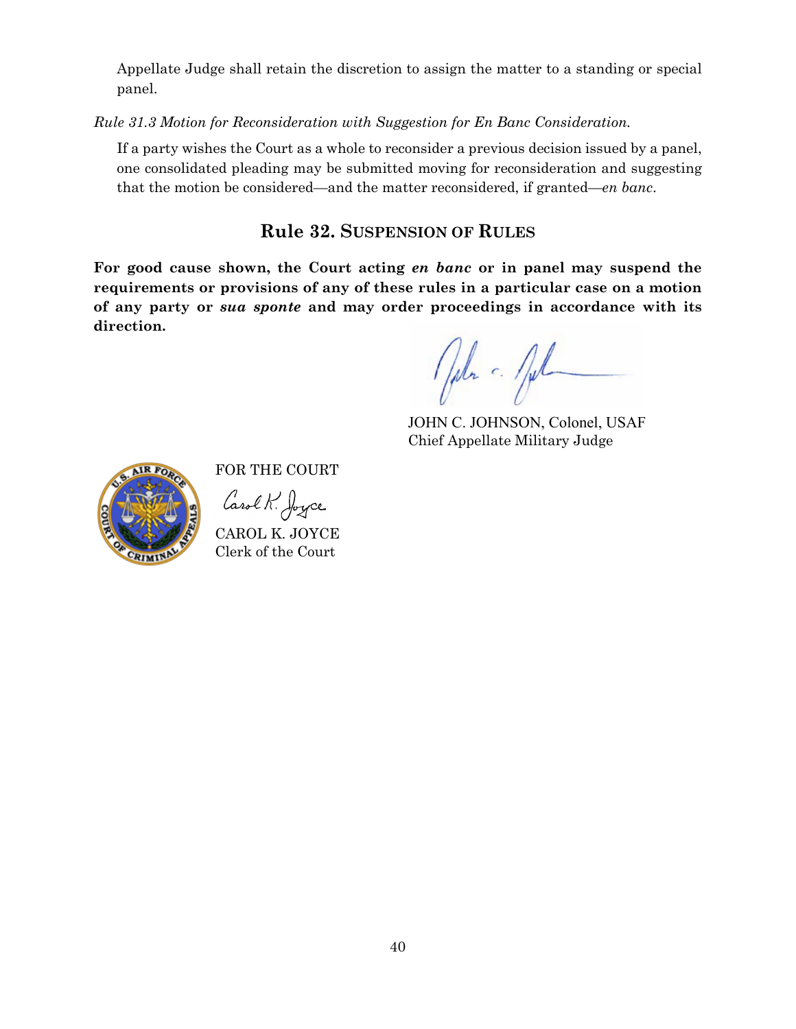Appellate Judge shall retain the discretion to assign the matter to a standing or special panel.

*Rule 31.3 Motion for Reconsideration with Suggestion for En Banc Consideration.*

If a party wishes the Court as a whole to reconsider a previous decision issued by a panel, one consolidated pleading may be submitted moving for reconsideration and suggesting that the motion be considered—and the matter reconsidered, if granted—*en banc*.

## Rule 32. SUSPENSION OF RULES

**For good cause shown, the Court acting *en banc* or in panel may suspend the requirements or provisions of any of these rules in a particular case on a motion of any party or *sua sponte* and may order proceedings in accordance with its direction.**

JOHN C. JOHNSON, Colonel, USAF
Chief Appellate Military Judge

FOR THE COURT

CAROL K. JOYCE
Clerk of the Court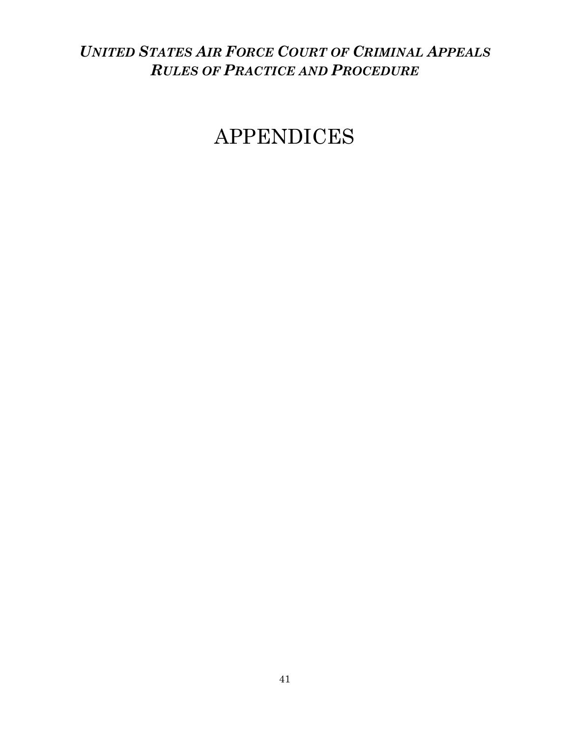# APPENDICES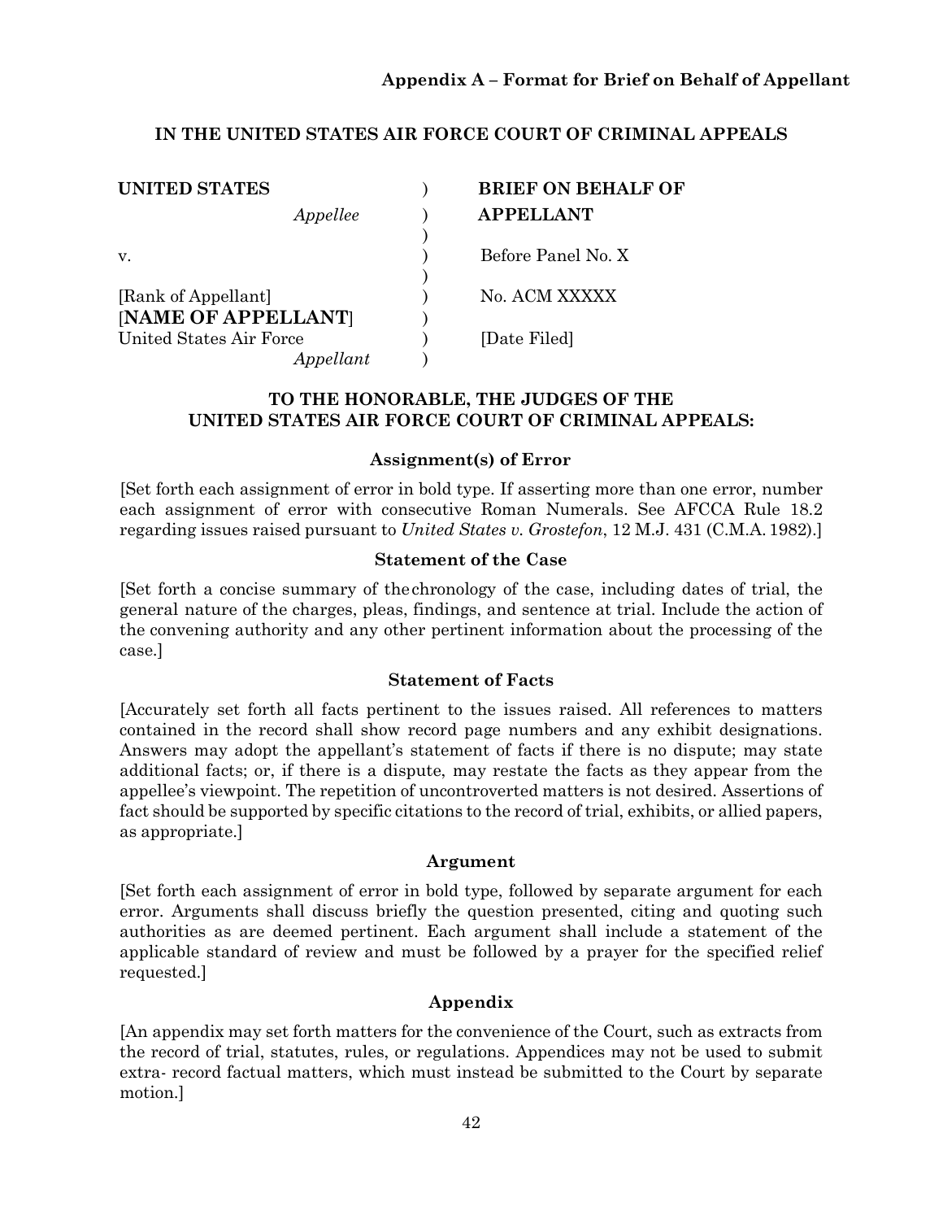**Appendix A – Format for Brief on Behalf of Appellant**

**IN THE UNITED STATES AIR FORCE COURT OF CRIMINAL APPEALS**

| | | |
|---|---|---|
| **UNITED STATES** | ) | **BRIEF ON BEHALF OF** |
| *Appellee* | ) | **APPELLANT** |
| | ) | |
| v. | ) | Before Panel No. X |
| | ) | |
| [Rank of Appellant] | ) | No. ACM XXXXX |
| [**NAME OF APPELLANT**] | ) | |
| United States Air Force | ) | [Date Filed] |
| *Appellant* | ) | |

**TO THE HONORABLE, THE JUDGES OF THE UNITED STATES AIR FORCE COURT OF CRIMINAL APPEALS:**

**Assignment(s) of Error**

[Set forth each assignment of error in bold type. If asserting more than one error, number each assignment of error with consecutive Roman Numerals. See AFCCA Rule 18.2 regarding issues raised pursuant to *United States v. Grostefon*, 12 M.J. 431 (C.M.A. 1982).]

**Statement of the Case**

[Set forth a concise summary of the chronology of the case, including dates of trial, the general nature of the charges, pleas, findings, and sentence at trial. Include the action of the convening authority and any other pertinent information about the processing of the case.]

**Statement of Facts**

[Accurately set forth all facts pertinent to the issues raised. All references to matters contained in the record shall show record page numbers and any exhibit designations. Answers may adopt the appellant's statement of facts if there is no dispute; may state additional facts; or, if there is a dispute, may restate the facts as they appear from the appellee's viewpoint. The repetition of uncontroverted matters is not desired. Assertions of fact should be supported by specific citations to the record of trial, exhibits, or allied papers, as appropriate.]

**Argument**

[Set forth each assignment of error in bold type, followed by separate argument for each error. Arguments shall discuss briefly the question presented, citing and quoting such authorities as are deemed pertinent. Each argument shall include a statement of the applicable standard of review and must be followed by a prayer for the specified relief requested.]

**Appendix**

[An appendix may set forth matters for the convenience of the Court, such as extracts from the record of trial, statutes, rules, or regulations. Appendices may not be used to submit extra- record factual matters, which must instead be submitted to the Court by separate motion.]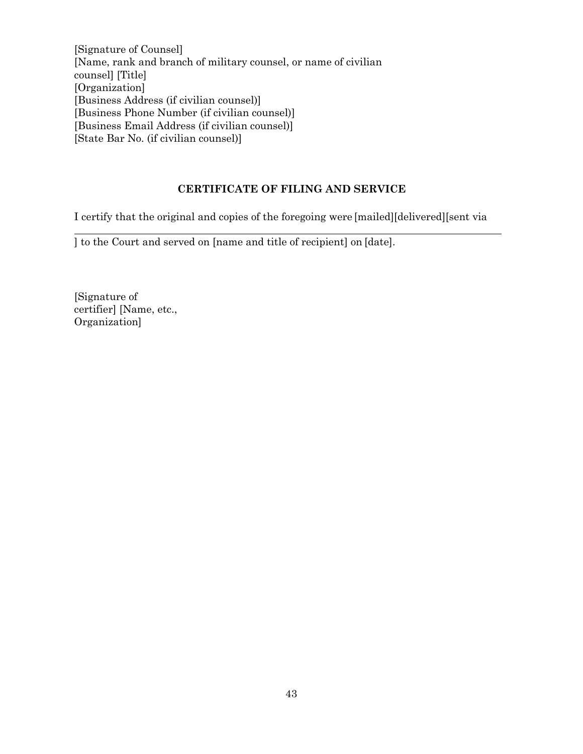[Signature of Counsel]
[Name, rank and branch of military counsel, or name of civilian counsel] [Title]
[Organization]
[Business Address (if civilian counsel)]
[Business Phone Number (if civilian counsel)]
[Business Email Address (if civilian counsel)]
[State Bar No. (if civilian counsel)]

**CERTIFICATE OF FILING AND SERVICE**

I certify that the original and copies of the foregoing were [mailed][delivered][sent via ________________________________________________] to the Court and served on [name and title of recipient] on [date].

[Signature of certifier] [Name, etc., Organization]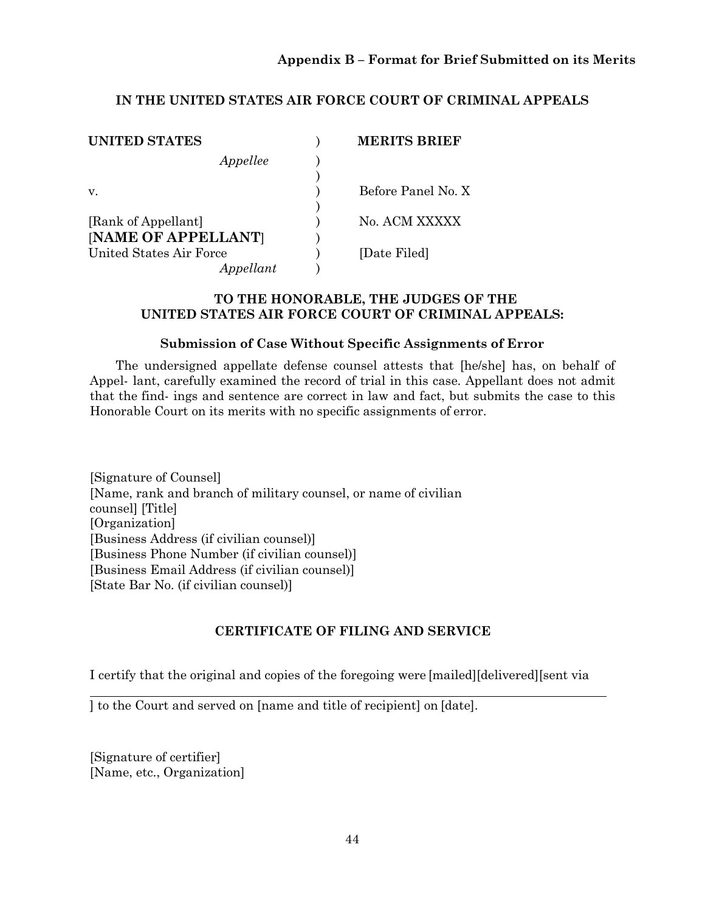**Appendix B – Format for Brief Submitted on its Merits**

**IN THE UNITED STATES AIR FORCE COURT OF CRIMINAL APPEALS**

| | | |
|---|---|---|
| **UNITED STATES** | ) | **MERITS BRIEF** |
| *Appellee* | ) | |
| | ) | |
| v. | ) | Before Panel No. X |
| | ) | |
| [Rank of Appellant] | ) | No. ACM XXXXX |
| [**NAME OF APPELLANT**] | ) | |
| United States Air Force | ) | [Date Filed] |
| *Appellant* | ) | |

**TO THE HONORABLE, THE JUDGES OF THE UNITED STATES AIR FORCE COURT OF CRIMINAL APPEALS:**

**Submission of Case Without Specific Assignments of Error**

The undersigned appellate defense counsel attests that [he/she] has, on behalf of Appel- lant, carefully examined the record of trial in this case. Appellant does not admit that the find- ings and sentence are correct in law and fact, but submits the case to this Honorable Court on its merits with no specific assignments of error.

[Signature of Counsel]
[Name, rank and branch of military counsel, or name of civilian counsel] [Title]
[Organization]
[Business Address (if civilian counsel)]
[Business Phone Number (if civilian counsel)]
[Business Email Address (if civilian counsel)]
[State Bar No. (if civilian counsel)]

**CERTIFICATE OF FILING AND SERVICE**

I certify that the original and copies of the foregoing were [mailed][delivered][sent via \_\_\_\_\_\_\_\_\_\_\_\_\_\_\_\_\_\_\_\_\_\_\_\_\_\_\_\_\_\_\_\_\_\_\_\_\_\_\_\_\_\_\_\_] to the Court and served on [name and title of recipient] on [date].

[Signature of certifier]
[Name, etc., Organization]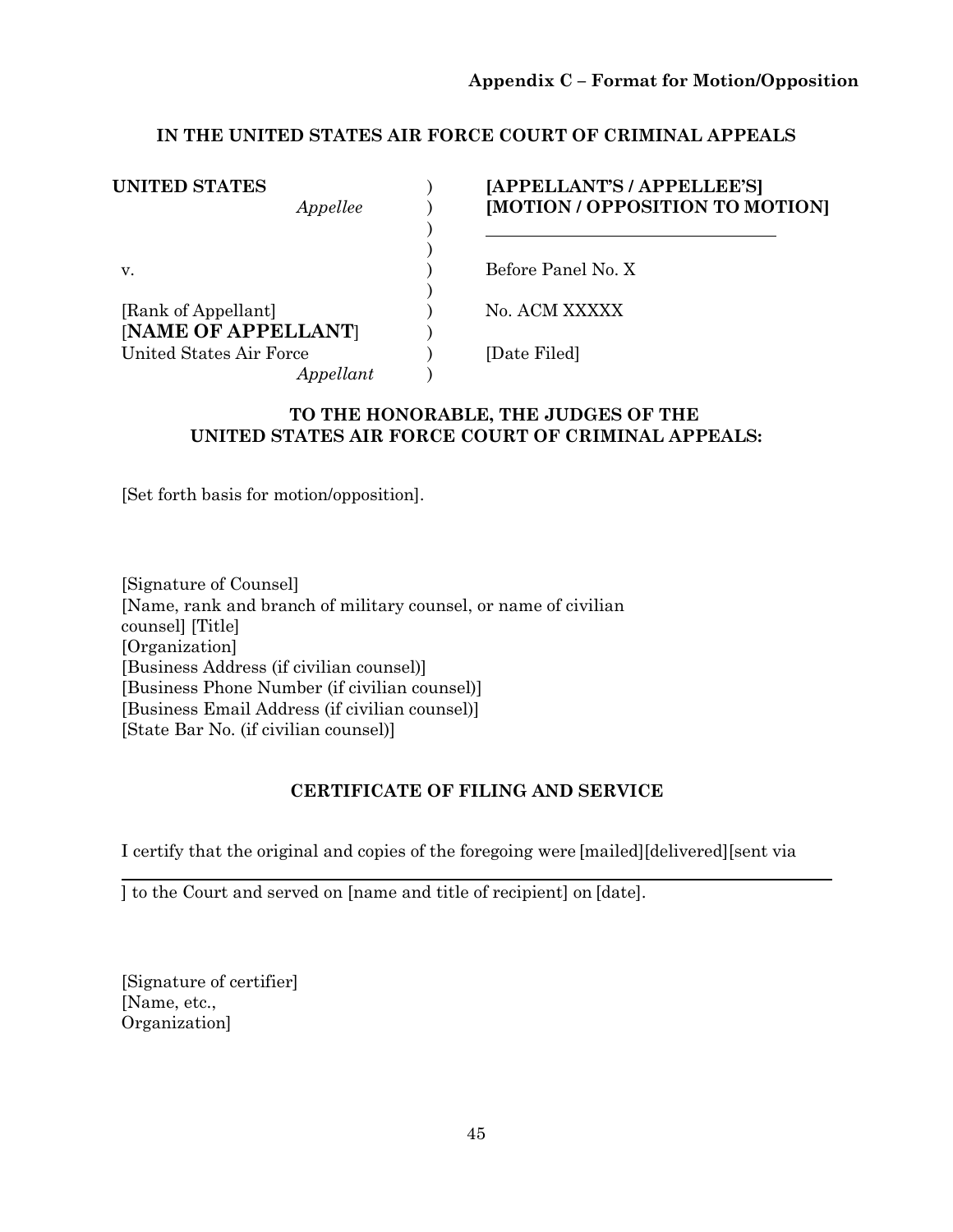**Appendix C – Format for Motion/Opposition**

**IN THE UNITED STATES AIR FORCE COURT OF CRIMINAL APPEALS**

| | | |
|---|---|---|
| **UNITED STATES** | ) | **[APPELLANT'S / APPELLEE'S]** |
| *Appellee* | ) | **[MOTION / OPPOSITION TO MOTION]** |
| | ) | ________________________________ |
| | ) | |
| v. | ) | Before Panel No. X |
| | ) | |
| [Rank of Appellant] | ) | No. ACM XXXXX |
| [**NAME OF APPELLANT**] | ) | |
| United States Air Force | ) | [Date Filed] |
| *Appellant* | ) | |

**TO THE HONORABLE, THE JUDGES OF THE UNITED STATES AIR FORCE COURT OF CRIMINAL APPEALS:**

[Set forth basis for motion/opposition].

[Signature of Counsel]
[Name, rank and branch of military counsel, or name of civilian counsel] [Title]
[Organization]
[Business Address (if civilian counsel)]
[Business Phone Number (if civilian counsel)]
[Business Email Address (if civilian counsel)]
[State Bar No. (if civilian counsel)]

**CERTIFICATE OF FILING AND SERVICE**

I certify that the original and copies of the foregoing were [mailed][delivered][sent via ________________________________________] to the Court and served on [name and title of recipient] on [date].

[Signature of certifier]
[Name, etc.,
Organization]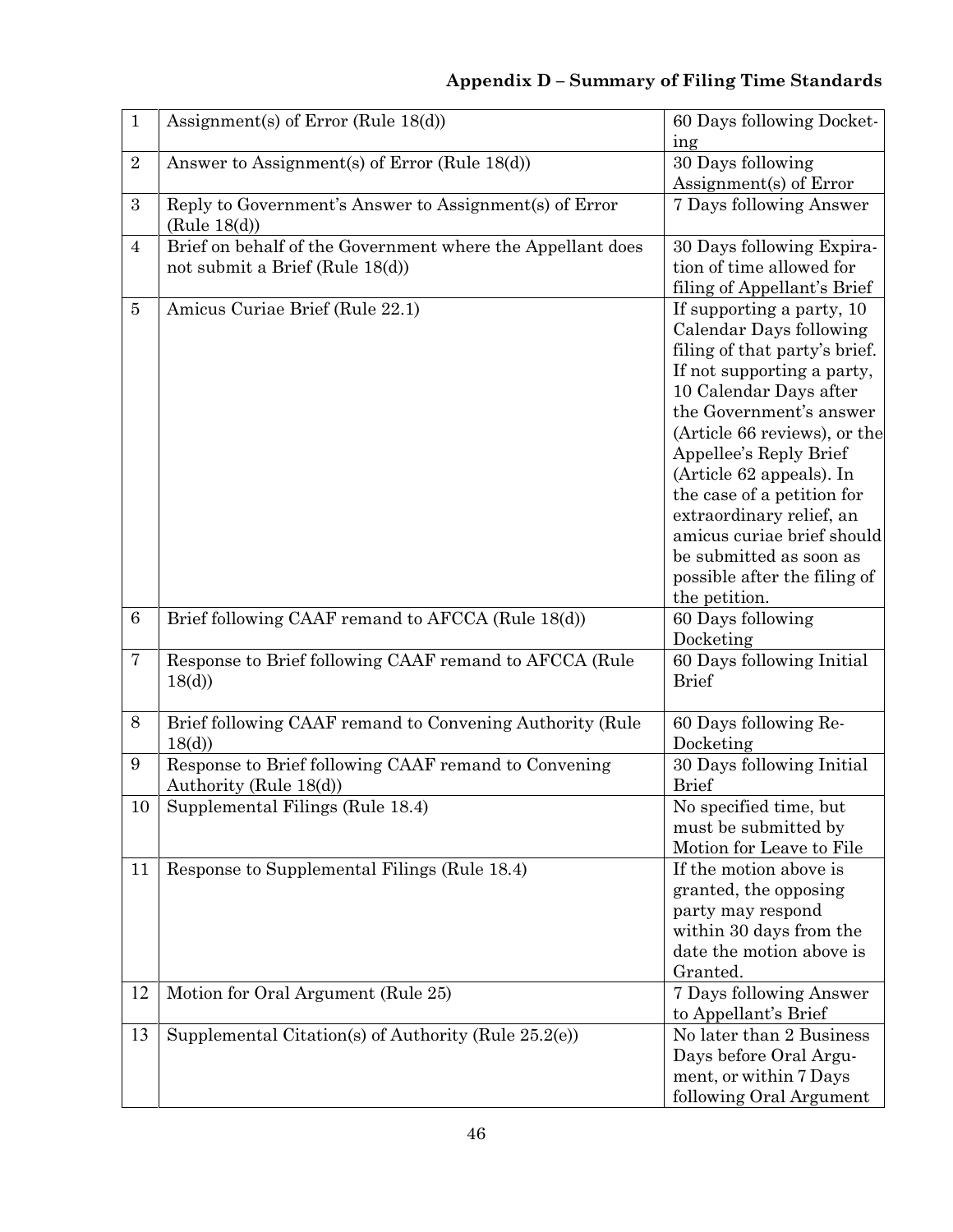# Appendix D – Summary of Filing Time Standards

| | | |
|---|---|---|
| 1 | Assignment(s) of Error (Rule 18(d)) | 60 Days following Docketing |
| 2 | Answer to Assignment(s) of Error (Rule 18(d)) | 30 Days following Assignment(s) of Error |
| 3 | Reply to Government's Answer to Assignment(s) of Error (Rule 18(d)) | 7 Days following Answer |
| 4 | Brief on behalf of the Government where the Appellant does not submit a Brief (Rule 18(d)) | 30 Days following Expiration of time allowed for filing of Appellant's Brief |
| 5 | Amicus Curiae Brief (Rule 22.1) | If supporting a party, 10 Calendar Days following filing of that party's brief. If not supporting a party, 10 Calendar Days after the Government's answer (Article 66 reviews), or the Appellee's Reply Brief (Article 62 appeals). In the case of a petition for extraordinary relief, an amicus curiae brief should be submitted as soon as possible after the filing of the petition. |
| 6 | Brief following CAAF remand to AFCCA (Rule 18(d)) | 60 Days following Docketing |
| 7 | Response to Brief following CAAF remand to AFCCA (Rule 18(d)) | 60 Days following Initial Brief |
| 8 | Brief following CAAF remand to Convening Authority (Rule 18(d)) | 60 Days following Re-Docketing |
| 9 | Response to Brief following CAAF remand to Convening Authority (Rule 18(d)) | 30 Days following Initial Brief |
| 10 | Supplemental Filings (Rule 18.4) | No specified time, but must be submitted by Motion for Leave to File |
| 11 | Response to Supplemental Filings (Rule 18.4) | If the motion above is granted, the opposing party may respond within 30 days from the date the motion above is Granted. |
| 12 | Motion for Oral Argument (Rule 25) | 7 Days following Answer to Appellant's Brief |
| 13 | Supplemental Citation(s) of Authority (Rule 25.2(e)) | No later than 2 Business Days before Oral Argument, or within 7 Days following Oral Argument |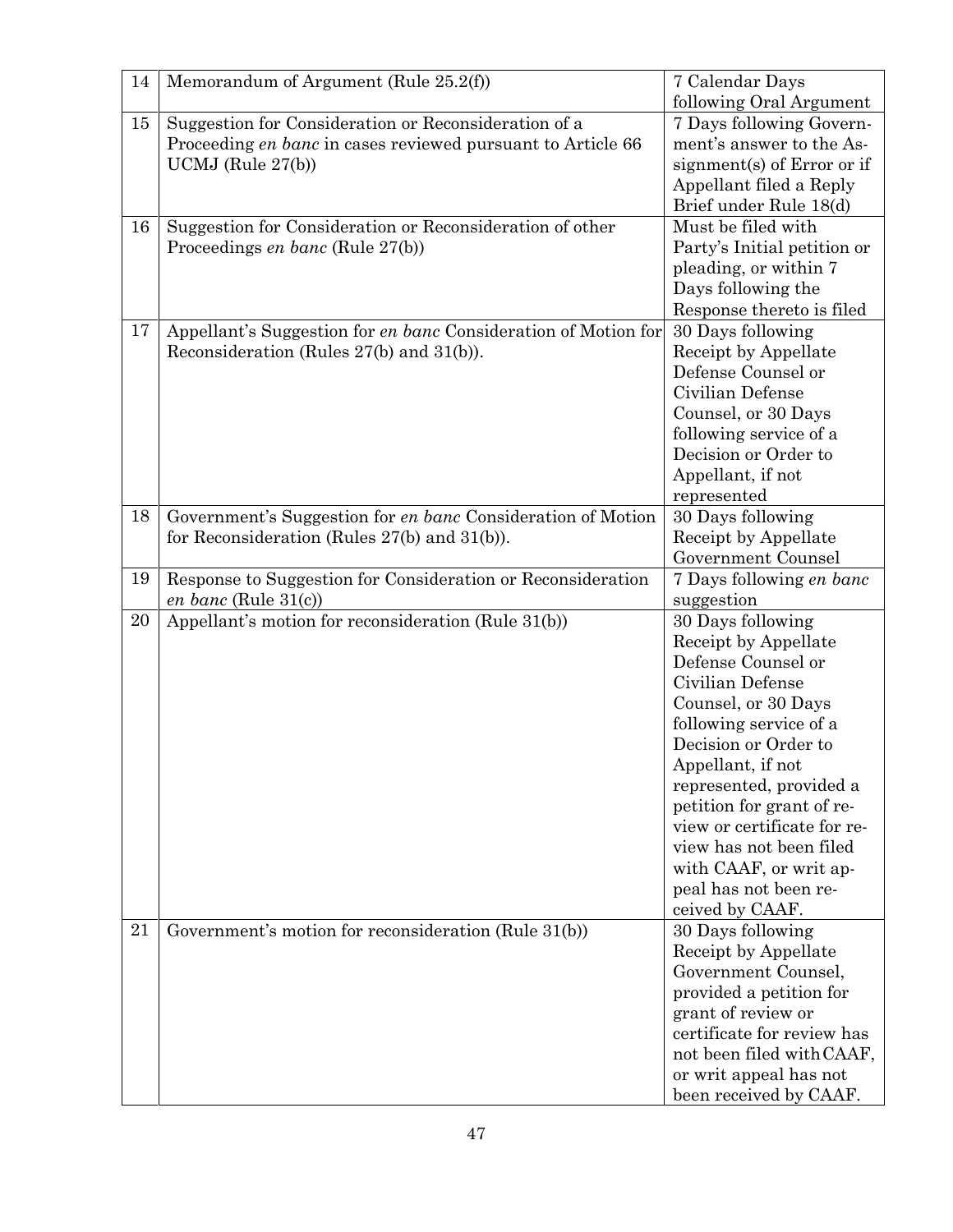| | | |
|---|---|---|
| 14 | Memorandum of Argument (Rule 25.2(f)) | 7 Calendar Days following Oral Argument |
| 15 | Suggestion for Consideration or Reconsideration of a Proceeding *en banc* in cases reviewed pursuant to Article 66 UCMJ (Rule 27(b)) | 7 Days following Government's answer to the Assignment(s) of Error or if Appellant filed a Reply Brief under Rule 18(d) |
| 16 | Suggestion for Consideration or Reconsideration of other Proceedings *en banc* (Rule 27(b)) | Must be filed with Party's Initial petition or pleading, or within 7 Days following the Response thereto is filed |
| 17 | Appellant's Suggestion for *en banc* Consideration of Motion for Reconsideration (Rules 27(b) and 31(b)). | 30 Days following Receipt by Appellate Defense Counsel or Civilian Defense Counsel, or 30 Days following service of a Decision or Order to Appellant, if not represented |
| 18 | Government's Suggestion for *en banc* Consideration of Motion for Reconsideration (Rules 27(b) and 31(b)). | 30 Days following Receipt by Appellate Government Counsel |
| 19 | Response to Suggestion for Consideration or Reconsideration *en banc* (Rule 31(c)) | 7 Days following *en banc* suggestion |
| 20 | Appellant's motion for reconsideration (Rule 31(b)) | 30 Days following Receipt by Appellate Defense Counsel or Civilian Defense Counsel, or 30 Days following service of a Decision or Order to Appellant, if not represented, provided a petition for grant of review or certificate for review has not been filed with CAAF, or writ appeal has not been received by CAAF. |
| 21 | Government's motion for reconsideration (Rule 31(b)) | 30 Days following Receipt by Appellate Government Counsel, provided a petition for grant of review or certificate for review has not been filed with CAAF, or writ appeal has not been received by CAAF. |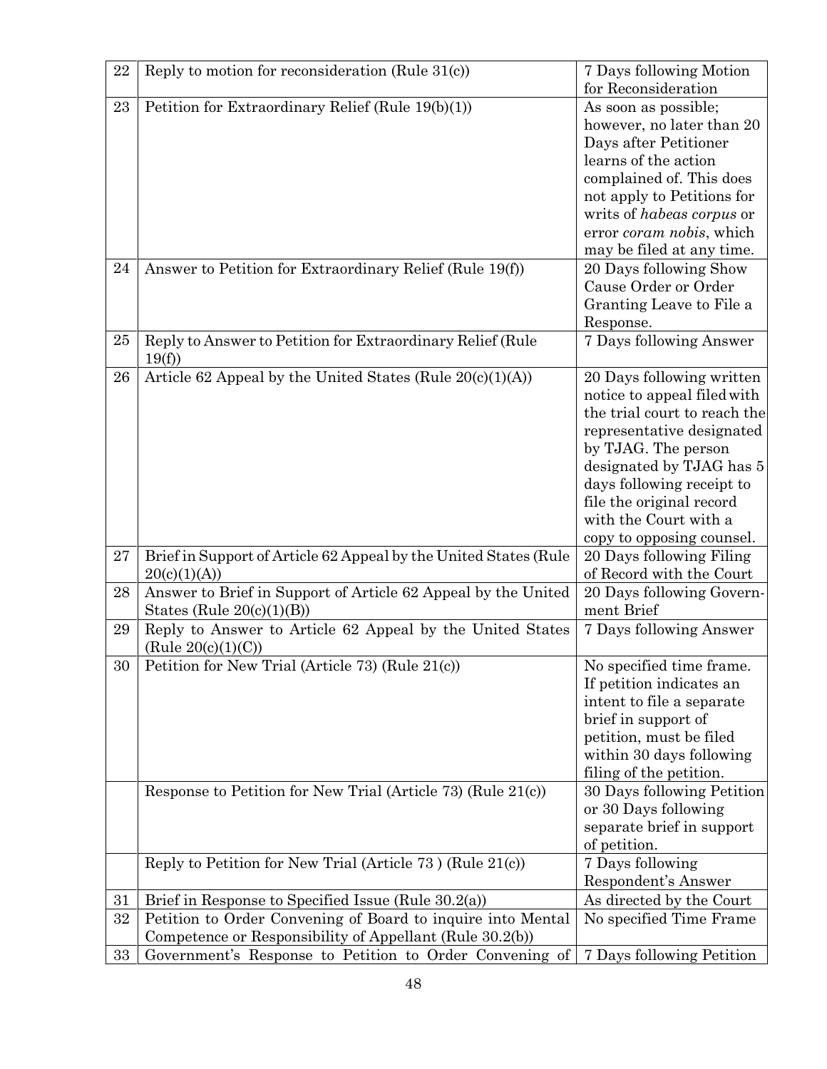| 22 | Reply to motion for reconsideration (Rule 31(c)) | 7 Days following Motion for Reconsideration |
|---|---|---|
| 23 | Petition for Extraordinary Relief (Rule 19(b)(1)) | As soon as possible; however, no later than 20 Days after Petitioner learns of the action complained of. This does not apply to Petitions for writs of *habeas corpus* or error *coram nobis*, which may be filed at any time. |
| 24 | Answer to Petition for Extraordinary Relief (Rule 19(f)) | 20 Days following Show Cause Order or Order Granting Leave to File a Response. |
| 25 | Reply to Answer to Petition for Extraordinary Relief (Rule 19(f)) | 7 Days following Answer |
| 26 | Article 62 Appeal by the United States (Rule 20(c)(1)(A)) | 20 Days following written notice to appeal filed with the trial court to reach the representative designated by TJAG. The person designated by TJAG has 5 days following receipt to file the original record with the Court with a copy to opposing counsel. |
| 27 | Brief in Support of Article 62 Appeal by the United States (Rule 20(c)(1)(A)) | 20 Days following Filing of Record with the Court |
| 28 | Answer to Brief in Support of Article 62 Appeal by the United States (Rule 20(c)(1)(B)) | 20 Days following Government Brief |
| 29 | Reply to Answer to Article 62 Appeal by the United States (Rule 20(c)(1)(C)) | 7 Days following Answer |
| 30 | Petition for New Trial (Article 73) (Rule 21(c)) | No specified time frame. If petition indicates an intent to file a separate brief in support of petition, must be filed within 30 days following filing of the petition. |
| | Response to Petition for New Trial (Article 73) (Rule 21(c)) | 30 Days following Petition or 30 Days following separate brief in support of petition. |
| | Reply to Petition for New Trial (Article 73 ) (Rule 21(c)) | 7 Days following Respondent's Answer |
| 31 | Brief in Response to Specified Issue (Rule 30.2(a)) | As directed by the Court |
| 32 | Petition to Order Convening of Board to inquire into Mental Competence or Responsibility of Appellant (Rule 30.2(b)) | No specified Time Frame |
| 33 | Government's Response to Petition to Order Convening of | 7 Days following Petition |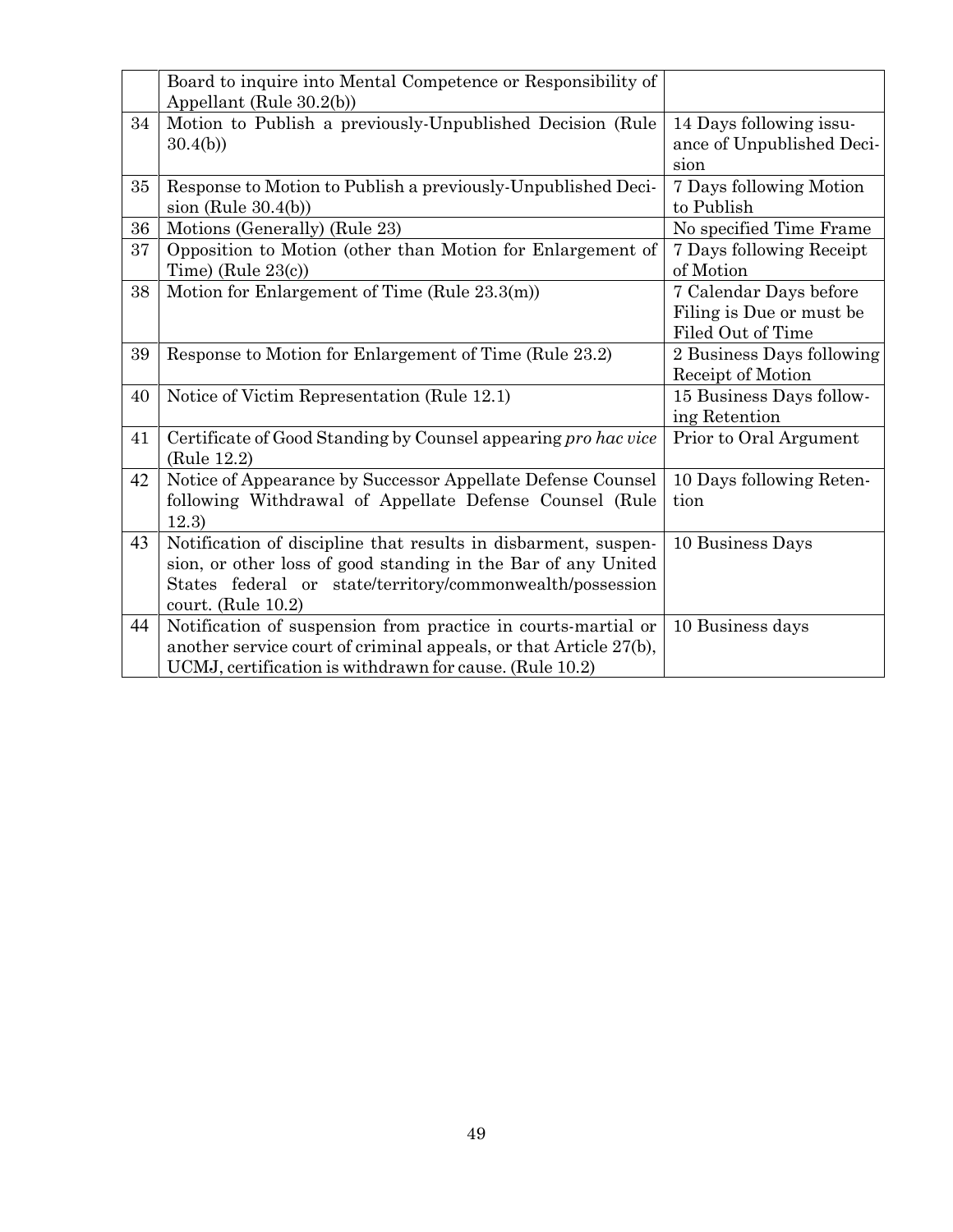| | | |
|---|---|---|
| | Board to inquire into Mental Competence or Responsibility of Appellant (Rule 30.2(b)) | |
| 34 | Motion to Publish a previously-Unpublished Decision (Rule 30.4(b)) | 14 Days following issuance of Unpublished Decision |
| 35 | Response to Motion to Publish a previously-Unpublished Decision (Rule 30.4(b)) | 7 Days following Motion to Publish |
| 36 | Motions (Generally) (Rule 23) | No specified Time Frame |
| 37 | Opposition to Motion (other than Motion for Enlargement of Time) (Rule 23(c)) | 7 Days following Receipt of Motion |
| 38 | Motion for Enlargement of Time (Rule 23.3(m)) | 7 Calendar Days before Filing is Due or must be Filed Out of Time |
| 39 | Response to Motion for Enlargement of Time (Rule 23.2) | 2 Business Days following Receipt of Motion |
| 40 | Notice of Victim Representation (Rule 12.1) | 15 Business Days following Retention |
| 41 | Certificate of Good Standing by Counsel appearing *pro hac vice* (Rule 12.2) | Prior to Oral Argument |
| 42 | Notice of Appearance by Successor Appellate Defense Counsel following Withdrawal of Appellate Defense Counsel (Rule 12.3) | 10 Days following Retention |
| 43 | Notification of discipline that results in disbarment, suspension, or other loss of good standing in the Bar of any United States federal or state/territory/commonwealth/possession court. (Rule 10.2) | 10 Business Days |
| 44 | Notification of suspension from practice in courts-martial or another service court of criminal appeals, or that Article 27(b), UCMJ, certification is withdrawn for cause. (Rule 10.2) | 10 Business days |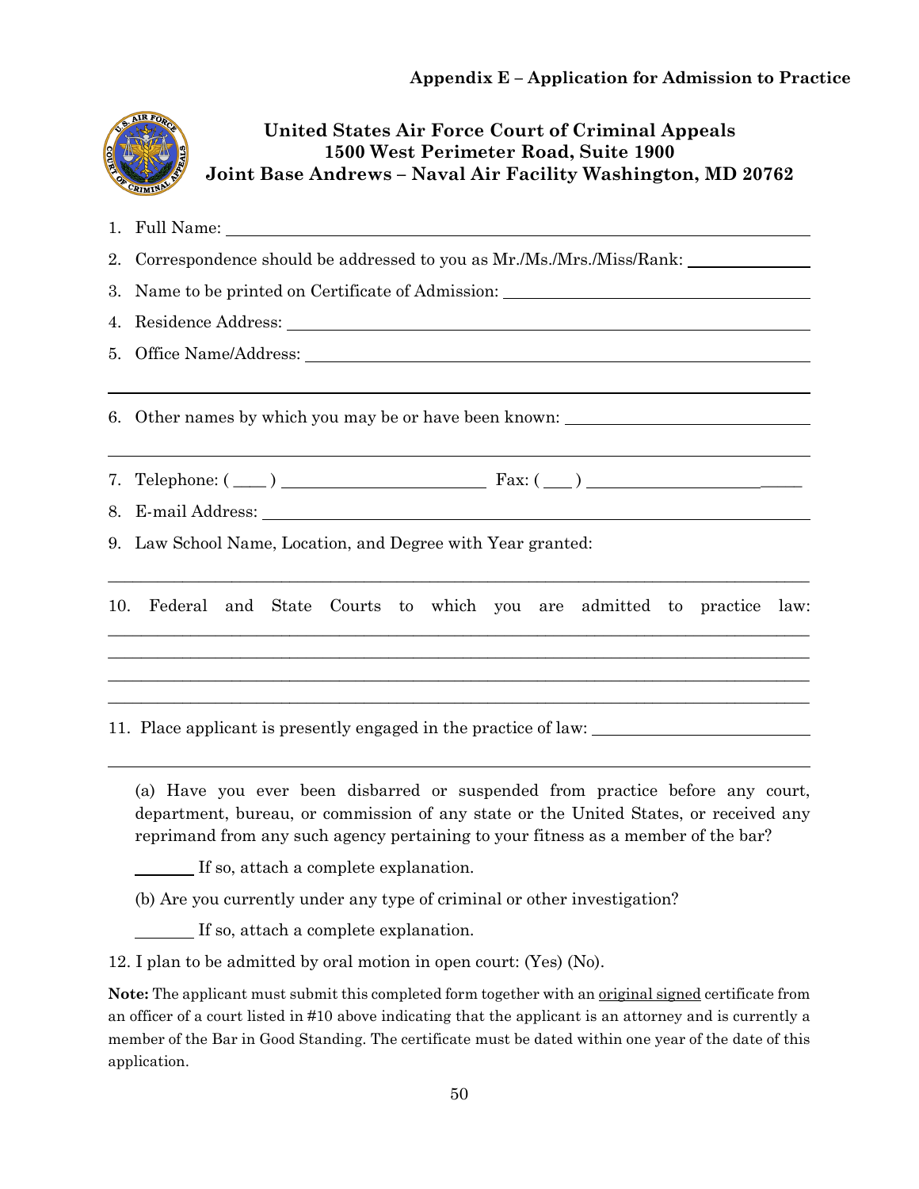**Appendix E – Application for Admission to Practice**

**United States Air Force Court of Criminal Appeals**
**1500 West Perimeter Road, Suite 1900**
**Joint Base Andrews – Naval Air Facility Washington, MD 20762**

1. Full Name: ____________________________________________
2. Correspondence should be addressed to you as Mr./Ms./Mrs./Miss/Rank: __________
3. Name to be printed on Certificate of Admission: ______________________________
4. Residence Address: ______________________________________________
5. Office Name/Address: ____________________________________________

______________________________________________________________

6. Other names by which you may be or have been known: ____________________

______________________________________________________________

7. Telephone: ( ____ ) ____________________ Fax: ( ___ ) ____________________
8. E-mail Address: _________________________________________________
9. Law School Name, Location, and Degree with Year granted:

______________________________________________________________

10. Federal and State Courts to which you are admitted to practice law:

______________________________________________________________

______________________________________________________________

______________________________________________________________

______________________________________________________________

11. Place applicant is presently engaged in the practice of law: ____________________

______________________________________________________________

(a) Have you ever been disbarred or suspended from practice before any court, department, bureau, or commission of any state or the United States, or received any reprimand from any such agency pertaining to your fitness as a member of the bar?

_______ If so, attach a complete explanation.

(b) Are you currently under any type of criminal or other investigation?

_______ If so, attach a complete explanation.

12. I plan to be admitted by oral motion in open court: (Yes) (No).

**Note:** The applicant must submit this completed form together with an original signed certificate from an officer of a court listed in #10 above indicating that the applicant is an attorney and is currently a member of the Bar in Good Standing. The certificate must be dated within one year of the date of this application.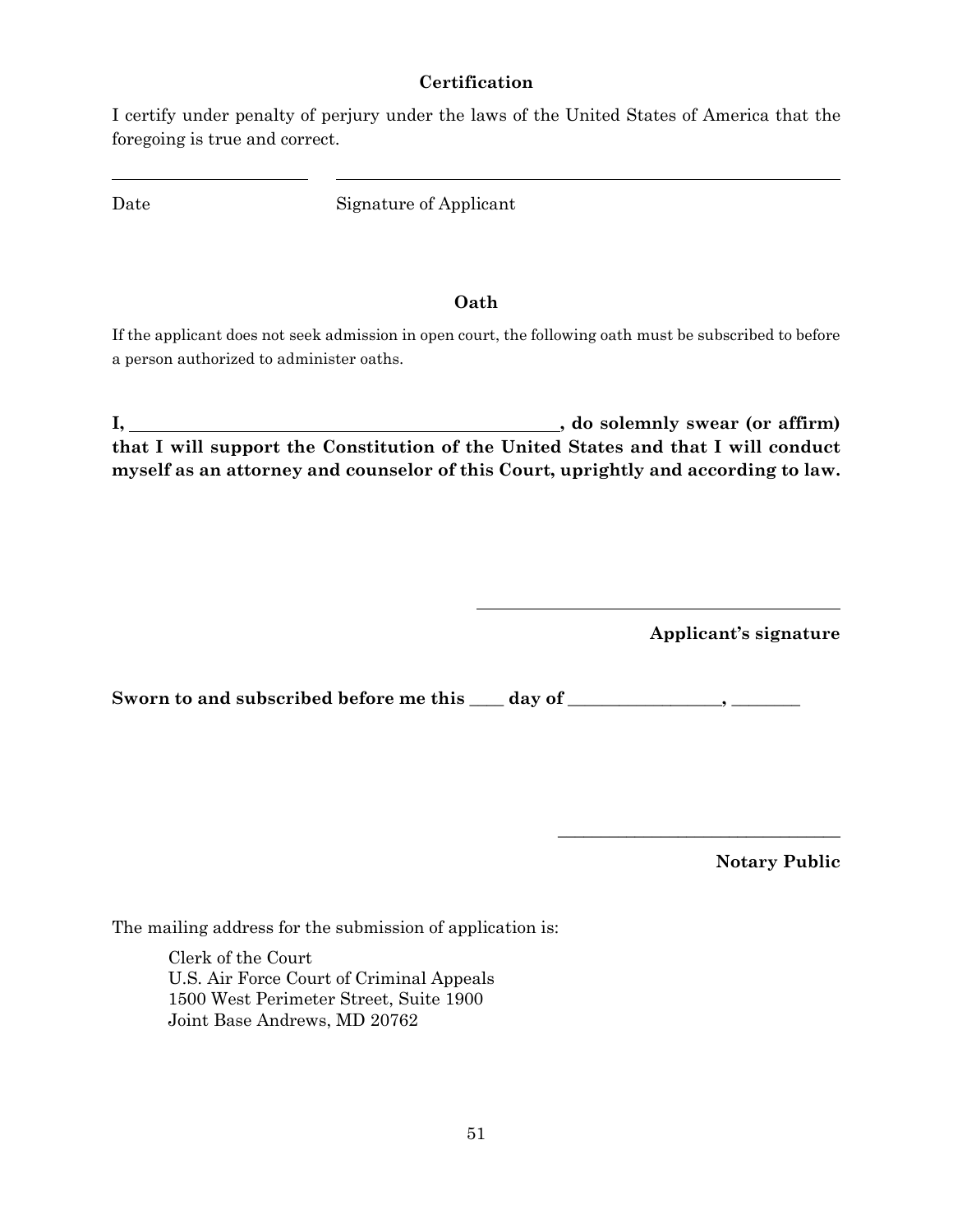**Certification**

I certify under penalty of perjury under the laws of the United States of America that the foregoing is true and correct.

\_\_\_\_\_\_\_\_\_\_\_\_\_\_\_\_\_\_\_\_\_\_ \_\_\_\_\_\_\_\_\_\_\_\_\_\_\_\_\_\_\_\_\_\_\_\_\_\_\_\_\_\_\_\_\_\_\_\_\_\_\_\_\_\_\_\_\_\_\_\_\_\_\_\_\_\_\_\_

Date Signature of Applicant

**Oath**

If the applicant does not seek admission in open court, the following oath must be subscribed to before a person authorized to administer oaths.

**I, \_\_\_\_\_\_\_\_\_\_\_\_\_\_\_\_\_\_\_\_\_\_\_\_\_\_\_\_\_\_\_\_\_\_\_\_\_\_\_\_\_\_\_\_\_\_\_\_\_, do solemnly swear (or affirm) that I will support the Constitution of the United States and that I will conduct myself as an attorney and counselor of this Court, uprightly and according to law.**

\_\_\_\_\_\_\_\_\_\_\_\_\_\_\_\_\_\_\_\_\_\_\_\_\_\_\_\_\_\_\_\_\_\_\_\_\_\_\_\_

**Applicant's signature**

**Sworn to and subscribed before me this \_\_\_\_ day of \_\_\_\_\_\_\_\_\_\_\_\_\_\_\_\_\_\_, \_\_\_\_\_\_\_\_**

\_\_\_\_\_\_\_\_\_\_\_\_\_\_\_\_\_\_\_\_\_\_\_\_\_\_\_\_\_\_\_\_\_

**Notary Public**

The mailing address for the submission of application is:

Clerk of the Court
U.S. Air Force Court of Criminal Appeals
1500 West Perimeter Street, Suite 1900
Joint Base Andrews, MD 20762